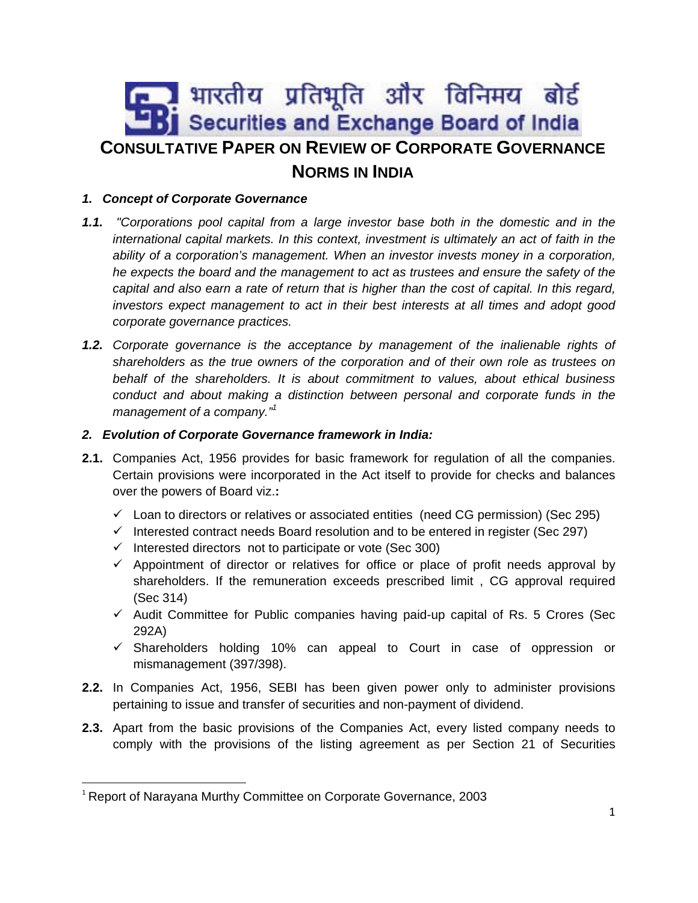भारतीय प्रतिभूति और विनिमय बोर्ड
Securities and Exchange Board of India

# CONSULTATIVE PAPER ON REVIEW OF CORPORATE GOVERNANCE NORMS IN INDIA

### *1. Concept of Corporate Governance*

***1.1.*** *"Corporations pool capital from a large investor base both in the domestic and in the international capital markets. In this context, investment is ultimately an act of faith in the ability of a corporation's management. When an investor invests money in a corporation, he expects the board and the management to act as trustees and ensure the safety of the capital and also earn a rate of return that is higher than the cost of capital. In this regard, investors expect management to act in their best interests at all times and adopt good corporate governance practices.*

***1.2.*** *Corporate governance is the acceptance by management of the inalienable rights of shareholders as the true owners of the corporation and of their own role as trustees on behalf of the shareholders. It is about commitment to values, about ethical business conduct and about making a distinction between personal and corporate funds in the management of a company."*[1]

### *2. Evolution of Corporate Governance framework in India:*

**2.1.** Companies Act, 1956 provides for basic framework for regulation of all the companies. Certain provisions were incorporated in the Act itself to provide for checks and balances over the powers of Board viz.**:**

- ✓ Loan to directors or relatives or associated entities (need CG permission) (Sec 295)
- ✓ Interested contract needs Board resolution and to be entered in register (Sec 297)
- ✓ Interested directors not to participate or vote (Sec 300)
- ✓ Appointment of director or relatives for office or place of profit needs approval by shareholders. If the remuneration exceeds prescribed limit , CG approval required (Sec 314)
- ✓ Audit Committee for Public companies having paid-up capital of Rs. 5 Crores (Sec 292A)
- ✓ Shareholders holding 10% can appeal to Court in case of oppression or mismanagement (397/398).

**2.2.** In Companies Act, 1956, SEBI has been given power only to administer provisions pertaining to issue and transfer of securities and non-payment of dividend.

**2.3.** Apart from the basic provisions of the Companies Act, every listed company needs to comply with the provisions of the listing agreement as per Section 21 of Securities

[1] Report of Narayana Murthy Committee on Corporate Governance, 2003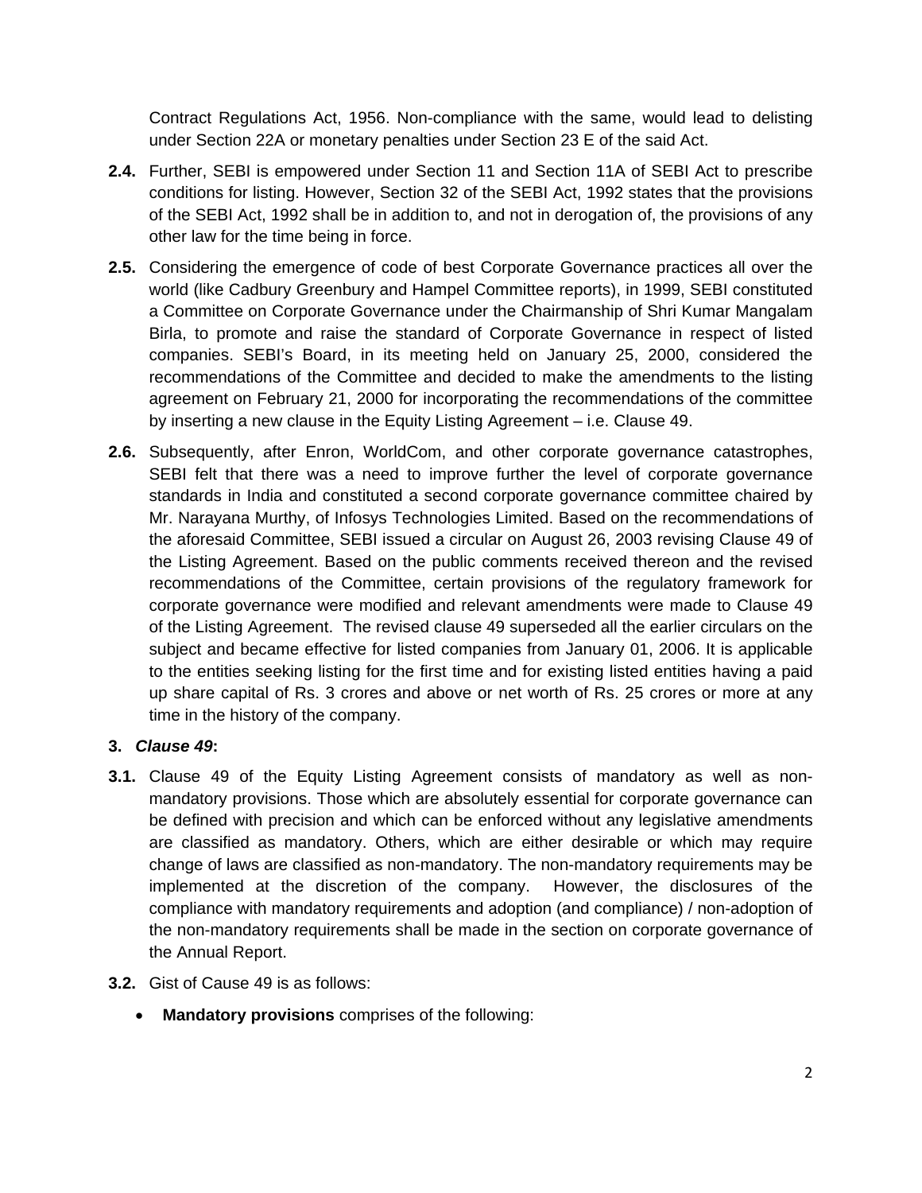Contract Regulations Act, 1956. Non-compliance with the same, would lead to delisting under Section 22A or monetary penalties under Section 23 E of the said Act.

**2.4.** Further, SEBI is empowered under Section 11 and Section 11A of SEBI Act to prescribe conditions for listing. However, Section 32 of the SEBI Act, 1992 states that the provisions of the SEBI Act, 1992 shall be in addition to, and not in derogation of, the provisions of any other law for the time being in force.

**2.5.** Considering the emergence of code of best Corporate Governance practices all over the world (like Cadbury Greenbury and Hampel Committee reports), in 1999, SEBI constituted a Committee on Corporate Governance under the Chairmanship of Shri Kumar Mangalam Birla, to promote and raise the standard of Corporate Governance in respect of listed companies. SEBI's Board, in its meeting held on January 25, 2000, considered the recommendations of the Committee and decided to make the amendments to the listing agreement on February 21, 2000 for incorporating the recommendations of the committee by inserting a new clause in the Equity Listing Agreement – i.e. Clause 49.

**2.6.** Subsequently, after Enron, WorldCom, and other corporate governance catastrophes, SEBI felt that there was a need to improve further the level of corporate governance standards in India and constituted a second corporate governance committee chaired by Mr. Narayana Murthy, of Infosys Technologies Limited. Based on the recommendations of the aforesaid Committee, SEBI issued a circular on August 26, 2003 revising Clause 49 of the Listing Agreement. Based on the public comments received thereon and the revised recommendations of the Committee, certain provisions of the regulatory framework for corporate governance were modified and relevant amendments were made to Clause 49 of the Listing Agreement. The revised clause 49 superseded all the earlier circulars on the subject and became effective for listed companies from January 01, 2006. It is applicable to the entities seeking listing for the first time and for existing listed entities having a paid up share capital of Rs. 3 crores and above or net worth of Rs. 25 crores or more at any time in the history of the company.

## 3. *Clause 49*:

**3.1.** Clause 49 of the Equity Listing Agreement consists of mandatory as well as non-mandatory provisions. Those which are absolutely essential for corporate governance can be defined with precision and which can be enforced without any legislative amendments are classified as mandatory. Others, which are either desirable or which may require change of laws are classified as non-mandatory. The non-mandatory requirements may be implemented at the discretion of the company. However, the disclosures of the compliance with mandatory requirements and adoption (and compliance) / non-adoption of the non-mandatory requirements shall be made in the section on corporate governance of the Annual Report.

**3.2.** Gist of Cause 49 is as follows:

- **Mandatory provisions** comprises of the following: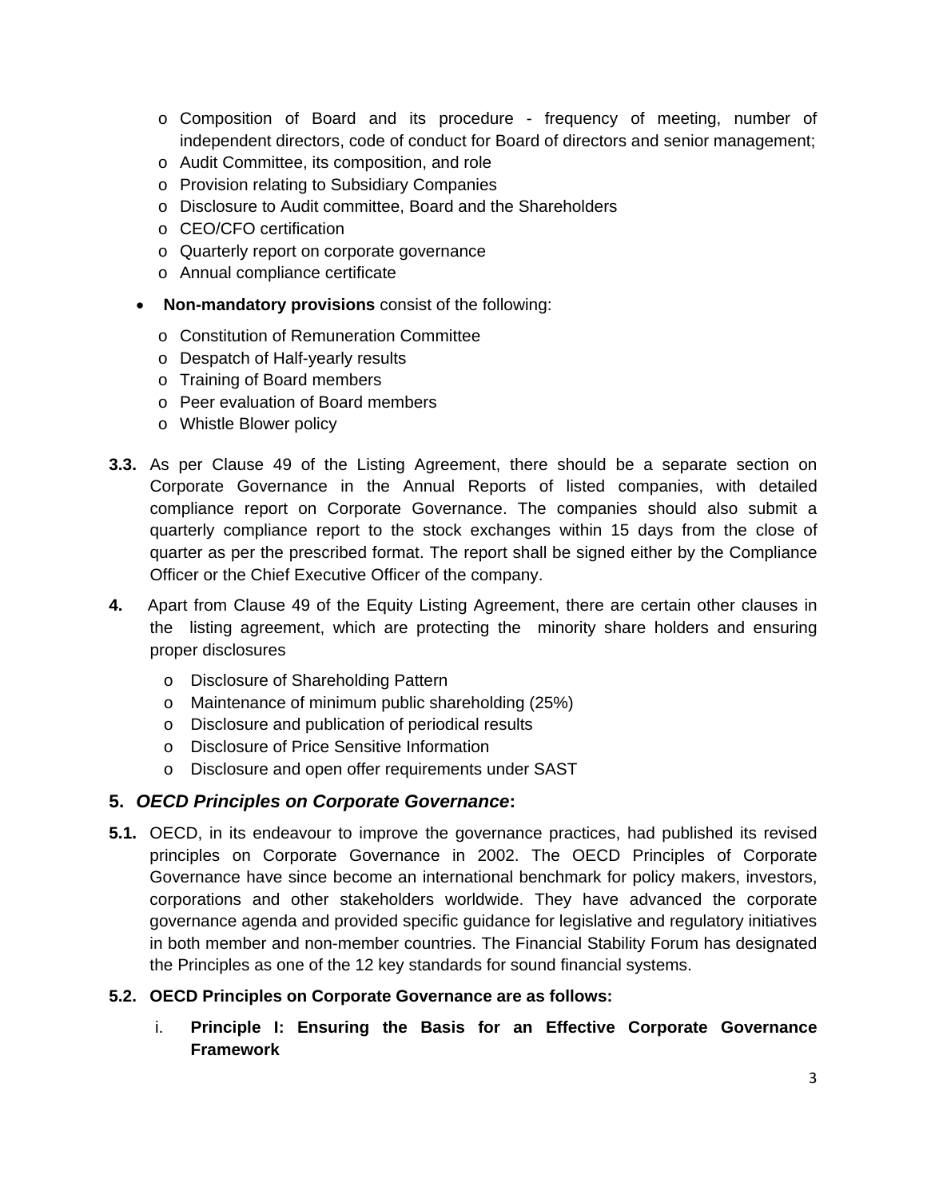- Composition of Board and its procedure - frequency of meeting, number of independent directors, code of conduct for Board of directors and senior management;
  - Audit Committee, its composition, and role
  - Provision relating to Subsidiary Companies
  - Disclosure to Audit committee, Board and the Shareholders
  - CEO/CFO certification
  - Quarterly report on corporate governance
  - Annual compliance certificate

- **Non-mandatory provisions** consist of the following:
  - Constitution of Remuneration Committee
  - Despatch of Half-yearly results
  - Training of Board members
  - Peer evaluation of Board members
  - Whistle Blower policy

**3.3.** As per Clause 49 of the Listing Agreement, there should be a separate section on Corporate Governance in the Annual Reports of listed companies, with detailed compliance report on Corporate Governance. The companies should also submit a quarterly compliance report to the stock exchanges within 15 days from the close of quarter as per the prescribed format. The report shall be signed either by the Compliance Officer or the Chief Executive Officer of the company.

**4.** Apart from Clause 49 of the Equity Listing Agreement, there are certain other clauses in the listing agreement, which are protecting the minority share holders and ensuring proper disclosures

- Disclosure of Shareholding Pattern
- Maintenance of minimum public shareholding (25%)
- Disclosure and publication of periodical results
- Disclosure of Price Sensitive Information
- Disclosure and open offer requirements under SAST

## 5. *OECD Principles on Corporate Governance*:

**5.1.** OECD, in its endeavour to improve the governance practices, had published its revised principles on Corporate Governance in 2002. The OECD Principles of Corporate Governance have since become an international benchmark for policy makers, investors, corporations and other stakeholders worldwide. They have advanced the corporate governance agenda and provided specific guidance for legislative and regulatory initiatives in both member and non-member countries. The Financial Stability Forum has designated the Principles as one of the 12 key standards for sound financial systems.

**5.2. OECD Principles on Corporate Governance are as follows:**

i. **Principle I: Ensuring the Basis for an Effective Corporate Governance Framework**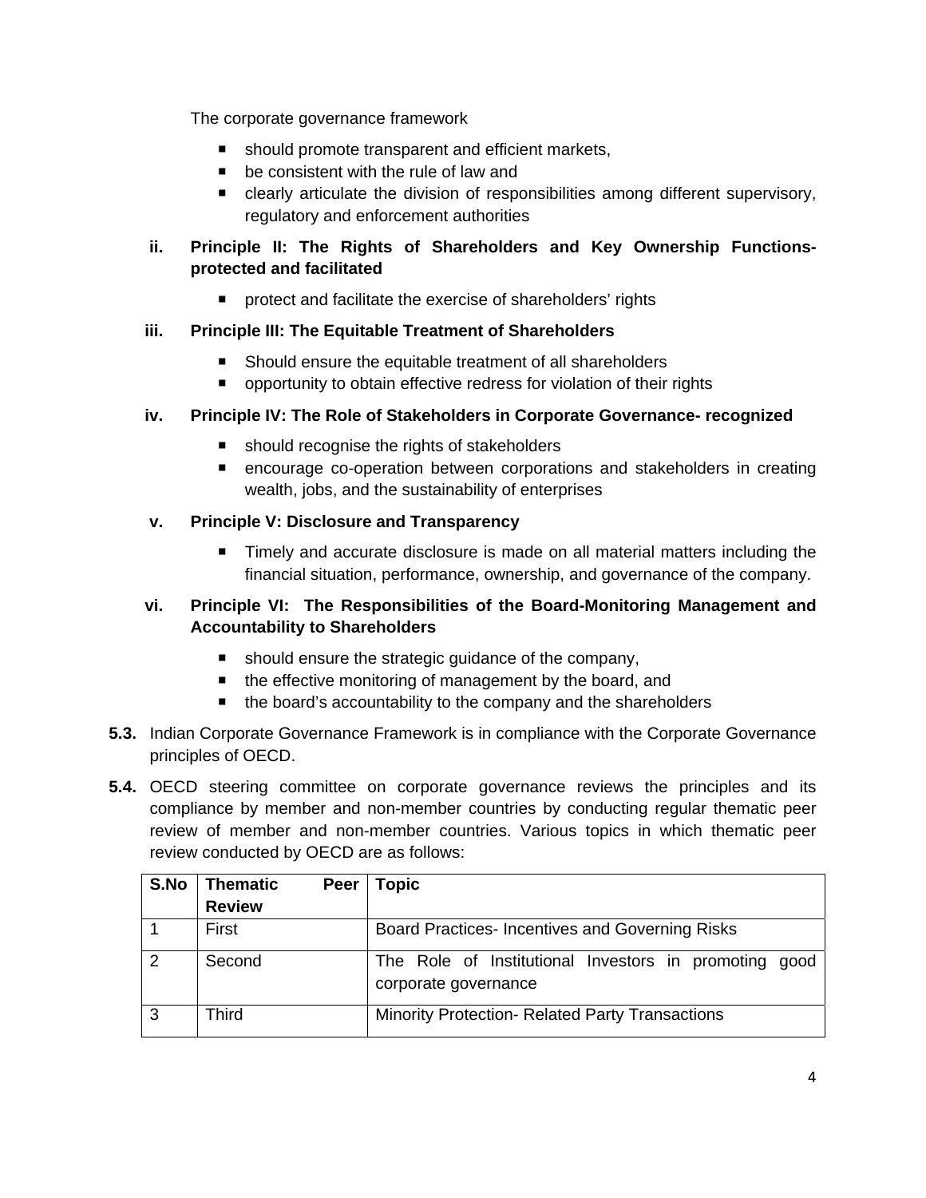The corporate governance framework

- should promote transparent and efficient markets,
- be consistent with the rule of law and
- clearly articulate the division of responsibilities among different supervisory, regulatory and enforcement authorities

**ii. Principle II: The Rights of Shareholders and Key Ownership Functions- protected and facilitated**

- protect and facilitate the exercise of shareholders' rights

**iii. Principle III: The Equitable Treatment of Shareholders**

- Should ensure the equitable treatment of all shareholders
- opportunity to obtain effective redress for violation of their rights

**iv. Principle IV: The Role of Stakeholders in Corporate Governance- recognized**

- should recognise the rights of stakeholders
- encourage co-operation between corporations and stakeholders in creating wealth, jobs, and the sustainability of enterprises

**v. Principle V: Disclosure and Transparency**

- Timely and accurate disclosure is made on all material matters including the financial situation, performance, ownership, and governance of the company.

**vi. Principle VI: The Responsibilities of the Board-Monitoring Management and Accountability to Shareholders**

- should ensure the strategic guidance of the company,
- the effective monitoring of management by the board, and
- the board's accountability to the company and the shareholders

**5.3.** Indian Corporate Governance Framework is in compliance with the Corporate Governance principles of OECD.

**5.4.** OECD steering committee on corporate governance reviews the principles and its compliance by member and non-member countries by conducting regular thematic peer review of member and non-member countries. Various topics in which thematic peer review conducted by OECD are as follows:

| S.No | Thematic Peer Review | Topic |
| --- | --- | --- |
| 1 | First | Board Practices- Incentives and Governing Risks |
| 2 | Second | The Role of Institutional Investors in promoting good corporate governance |
| 3 | Third | Minority Protection- Related Party Transactions |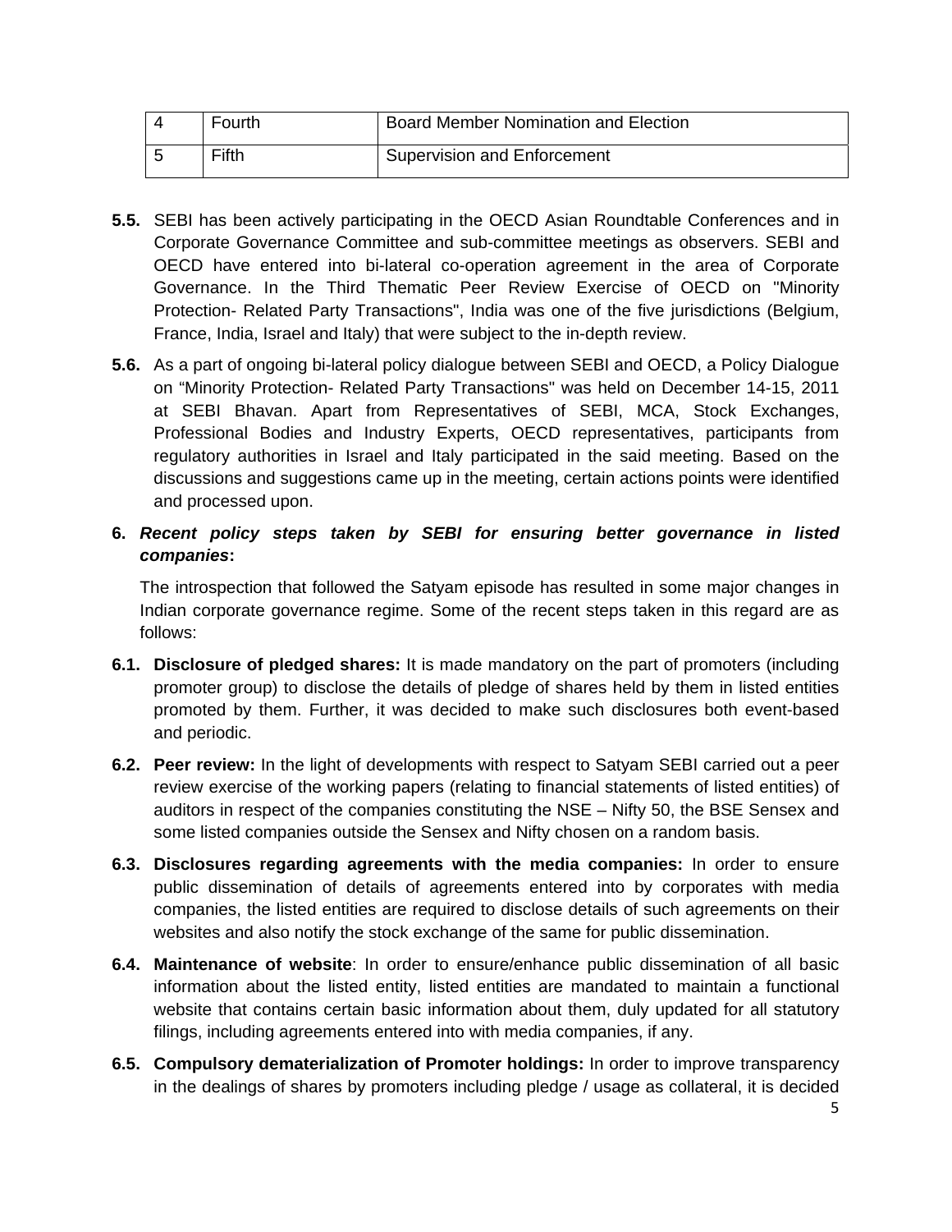| | | |
|---|---|---|
| 4 | Fourth | Board Member Nomination and Election |
| 5 | Fifth | Supervision and Enforcement |

**5.5.** SEBI has been actively participating in the OECD Asian Roundtable Conferences and in Corporate Governance Committee and sub-committee meetings as observers. SEBI and OECD have entered into bi-lateral co-operation agreement in the area of Corporate Governance. In the Third Thematic Peer Review Exercise of OECD on "Minority Protection- Related Party Transactions", India was one of the five jurisdictions (Belgium, France, India, Israel and Italy) that were subject to the in-depth review.

**5.6.** As a part of ongoing bi-lateral policy dialogue between SEBI and OECD, a Policy Dialogue on “Minority Protection- Related Party Transactions" was held on December 14-15, 2011 at SEBI Bhavan. Apart from Representatives of SEBI, MCA, Stock Exchanges, Professional Bodies and Industry Experts, OECD representatives, participants from regulatory authorities in Israel and Italy participated in the said meeting. Based on the discussions and suggestions came up in the meeting, certain actions points were identified and processed upon.

**6. *Recent policy steps taken by SEBI for ensuring better governance in listed companies*:**

The introspection that followed the Satyam episode has resulted in some major changes in Indian corporate governance regime. Some of the recent steps taken in this regard are as follows:

**6.1. Disclosure of pledged shares:** It is made mandatory on the part of promoters (including promoter group) to disclose the details of pledge of shares held by them in listed entities promoted by them. Further, it was decided to make such disclosures both event-based and periodic.

**6.2. Peer review:** In the light of developments with respect to Satyam SEBI carried out a peer review exercise of the working papers (relating to financial statements of listed entities) of auditors in respect of the companies constituting the NSE – Nifty 50, the BSE Sensex and some listed companies outside the Sensex and Nifty chosen on a random basis.

**6.3. Disclosures regarding agreements with the media companies:** In order to ensure public dissemination of details of agreements entered into by corporates with media companies, the listed entities are required to disclose details of such agreements on their websites and also notify the stock exchange of the same for public dissemination.

**6.4. Maintenance of website**: In order to ensure/enhance public dissemination of all basic information about the listed entity, listed entities are mandated to maintain a functional website that contains certain basic information about them, duly updated for all statutory filings, including agreements entered into with media companies, if any.

**6.5. Compulsory dematerialization of Promoter holdings:** In order to improve transparency in the dealings of shares by promoters including pledge / usage as collateral, it is decided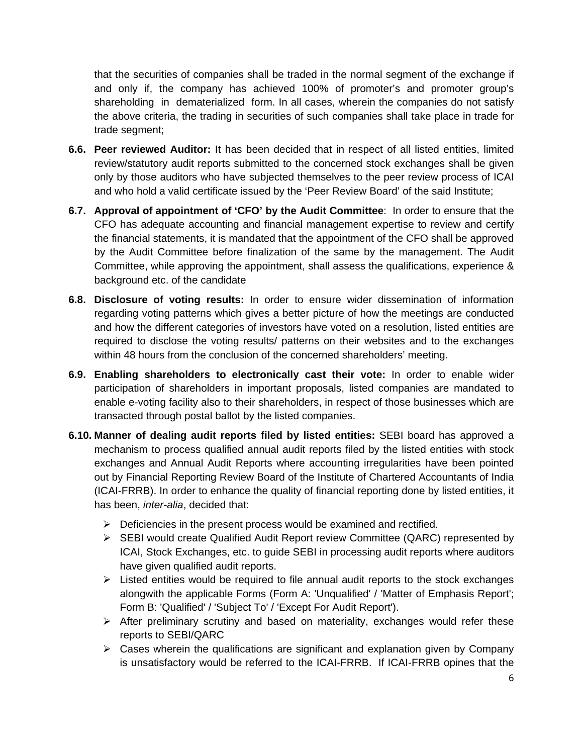that the securities of companies shall be traded in the normal segment of the exchange if and only if, the company has achieved 100% of promoter's and promoter group's shareholding in dematerialized form. In all cases, wherein the companies do not satisfy the above criteria, the trading in securities of such companies shall take place in trade for trade segment;

**6.6. Peer reviewed Auditor:** It has been decided that in respect of all listed entities, limited review/statutory audit reports submitted to the concerned stock exchanges shall be given only by those auditors who have subjected themselves to the peer review process of ICAI and who hold a valid certificate issued by the 'Peer Review Board' of the said Institute;

**6.7. Approval of appointment of 'CFO' by the Audit Committee**: In order to ensure that the CFO has adequate accounting and financial management expertise to review and certify the financial statements, it is mandated that the appointment of the CFO shall be approved by the Audit Committee before finalization of the same by the management. The Audit Committee, while approving the appointment, shall assess the qualifications, experience & background etc. of the candidate

**6.8. Disclosure of voting results:** In order to ensure wider dissemination of information regarding voting patterns which gives a better picture of how the meetings are conducted and how the different categories of investors have voted on a resolution, listed entities are required to disclose the voting results/ patterns on their websites and to the exchanges within 48 hours from the conclusion of the concerned shareholders' meeting.

**6.9. Enabling shareholders to electronically cast their vote:** In order to enable wider participation of shareholders in important proposals, listed companies are mandated to enable e-voting facility also to their shareholders, in respect of those businesses which are transacted through postal ballot by the listed companies.

**6.10. Manner of dealing audit reports filed by listed entities:** SEBI board has approved a mechanism to process qualified annual audit reports filed by the listed entities with stock exchanges and Annual Audit Reports where accounting irregularities have been pointed out by Financial Reporting Review Board of the Institute of Chartered Accountants of India (ICAI-FRRB). In order to enhance the quality of financial reporting done by listed entities, it has been, *inter-alia*, decided that:

- Deficiencies in the present process would be examined and rectified.
- SEBI would create Qualified Audit Report review Committee (QARC) represented by ICAI, Stock Exchanges, etc. to guide SEBI in processing audit reports where auditors have given qualified audit reports.
- Listed entities would be required to file annual audit reports to the stock exchanges alongwith the applicable Forms (Form A: 'Unqualified' / 'Matter of Emphasis Report'; Form B: 'Qualified' / 'Subject To' / 'Except For Audit Report').
- After preliminary scrutiny and based on materiality, exchanges would refer these reports to SEBI/QARC
- Cases wherein the qualifications are significant and explanation given by Company is unsatisfactory would be referred to the ICAI-FRRB. If ICAI-FRRB opines that the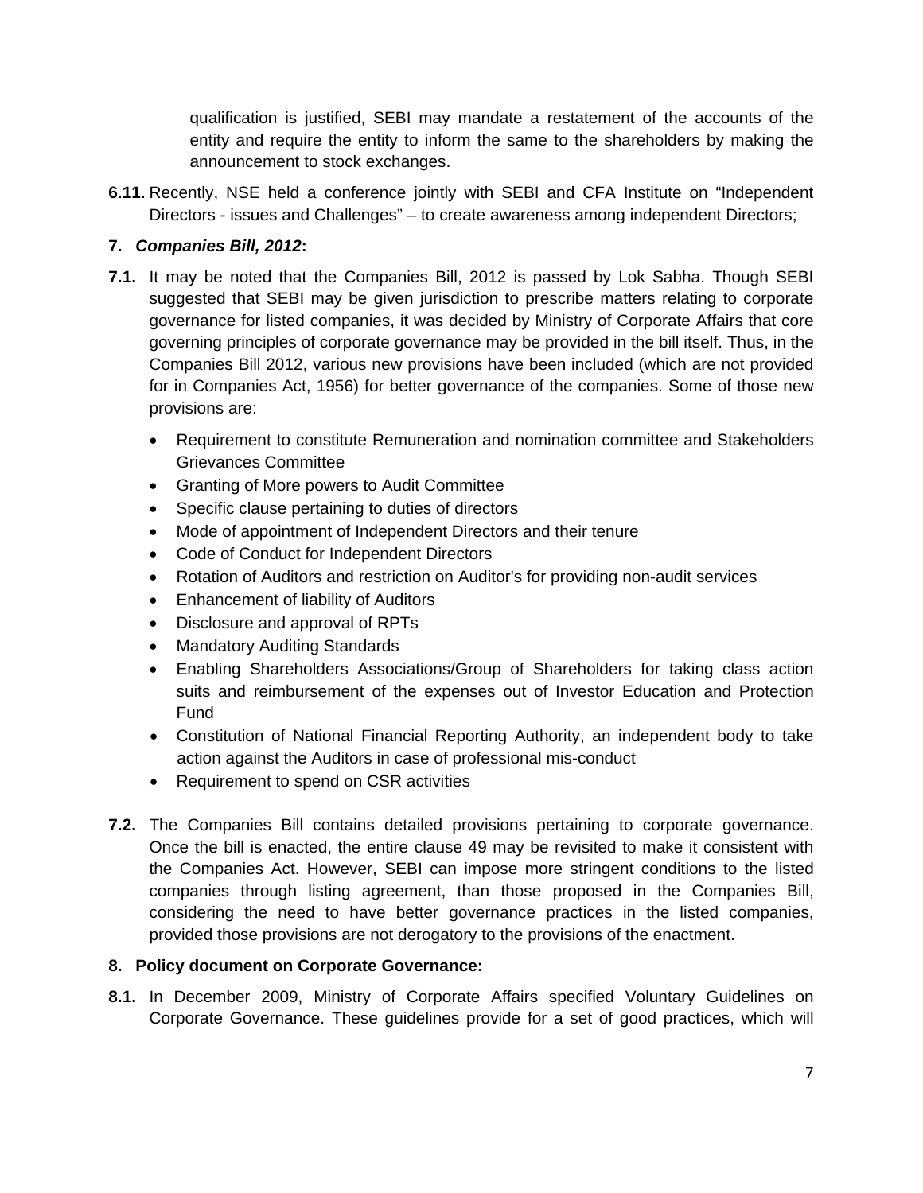qualification is justified, SEBI may mandate a restatement of the accounts of the entity and require the entity to inform the same to the shareholders by making the announcement to stock exchanges.

**6.11.** Recently, NSE held a conference jointly with SEBI and CFA Institute on "Independent Directors - issues and Challenges" – to create awareness among independent Directors;

**7. *Companies Bill, 2012*:**

**7.1.** It may be noted that the Companies Bill, 2012 is passed by Lok Sabha. Though SEBI suggested that SEBI may be given jurisdiction to prescribe matters relating to corporate governance for listed companies, it was decided by Ministry of Corporate Affairs that core governing principles of corporate governance may be provided in the bill itself. Thus, in the Companies Bill 2012, various new provisions have been included (which are not provided for in Companies Act, 1956) for better governance of the companies. Some of those new provisions are:

- Requirement to constitute Remuneration and nomination committee and Stakeholders Grievances Committee
- Granting of More powers to Audit Committee
- Specific clause pertaining to duties of directors
- Mode of appointment of Independent Directors and their tenure
- Code of Conduct for Independent Directors
- Rotation of Auditors and restriction on Auditor's for providing non-audit services
- Enhancement of liability of Auditors
- Disclosure and approval of RPTs
- Mandatory Auditing Standards
- Enabling Shareholders Associations/Group of Shareholders for taking class action suits and reimbursement of the expenses out of Investor Education and Protection Fund
- Constitution of National Financial Reporting Authority, an independent body to take action against the Auditors in case of professional mis-conduct
- Requirement to spend on CSR activities

**7.2.** The Companies Bill contains detailed provisions pertaining to corporate governance. Once the bill is enacted, the entire clause 49 may be revisited to make it consistent with the Companies Act. However, SEBI can impose more stringent conditions to the listed companies through listing agreement, than those proposed in the Companies Bill, considering the need to have better governance practices in the listed companies, provided those provisions are not derogatory to the provisions of the enactment.

**8. Policy document on Corporate Governance:**

**8.1.** In December 2009, Ministry of Corporate Affairs specified Voluntary Guidelines on Corporate Governance. These guidelines provide for a set of good practices, which will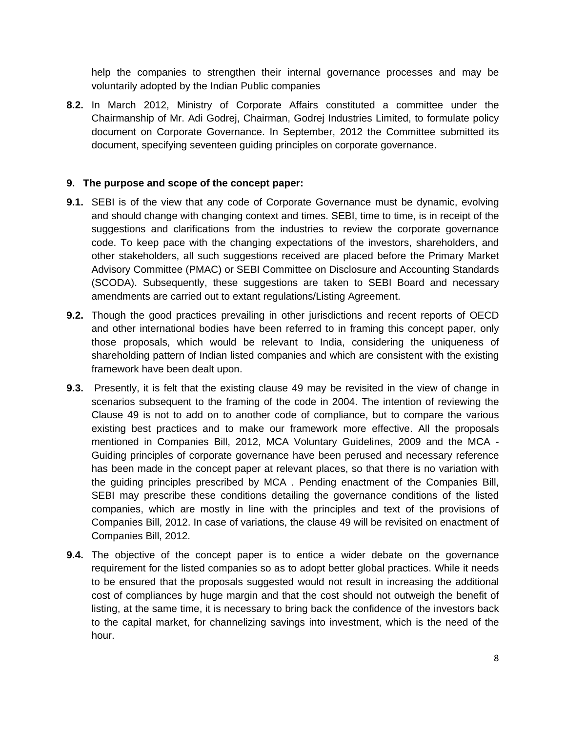help the companies to strengthen their internal governance processes and may be voluntarily adopted by the Indian Public companies

**8.2.** In March 2012, Ministry of Corporate Affairs constituted a committee under the Chairmanship of Mr. Adi Godrej, Chairman, Godrej Industries Limited, to formulate policy document on Corporate Governance. In September, 2012 the Committee submitted its document, specifying seventeen guiding principles on corporate governance.

**9. The purpose and scope of the concept paper:**

**9.1.** SEBI is of the view that any code of Corporate Governance must be dynamic, evolving and should change with changing context and times. SEBI, time to time, is in receipt of the suggestions and clarifications from the industries to review the corporate governance code. To keep pace with the changing expectations of the investors, shareholders, and other stakeholders, all such suggestions received are placed before the Primary Market Advisory Committee (PMAC) or SEBI Committee on Disclosure and Accounting Standards (SCODA). Subsequently, these suggestions are taken to SEBI Board and necessary amendments are carried out to extant regulations/Listing Agreement.

**9.2.** Though the good practices prevailing in other jurisdictions and recent reports of OECD and other international bodies have been referred to in framing this concept paper, only those proposals, which would be relevant to India, considering the uniqueness of shareholding pattern of Indian listed companies and which are consistent with the existing framework have been dealt upon.

**9.3.** Presently, it is felt that the existing clause 49 may be revisited in the view of change in scenarios subsequent to the framing of the code in 2004. The intention of reviewing the Clause 49 is not to add on to another code of compliance, but to compare the various existing best practices and to make our framework more effective. All the proposals mentioned in Companies Bill, 2012, MCA Voluntary Guidelines, 2009 and the MCA - Guiding principles of corporate governance have been perused and necessary reference has been made in the concept paper at relevant places, so that there is no variation with the guiding principles prescribed by MCA . Pending enactment of the Companies Bill, SEBI may prescribe these conditions detailing the governance conditions of the listed companies, which are mostly in line with the principles and text of the provisions of Companies Bill, 2012. In case of variations, the clause 49 will be revisited on enactment of Companies Bill, 2012.

**9.4.** The objective of the concept paper is to entice a wider debate on the governance requirement for the listed companies so as to adopt better global practices. While it needs to be ensured that the proposals suggested would not result in increasing the additional cost of compliances by huge margin and that the cost should not outweigh the benefit of listing, at the same time, it is necessary to bring back the confidence of the investors back to the capital market, for channelizing savings into investment, which is the need of the hour.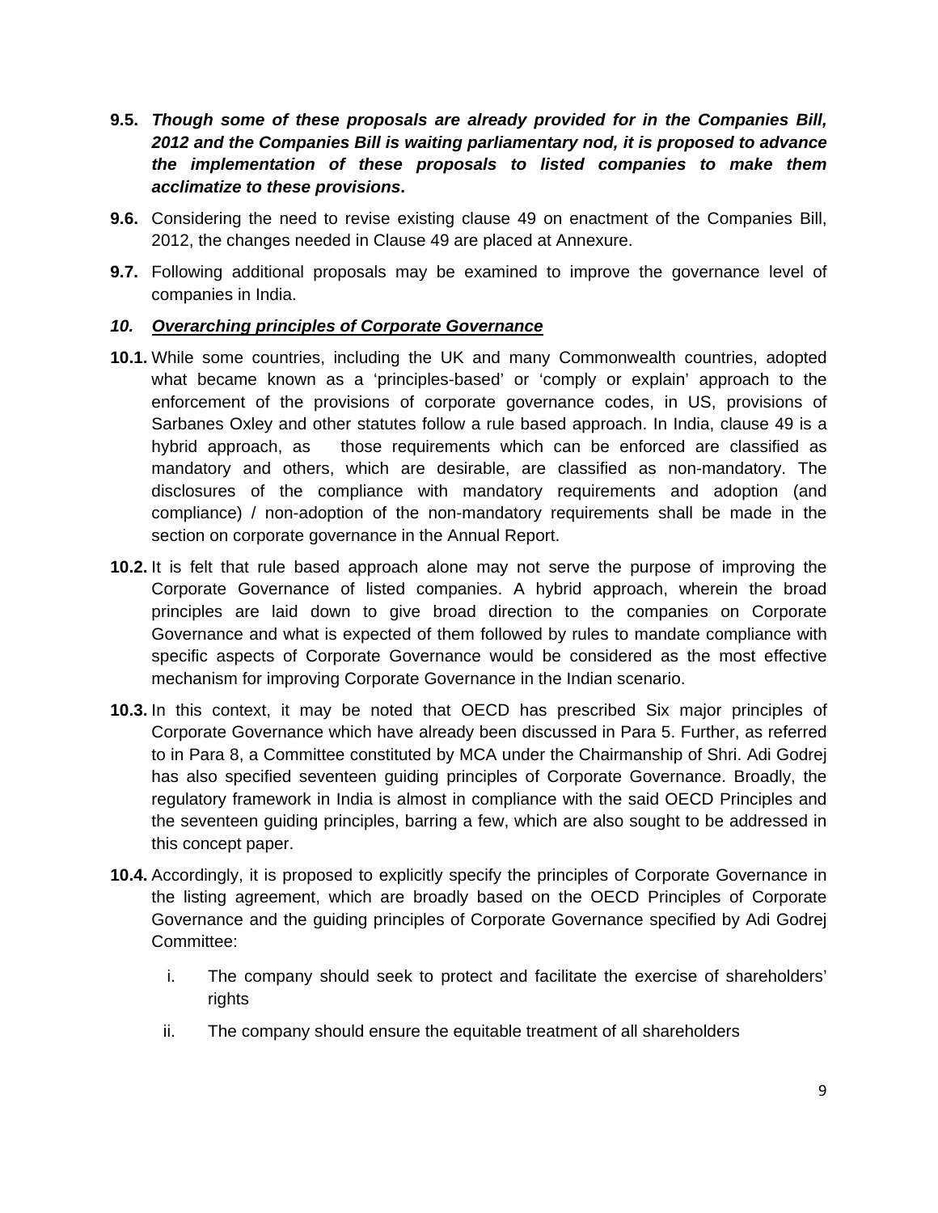**9.5.** ***Though some of these proposals are already provided for in the Companies Bill, 2012 and the Companies Bill is waiting parliamentary nod, it is proposed to advance the implementation of these proposals to listed companies to make them acclimatize to these provisions*.**

**9.6.** Considering the need to revise existing clause 49 on enactment of the Companies Bill, 2012, the changes needed in Clause 49 are placed at Annexure.

**9.7.** Following additional proposals may be examined to improve the governance level of companies in India.

***10. Overarching principles of Corporate Governance***

**10.1.** While some countries, including the UK and many Commonwealth countries, adopted what became known as a 'principles-based' or 'comply or explain' approach to the enforcement of the provisions of corporate governance codes, in US, provisions of Sarbanes Oxley and other statutes follow a rule based approach. In India, clause 49 is a hybrid approach, as those requirements which can be enforced are classified as mandatory and others, which are desirable, are classified as non-mandatory. The disclosures of the compliance with mandatory requirements and adoption (and compliance) / non-adoption of the non-mandatory requirements shall be made in the section on corporate governance in the Annual Report.

**10.2.** It is felt that rule based approach alone may not serve the purpose of improving the Corporate Governance of listed companies. A hybrid approach, wherein the broad principles are laid down to give broad direction to the companies on Corporate Governance and what is expected of them followed by rules to mandate compliance with specific aspects of Corporate Governance would be considered as the most effective mechanism for improving Corporate Governance in the Indian scenario.

**10.3.** In this context, it may be noted that OECD has prescribed Six major principles of Corporate Governance which have already been discussed in Para 5. Further, as referred to in Para 8, a Committee constituted by MCA under the Chairmanship of Shri. Adi Godrej has also specified seventeen guiding principles of Corporate Governance. Broadly, the regulatory framework in India is almost in compliance with the said OECD Principles and the seventeen guiding principles, barring a few, which are also sought to be addressed in this concept paper.

**10.4.** Accordingly, it is proposed to explicitly specify the principles of Corporate Governance in the listing agreement, which are broadly based on the OECD Principles of Corporate Governance and the guiding principles of Corporate Governance specified by Adi Godrej Committee:

i. The company should seek to protect and facilitate the exercise of shareholders' rights

ii. The company should ensure the equitable treatment of all shareholders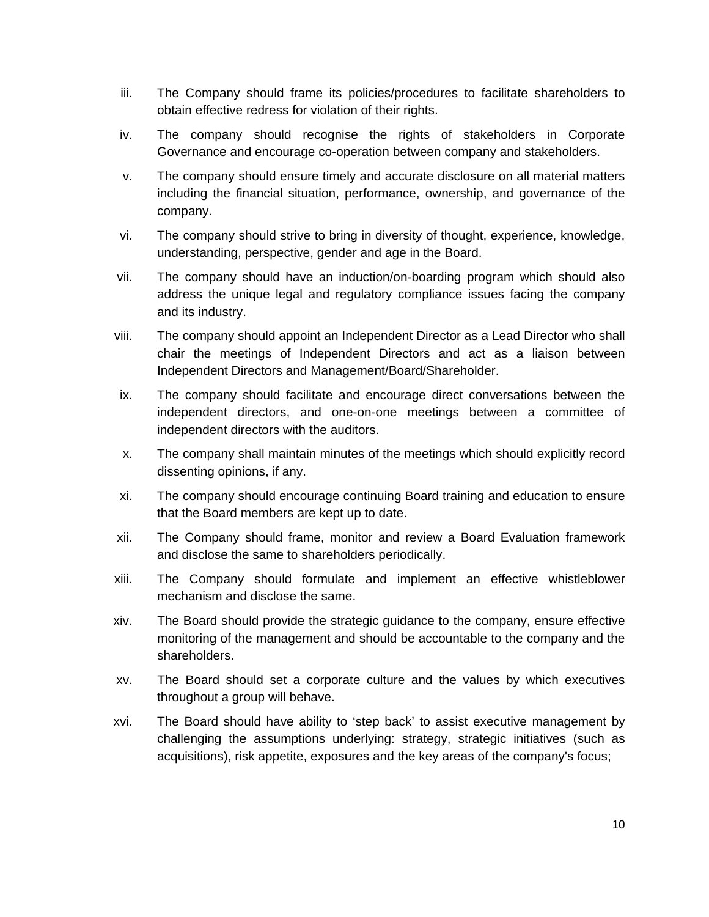iii. The Company should frame its policies/procedures to facilitate shareholders to obtain effective redress for violation of their rights.

iv. The company should recognise the rights of stakeholders in Corporate Governance and encourage co-operation between company and stakeholders.

v. The company should ensure timely and accurate disclosure on all material matters including the financial situation, performance, ownership, and governance of the company.

vi. The company should strive to bring in diversity of thought, experience, knowledge, understanding, perspective, gender and age in the Board.

vii. The company should have an induction/on-boarding program which should also address the unique legal and regulatory compliance issues facing the company and its industry.

viii. The company should appoint an Independent Director as a Lead Director who shall chair the meetings of Independent Directors and act as a liaison between Independent Directors and Management/Board/Shareholder.

ix. The company should facilitate and encourage direct conversations between the independent directors, and one-on-one meetings between a committee of independent directors with the auditors.

x. The company shall maintain minutes of the meetings which should explicitly record dissenting opinions, if any.

xi. The company should encourage continuing Board training and education to ensure that the Board members are kept up to date.

xii. The Company should frame, monitor and review a Board Evaluation framework and disclose the same to shareholders periodically.

xiii. The Company should formulate and implement an effective whistleblower mechanism and disclose the same.

xiv. The Board should provide the strategic guidance to the company, ensure effective monitoring of the management and should be accountable to the company and the shareholders.

xv. The Board should set a corporate culture and the values by which executives throughout a group will behave.

xvi. The Board should have ability to 'step back' to assist executive management by challenging the assumptions underlying: strategy, strategic initiatives (such as acquisitions), risk appetite, exposures and the key areas of the company's focus;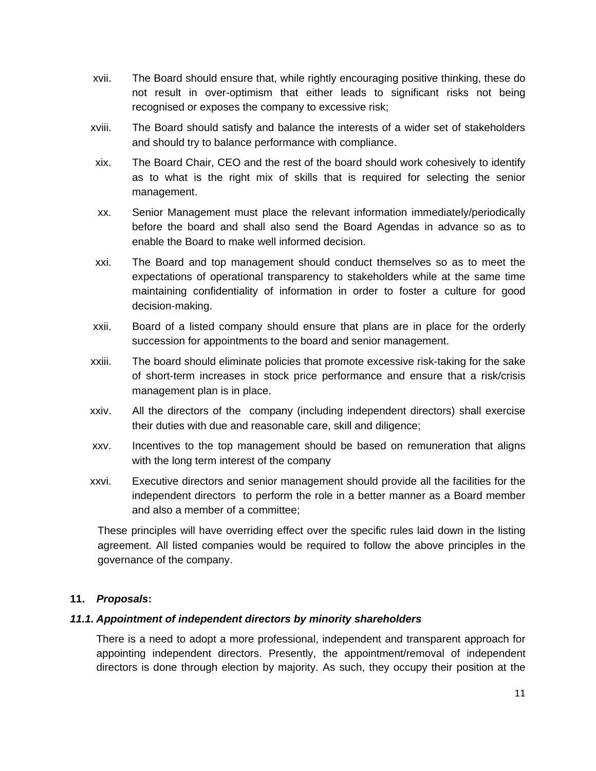xvii. The Board should ensure that, while rightly encouraging positive thinking, these do not result in over-optimism that either leads to significant risks not being recognised or exposes the company to excessive risk;

xviii. The Board should satisfy and balance the interests of a wider set of stakeholders and should try to balance performance with compliance.

xix. The Board Chair, CEO and the rest of the board should work cohesively to identify as to what is the right mix of skills that is required for selecting the senior management.

xx. Senior Management must place the relevant information immediately/periodically before the board and shall also send the Board Agendas in advance so as to enable the Board to make well informed decision.

xxi. The Board and top management should conduct themselves so as to meet the expectations of operational transparency to stakeholders while at the same time maintaining confidentiality of information in order to foster a culture for good decision-making.

xxii. Board of a listed company should ensure that plans are in place for the orderly succession for appointments to the board and senior management.

xxiii. The board should eliminate policies that promote excessive risk-taking for the sake of short-term increases in stock price performance and ensure that a risk/crisis management plan is in place.

xxiv. All the directors of the company (including independent directors) shall exercise their duties with due and reasonable care, skill and diligence;

xxv. Incentives to the top management should be based on remuneration that aligns with the long term interest of the company

xxvi. Executive directors and senior management should provide all the facilities for the independent directors to perform the role in a better manner as a Board member and also a member of a committee;

These principles will have overriding effect over the specific rules laid down in the listing agreement. All listed companies would be required to follow the above principles in the governance of the company.

**11. *Proposals*:**

***11.1. Appointment of independent directors by minority shareholders***

There is a need to adopt a more professional, independent and transparent approach for appointing independent directors. Presently, the appointment/removal of independent directors is done through election by majority. As such, they occupy their position at the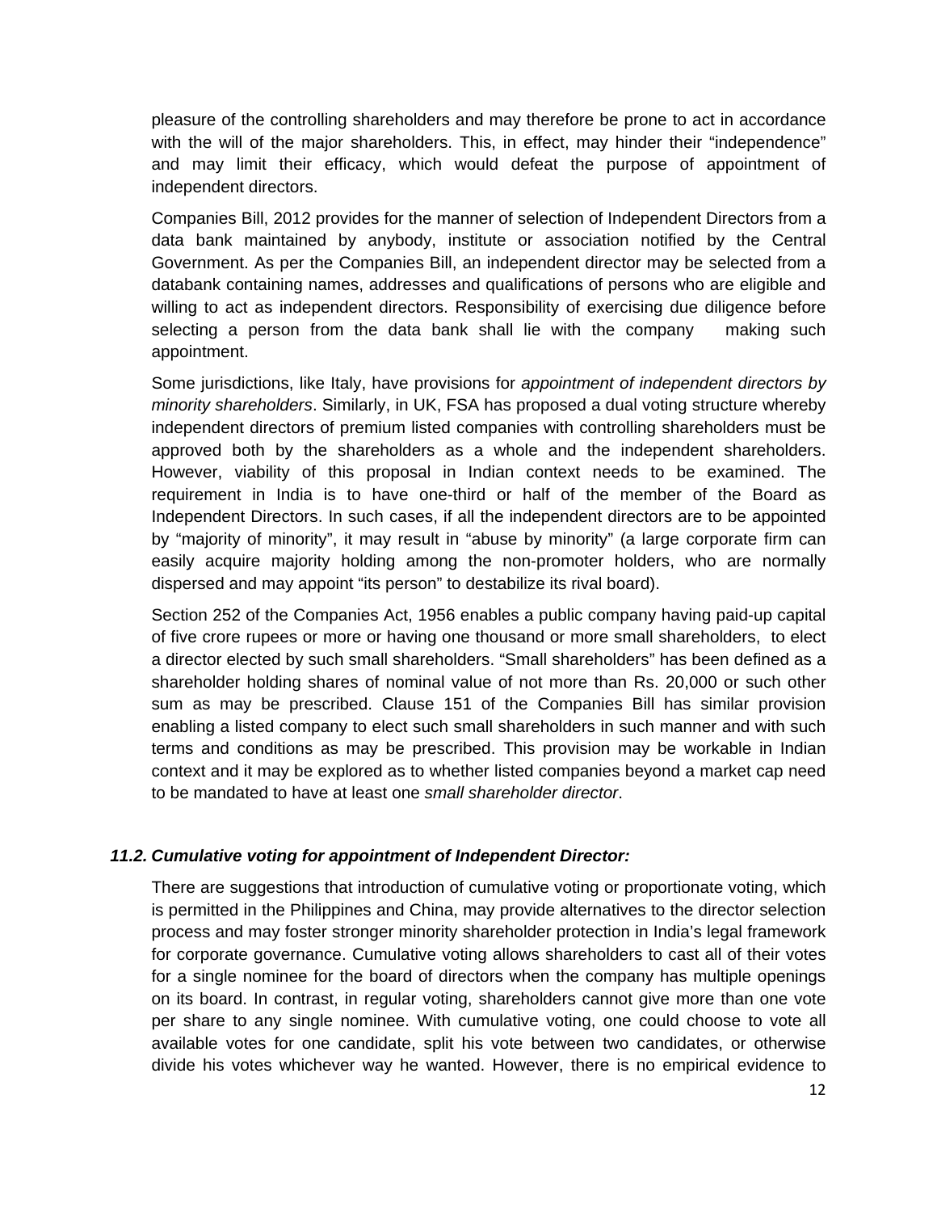pleasure of the controlling shareholders and may therefore be prone to act in accordance with the will of the major shareholders. This, in effect, may hinder their "independence" and may limit their efficacy, which would defeat the purpose of appointment of independent directors.

Companies Bill, 2012 provides for the manner of selection of Independent Directors from a data bank maintained by anybody, institute or association notified by the Central Government. As per the Companies Bill, an independent director may be selected from a databank containing names, addresses and qualifications of persons who are eligible and willing to act as independent directors. Responsibility of exercising due diligence before selecting a person from the data bank shall lie with the company making such appointment.

Some jurisdictions, like Italy, have provisions for *appointment of independent directors by minority shareholders*. Similarly, in UK, FSA has proposed a dual voting structure whereby independent directors of premium listed companies with controlling shareholders must be approved both by the shareholders as a whole and the independent shareholders. However, viability of this proposal in Indian context needs to be examined. The requirement in India is to have one-third or half of the member of the Board as Independent Directors. In such cases, if all the independent directors are to be appointed by "majority of minority", it may result in "abuse by minority" (a large corporate firm can easily acquire majority holding among the non-promoter holders, who are normally dispersed and may appoint "its person" to destabilize its rival board).

Section 252 of the Companies Act, 1956 enables a public company having paid-up capital of five crore rupees or more or having one thousand or more small shareholders, to elect a director elected by such small shareholders. "Small shareholders" has been defined as a shareholder holding shares of nominal value of not more than Rs. 20,000 or such other sum as may be prescribed. Clause 151 of the Companies Bill has similar provision enabling a listed company to elect such small shareholders in such manner and with such terms and conditions as may be prescribed. This provision may be workable in Indian context and it may be explored as to whether listed companies beyond a market cap need to be mandated to have at least one *small shareholder director*.

### *11.2. Cumulative voting for appointment of Independent Director:*

There are suggestions that introduction of cumulative voting or proportionate voting, which is permitted in the Philippines and China, may provide alternatives to the director selection process and may foster stronger minority shareholder protection in India's legal framework for corporate governance. Cumulative voting allows shareholders to cast all of their votes for a single nominee for the board of directors when the company has multiple openings on its board. In contrast, in regular voting, shareholders cannot give more than one vote per share to any single nominee. With cumulative voting, one could choose to vote all available votes for one candidate, split his vote between two candidates, or otherwise divide his votes whichever way he wanted. However, there is no empirical evidence to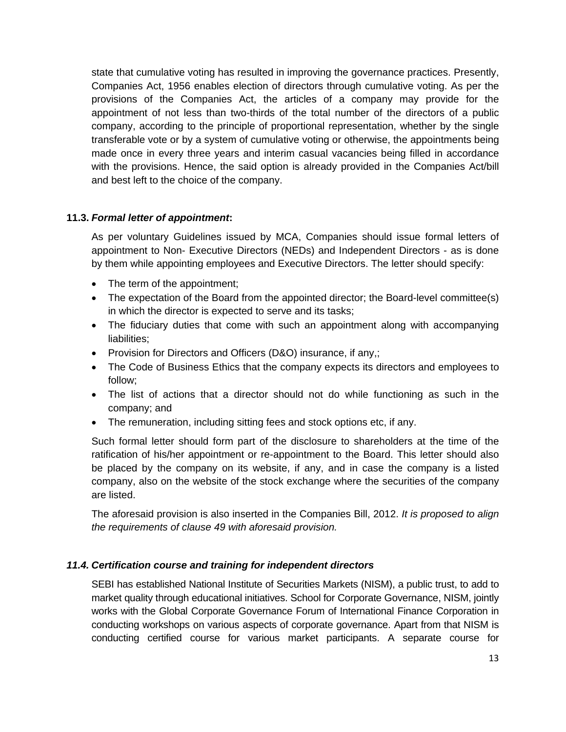state that cumulative voting has resulted in improving the governance practices. Presently, Companies Act, 1956 enables election of directors through cumulative voting. As per the provisions of the Companies Act, the articles of a company may provide for the appointment of not less than two-thirds of the total number of the directors of a public company, according to the principle of proportional representation, whether by the single transferable vote or by a system of cumulative voting or otherwise, the appointments being made once in every three years and interim casual vacancies being filled in accordance with the provisions. Hence, the said option is already provided in the Companies Act/bill and best left to the choice of the company.

**11.3. *Formal letter of appointment*:**

As per voluntary Guidelines issued by MCA, Companies should issue formal letters of appointment to Non- Executive Directors (NEDs) and Independent Directors - as is done by them while appointing employees and Executive Directors. The letter should specify:

- The term of the appointment;
- The expectation of the Board from the appointed director; the Board-level committee(s) in which the director is expected to serve and its tasks;
- The fiduciary duties that come with such an appointment along with accompanying liabilities;
- Provision for Directors and Officers (D&O) insurance, if any,;
- The Code of Business Ethics that the company expects its directors and employees to follow;
- The list of actions that a director should not do while functioning as such in the company; and
- The remuneration, including sitting fees and stock options etc, if any.

Such formal letter should form part of the disclosure to shareholders at the time of the ratification of his/her appointment or re-appointment to the Board. This letter should also be placed by the company on its website, if any, and in case the company is a listed company, also on the website of the stock exchange where the securities of the company are listed.

The aforesaid provision is also inserted in the Companies Bill, 2012. *It is proposed to align the requirements of clause 49 with aforesaid provision.*

***11.4. Certification course and training for independent directors***

SEBI has established National Institute of Securities Markets (NISM), a public trust, to add to market quality through educational initiatives. School for Corporate Governance, NISM, jointly works with the Global Corporate Governance Forum of International Finance Corporation in conducting workshops on various aspects of corporate governance. Apart from that NISM is conducting certified course for various market participants. A separate course for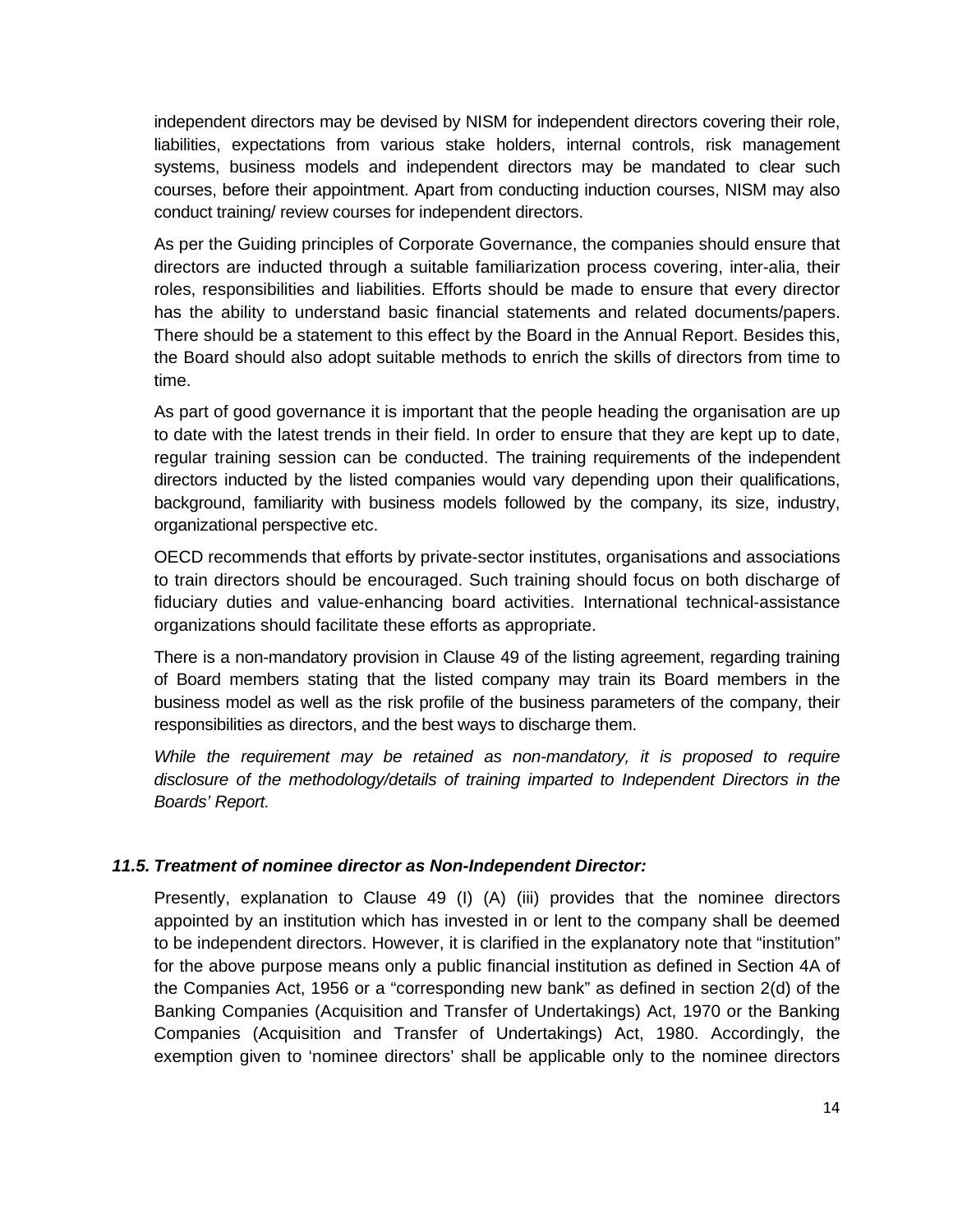independent directors may be devised by NISM for independent directors covering their role, liabilities, expectations from various stake holders, internal controls, risk management systems, business models and independent directors may be mandated to clear such courses, before their appointment. Apart from conducting induction courses, NISM may also conduct training/ review courses for independent directors.

As per the Guiding principles of Corporate Governance, the companies should ensure that directors are inducted through a suitable familiarization process covering, inter-alia, their roles, responsibilities and liabilities. Efforts should be made to ensure that every director has the ability to understand basic financial statements and related documents/papers. There should be a statement to this effect by the Board in the Annual Report. Besides this, the Board should also adopt suitable methods to enrich the skills of directors from time to time.

As part of good governance it is important that the people heading the organisation are up to date with the latest trends in their field. In order to ensure that they are kept up to date, regular training session can be conducted. The training requirements of the independent directors inducted by the listed companies would vary depending upon their qualifications, background, familiarity with business models followed by the company, its size, industry, organizational perspective etc.

OECD recommends that efforts by private-sector institutes, organisations and associations to train directors should be encouraged. Such training should focus on both discharge of fiduciary duties and value-enhancing board activities. International technical-assistance organizations should facilitate these efforts as appropriate.

There is a non-mandatory provision in Clause 49 of the listing agreement, regarding training of Board members stating that the listed company may train its Board members in the business model as well as the risk profile of the business parameters of the company, their responsibilities as directors, and the best ways to discharge them.

*While the requirement may be retained as non-mandatory, it is proposed to require disclosure of the methodology/details of training imparted to Independent Directors in the Boards' Report.*

### *11.5. Treatment of nominee director as Non-Independent Director:*

Presently, explanation to Clause 49 (I) (A) (iii) provides that the nominee directors appointed by an institution which has invested in or lent to the company shall be deemed to be independent directors. However, it is clarified in the explanatory note that "institution" for the above purpose means only a public financial institution as defined in Section 4A of the Companies Act, 1956 or a "corresponding new bank" as defined in section 2(d) of the Banking Companies (Acquisition and Transfer of Undertakings) Act, 1970 or the Banking Companies (Acquisition and Transfer of Undertakings) Act, 1980. Accordingly, the exemption given to 'nominee directors' shall be applicable only to the nominee directors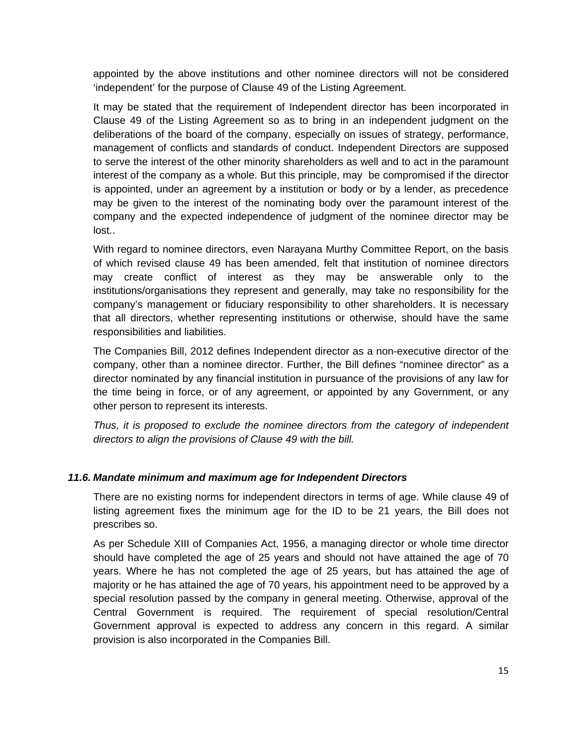appointed by the above institutions and other nominee directors will not be considered 'independent' for the purpose of Clause 49 of the Listing Agreement.

It may be stated that the requirement of Independent director has been incorporated in Clause 49 of the Listing Agreement so as to bring in an independent judgment on the deliberations of the board of the company, especially on issues of strategy, performance, management of conflicts and standards of conduct. Independent Directors are supposed to serve the interest of the other minority shareholders as well and to act in the paramount interest of the company as a whole. But this principle, may be compromised if the director is appointed, under an agreement by a institution or body or by a lender, as precedence may be given to the interest of the nominating body over the paramount interest of the company and the expected independence of judgment of the nominee director may be lost..

With regard to nominee directors, even Narayana Murthy Committee Report, on the basis of which revised clause 49 has been amended, felt that institution of nominee directors may create conflict of interest as they may be answerable only to the institutions/organisations they represent and generally, may take no responsibility for the company's management or fiduciary responsibility to other shareholders. It is necessary that all directors, whether representing institutions or otherwise, should have the same responsibilities and liabilities.

The Companies Bill, 2012 defines Independent director as a non-executive director of the company, other than a nominee director. Further, the Bill defines "nominee director" as a director nominated by any financial institution in pursuance of the provisions of any law for the time being in force, or of any agreement, or appointed by any Government, or any other person to represent its interests.

*Thus, it is proposed to exclude the nominee directors from the category of independent directors to align the provisions of Clause 49 with the bill.*

### *11.6. Mandate minimum and maximum age for Independent Directors*

There are no existing norms for independent directors in terms of age. While clause 49 of listing agreement fixes the minimum age for the ID to be 21 years, the Bill does not prescribes so.

As per Schedule XIII of Companies Act, 1956, a managing director or whole time director should have completed the age of 25 years and should not have attained the age of 70 years. Where he has not completed the age of 25 years, but has attained the age of majority or he has attained the age of 70 years, his appointment need to be approved by a special resolution passed by the company in general meeting. Otherwise, approval of the Central Government is required. The requirement of special resolution/Central Government approval is expected to address any concern in this regard. A similar provision is also incorporated in the Companies Bill.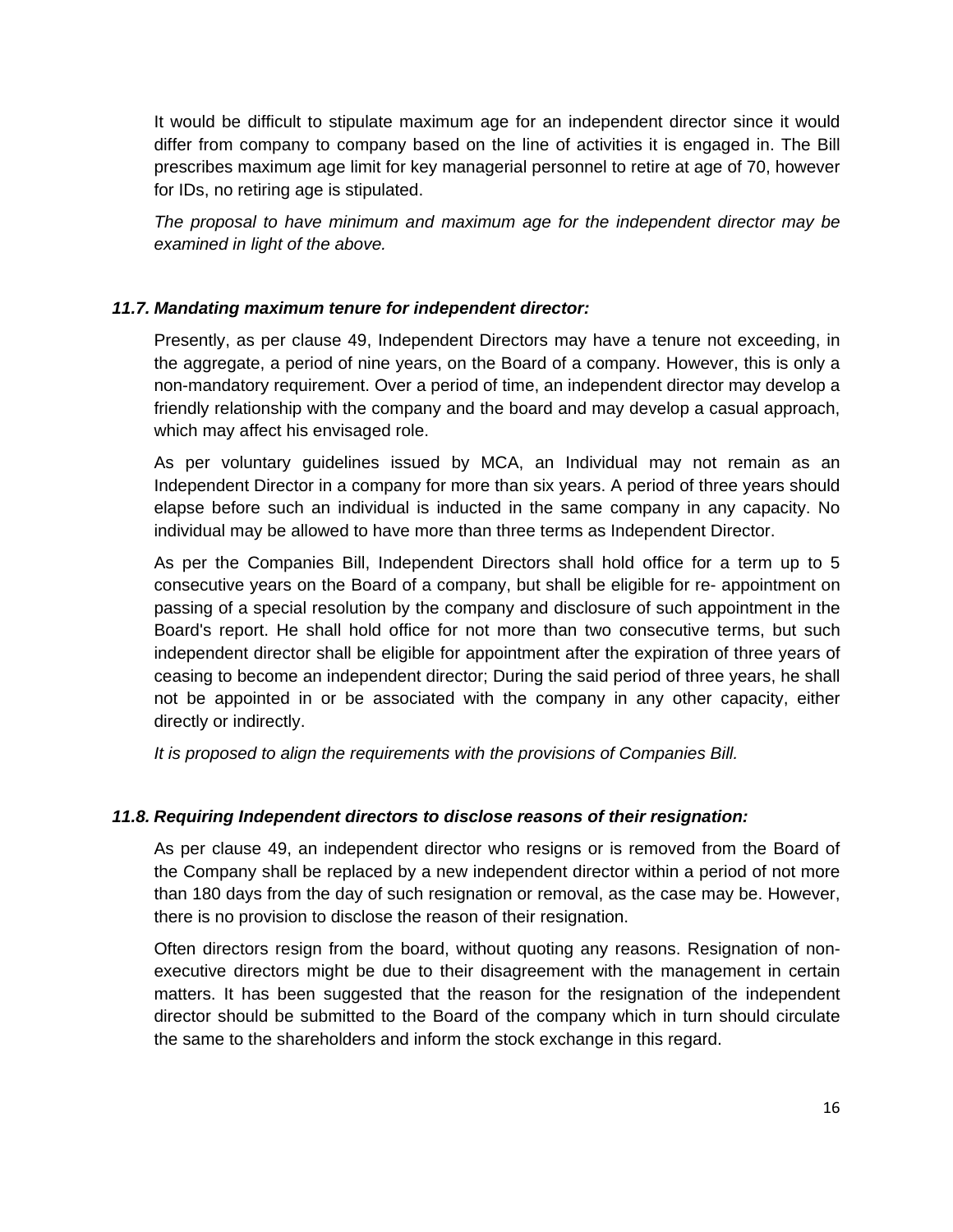It would be difficult to stipulate maximum age for an independent director since it would differ from company to company based on the line of activities it is engaged in. The Bill prescribes maximum age limit for key managerial personnel to retire at age of 70, however for IDs, no retiring age is stipulated.

*The proposal to have minimum and maximum age for the independent director may be examined in light of the above.*

### *11.7. Mandating maximum tenure for independent director:*

Presently, as per clause 49, Independent Directors may have a tenure not exceeding, in the aggregate, a period of nine years, on the Board of a company. However, this is only a non-mandatory requirement. Over a period of time, an independent director may develop a friendly relationship with the company and the board and may develop a casual approach, which may affect his envisaged role.

As per voluntary guidelines issued by MCA, an Individual may not remain as an Independent Director in a company for more than six years. A period of three years should elapse before such an individual is inducted in the same company in any capacity. No individual may be allowed to have more than three terms as Independent Director.

As per the Companies Bill, Independent Directors shall hold office for a term up to 5 consecutive years on the Board of a company, but shall be eligible for re- appointment on passing of a special resolution by the company and disclosure of such appointment in the Board's report. He shall hold office for not more than two consecutive terms, but such independent director shall be eligible for appointment after the expiration of three years of ceasing to become an independent director; During the said period of three years, he shall not be appointed in or be associated with the company in any other capacity, either directly or indirectly.

*It is proposed to align the requirements with the provisions of Companies Bill.*

### *11.8. Requiring Independent directors to disclose reasons of their resignation:*

As per clause 49, an independent director who resigns or is removed from the Board of the Company shall be replaced by a new independent director within a period of not more than 180 days from the day of such resignation or removal, as the case may be. However, there is no provision to disclose the reason of their resignation.

Often directors resign from the board, without quoting any reasons. Resignation of non-executive directors might be due to their disagreement with the management in certain matters. It has been suggested that the reason for the resignation of the independent director should be submitted to the Board of the company which in turn should circulate the same to the shareholders and inform the stock exchange in this regard.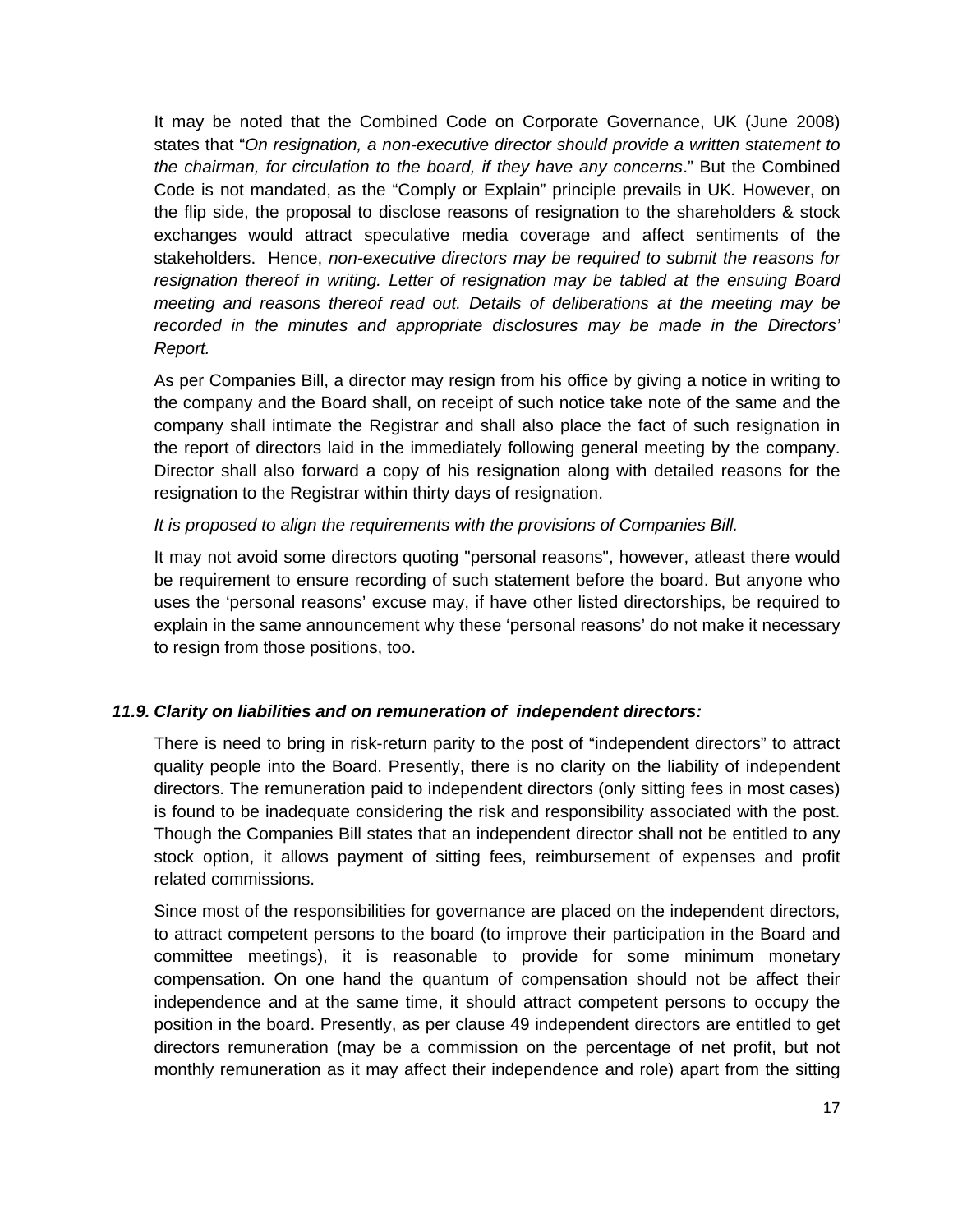It may be noted that the Combined Code on Corporate Governance, UK (June 2008) states that "*On resignation, a non-executive director should provide a written statement to the chairman, for circulation to the board, if they have any concerns*." But the Combined Code is not mandated, as the "Comply or Explain" principle prevails in UK. However, on the flip side, the proposal to disclose reasons of resignation to the shareholders & stock exchanges would attract speculative media coverage and affect sentiments of the stakeholders. Hence, *non-executive directors may be required to submit the reasons for resignation thereof in writing. Letter of resignation may be tabled at the ensuing Board meeting and reasons thereof read out. Details of deliberations at the meeting may be recorded in the minutes and appropriate disclosures may be made in the Directors' Report.*

As per Companies Bill, a director may resign from his office by giving a notice in writing to the company and the Board shall, on receipt of such notice take note of the same and the company shall intimate the Registrar and shall also place the fact of such resignation in the report of directors laid in the immediately following general meeting by the company. Director shall also forward a copy of his resignation along with detailed reasons for the resignation to the Registrar within thirty days of resignation.

*It is proposed to align the requirements with the provisions of Companies Bill.*

It may not avoid some directors quoting "personal reasons", however, atleast there would be requirement to ensure recording of such statement before the board. But anyone who uses the 'personal reasons' excuse may, if have other listed directorships, be required to explain in the same announcement why these 'personal reasons' do not make it necessary to resign from those positions, too.

### *11.9. Clarity on liabilities and on remuneration of independent directors:*

There is need to bring in risk-return parity to the post of "independent directors" to attract quality people into the Board. Presently, there is no clarity on the liability of independent directors. The remuneration paid to independent directors (only sitting fees in most cases) is found to be inadequate considering the risk and responsibility associated with the post. Though the Companies Bill states that an independent director shall not be entitled to any stock option, it allows payment of sitting fees, reimbursement of expenses and profit related commissions.

Since most of the responsibilities for governance are placed on the independent directors, to attract competent persons to the board (to improve their participation in the Board and committee meetings), it is reasonable to provide for some minimum monetary compensation. On one hand the quantum of compensation should not be affect their independence and at the same time, it should attract competent persons to occupy the position in the board. Presently, as per clause 49 independent directors are entitled to get directors remuneration (may be a commission on the percentage of net profit, but not monthly remuneration as it may affect their independence and role) apart from the sitting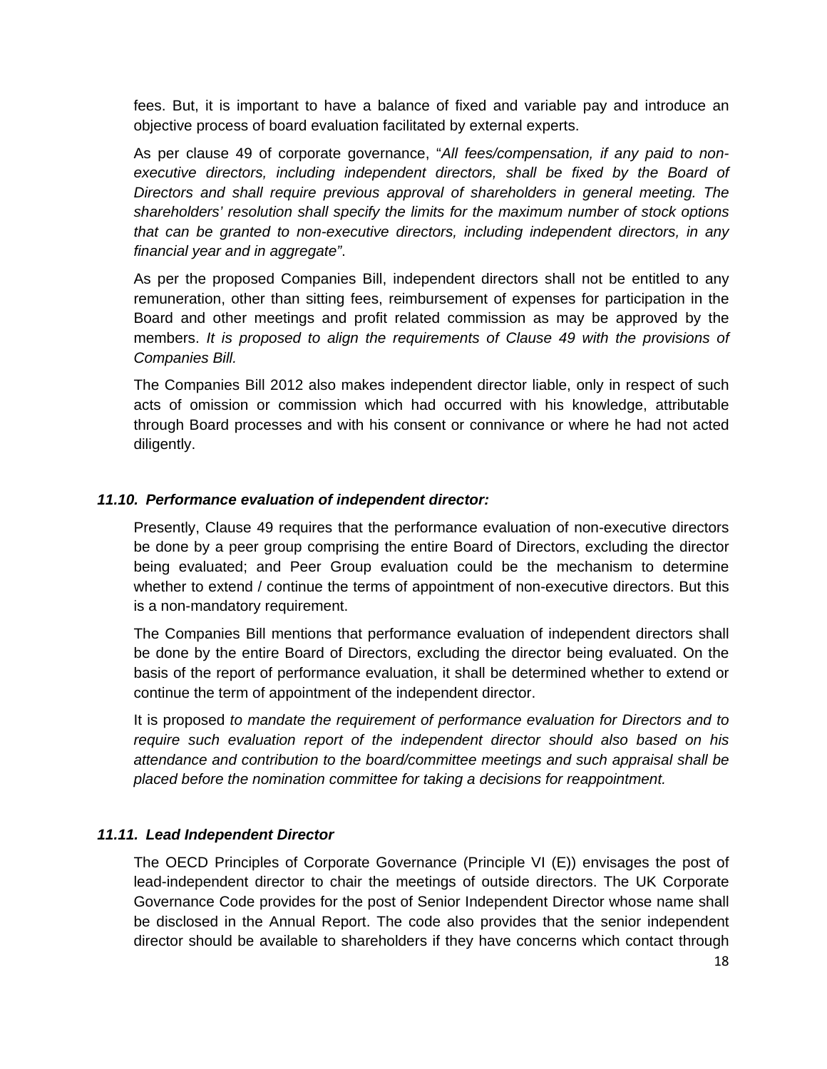fees. But, it is important to have a balance of fixed and variable pay and introduce an objective process of board evaluation facilitated by external experts.

As per clause 49 of corporate governance, "*All fees/compensation, if any paid to non-executive directors, including independent directors, shall be fixed by the Board of Directors and shall require previous approval of shareholders in general meeting. The shareholders' resolution shall specify the limits for the maximum number of stock options that can be granted to non-executive directors, including independent directors, in any financial year and in aggregate"*.

As per the proposed Companies Bill, independent directors shall not be entitled to any remuneration, other than sitting fees, reimbursement of expenses for participation in the Board and other meetings and profit related commission as may be approved by the members. *It is proposed to align the requirements of Clause 49 with the provisions of Companies Bill.*

The Companies Bill 2012 also makes independent director liable, only in respect of such acts of omission or commission which had occurred with his knowledge, attributable through Board processes and with his consent or connivance or where he had not acted diligently.

### *11.10. Performance evaluation of independent director:*

Presently, Clause 49 requires that the performance evaluation of non-executive directors be done by a peer group comprising the entire Board of Directors, excluding the director being evaluated; and Peer Group evaluation could be the mechanism to determine whether to extend / continue the terms of appointment of non-executive directors. But this is a non-mandatory requirement.

The Companies Bill mentions that performance evaluation of independent directors shall be done by the entire Board of Directors, excluding the director being evaluated. On the basis of the report of performance evaluation, it shall be determined whether to extend or continue the term of appointment of the independent director.

It is proposed *to mandate the requirement of performance evaluation for Directors and to require such evaluation report of the independent director should also based on his attendance and contribution to the board/committee meetings and such appraisal shall be placed before the nomination committee for taking a decisions for reappointment.*

### *11.11. Lead Independent Director*

The OECD Principles of Corporate Governance (Principle VI (E)) envisages the post of lead-independent director to chair the meetings of outside directors. The UK Corporate Governance Code provides for the post of Senior Independent Director whose name shall be disclosed in the Annual Report. The code also provides that the senior independent director should be available to shareholders if they have concerns which contact through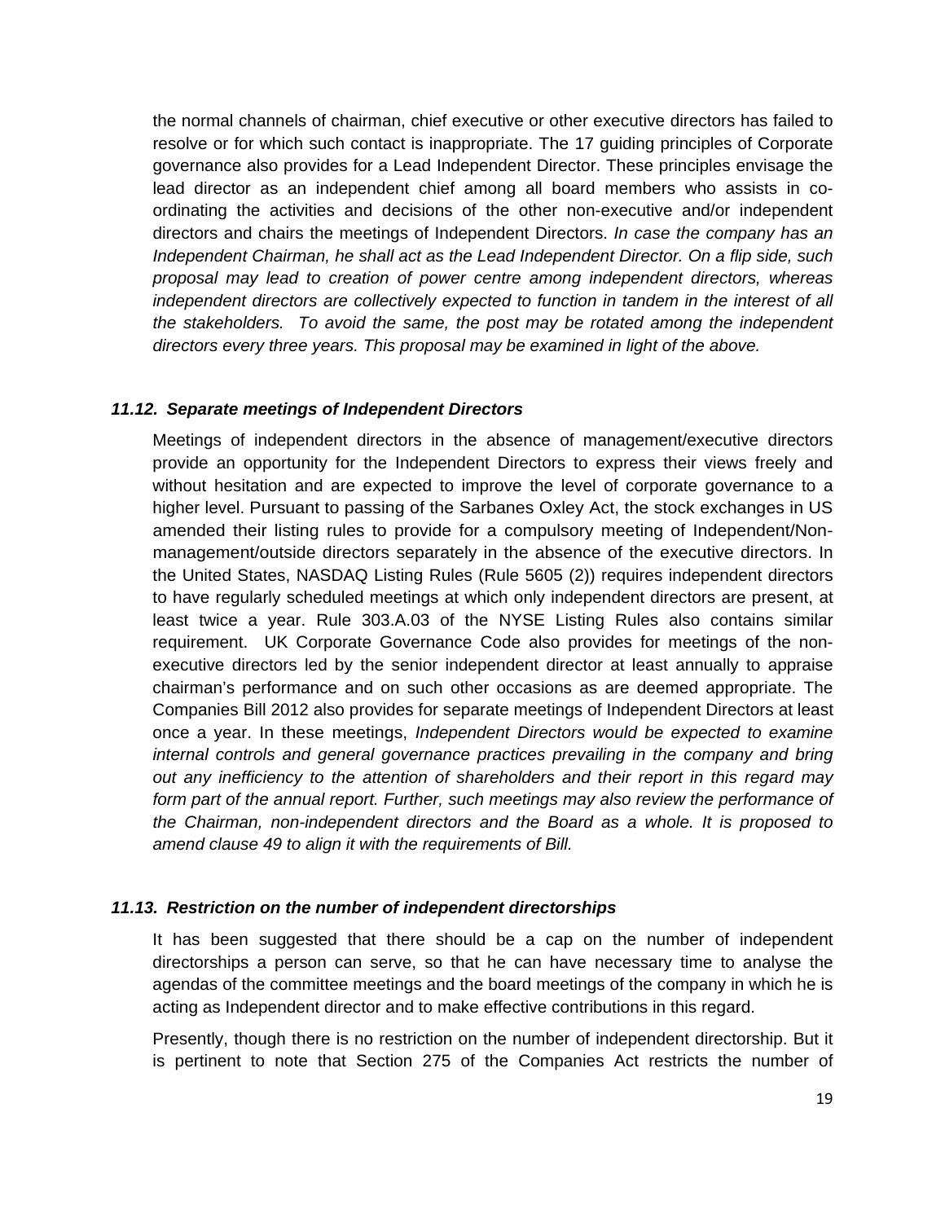the normal channels of chairman, chief executive or other executive directors has failed to resolve or for which such contact is inappropriate. The 17 guiding principles of Corporate governance also provides for a Lead Independent Director. These principles envisage the lead director as an independent chief among all board members who assists in co-ordinating the activities and decisions of the other non-executive and/or independent directors and chairs the meetings of Independent Directors. *In case the company has an Independent Chairman, he shall act as the Lead Independent Director. On a flip side, such proposal may lead to creation of power centre among independent directors, whereas independent directors are collectively expected to function in tandem in the interest of all the stakeholders. To avoid the same, the post may be rotated among the independent directors every three years. This proposal may be examined in light of the above.*

### *11.12. Separate meetings of Independent Directors*

Meetings of independent directors in the absence of management/executive directors provide an opportunity for the Independent Directors to express their views freely and without hesitation and are expected to improve the level of corporate governance to a higher level. Pursuant to passing of the Sarbanes Oxley Act, the stock exchanges in US amended their listing rules to provide for a compulsory meeting of Independent/Non-management/outside directors separately in the absence of the executive directors. In the United States, NASDAQ Listing Rules (Rule 5605 (2)) requires independent directors to have regularly scheduled meetings at which only independent directors are present, at least twice a year. Rule 303.A.03 of the NYSE Listing Rules also contains similar requirement. UK Corporate Governance Code also provides for meetings of the non-executive directors led by the senior independent director at least annually to appraise chairman's performance and on such other occasions as are deemed appropriate. The Companies Bill 2012 also provides for separate meetings of Independent Directors at least once a year. In these meetings, *Independent Directors would be expected to examine internal controls and general governance practices prevailing in the company and bring out any inefficiency to the attention of shareholders and their report in this regard may form part of the annual report. Further, such meetings may also review the performance of the Chairman, non-independent directors and the Board as a whole. It is proposed to amend clause 49 to align it with the requirements of Bill.*

### *11.13. Restriction on the number of independent directorships*

It has been suggested that there should be a cap on the number of independent directorships a person can serve, so that he can have necessary time to analyse the agendas of the committee meetings and the board meetings of the company in which he is acting as Independent director and to make effective contributions in this regard.

Presently, though there is no restriction on the number of independent directorship. But it is pertinent to note that Section 275 of the Companies Act restricts the number of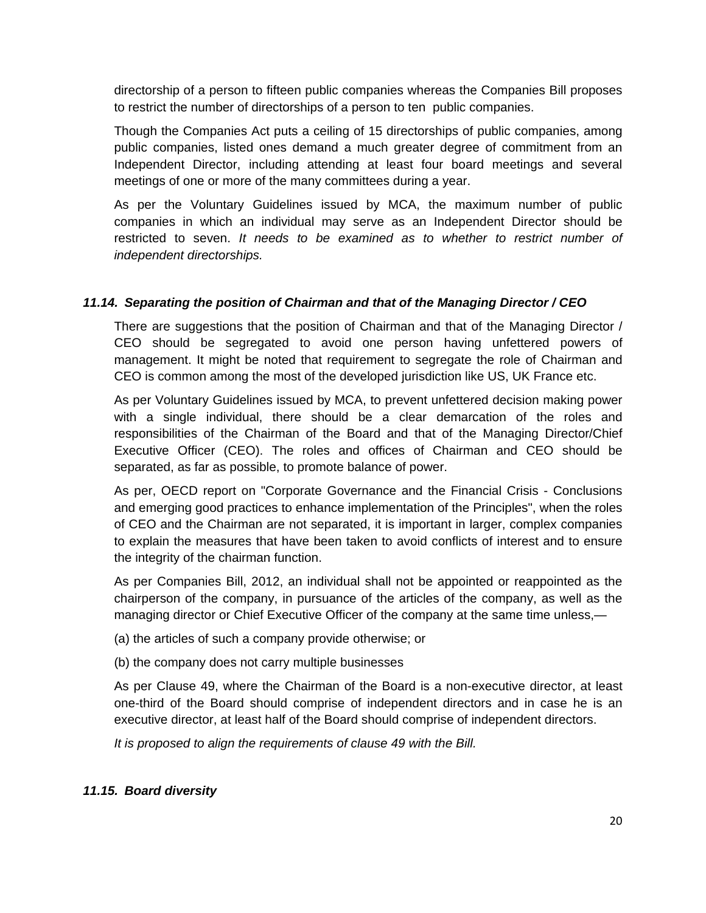directorship of a person to fifteen public companies whereas the Companies Bill proposes to restrict the number of directorships of a person to ten public companies.

Though the Companies Act puts a ceiling of 15 directorships of public companies, among public companies, listed ones demand a much greater degree of commitment from an Independent Director, including attending at least four board meetings and several meetings of one or more of the many committees during a year.

As per the Voluntary Guidelines issued by MCA, the maximum number of public companies in which an individual may serve as an Independent Director should be restricted to seven. *It needs to be examined as to whether to restrict number of independent directorships.*

### *11.14. Separating the position of Chairman and that of the Managing Director / CEO*

There are suggestions that the position of Chairman and that of the Managing Director / CEO should be segregated to avoid one person having unfettered powers of management. It might be noted that requirement to segregate the role of Chairman and CEO is common among the most of the developed jurisdiction like US, UK France etc.

As per Voluntary Guidelines issued by MCA, to prevent unfettered decision making power with a single individual, there should be a clear demarcation of the roles and responsibilities of the Chairman of the Board and that of the Managing Director/Chief Executive Officer (CEO). The roles and offices of Chairman and CEO should be separated, as far as possible, to promote balance of power.

As per, OECD report on "Corporate Governance and the Financial Crisis - Conclusions and emerging good practices to enhance implementation of the Principles", when the roles of CEO and the Chairman are not separated, it is important in larger, complex companies to explain the measures that have been taken to avoid conflicts of interest and to ensure the integrity of the chairman function.

As per Companies Bill, 2012, an individual shall not be appointed or reappointed as the chairperson of the company, in pursuance of the articles of the company, as well as the managing director or Chief Executive Officer of the company at the same time unless,—

(a) the articles of such a company provide otherwise; or

(b) the company does not carry multiple businesses

As per Clause 49, where the Chairman of the Board is a non-executive director, at least one-third of the Board should comprise of independent directors and in case he is an executive director, at least half of the Board should comprise of independent directors.

*It is proposed to align the requirements of clause 49 with the Bill.*

### *11.15. Board diversity*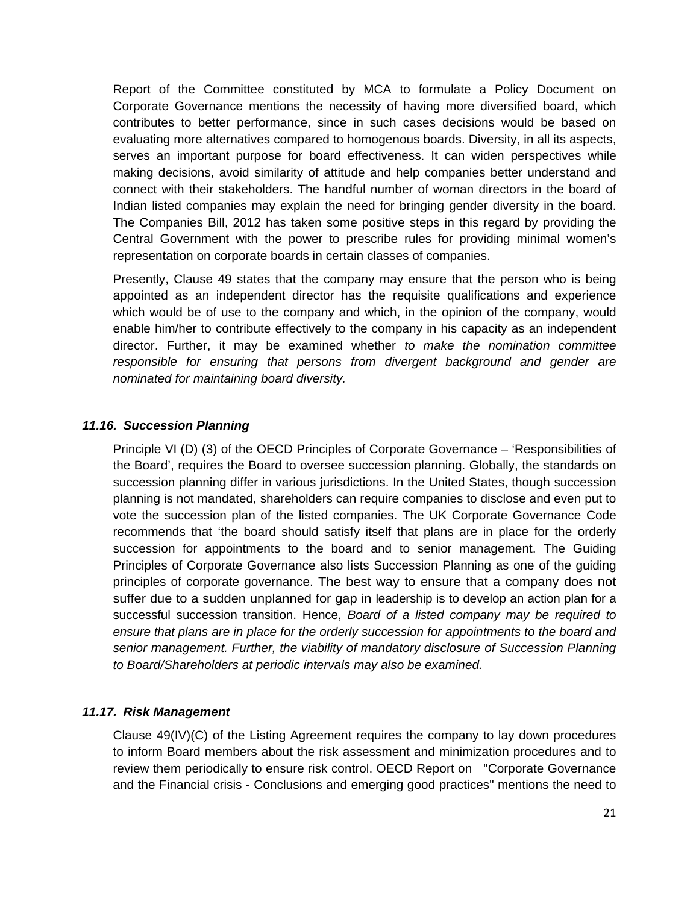Report of the Committee constituted by MCA to formulate a Policy Document on Corporate Governance mentions the necessity of having more diversified board, which contributes to better performance, since in such cases decisions would be based on evaluating more alternatives compared to homogenous boards. Diversity, in all its aspects, serves an important purpose for board effectiveness. It can widen perspectives while making decisions, avoid similarity of attitude and help companies better understand and connect with their stakeholders. The handful number of woman directors in the board of Indian listed companies may explain the need for bringing gender diversity in the board. The Companies Bill, 2012 has taken some positive steps in this regard by providing the Central Government with the power to prescribe rules for providing minimal women's representation on corporate boards in certain classes of companies.

Presently, Clause 49 states that the company may ensure that the person who is being appointed as an independent director has the requisite qualifications and experience which would be of use to the company and which, in the opinion of the company, would enable him/her to contribute effectively to the company in his capacity as an independent director. Further, it may be examined whether *to make the nomination committee responsible for ensuring that persons from divergent background and gender are nominated for maintaining board diversity.*

### *11.16. Succession Planning*

Principle VI (D) (3) of the OECD Principles of Corporate Governance – 'Responsibilities of the Board', requires the Board to oversee succession planning. Globally, the standards on succession planning differ in various jurisdictions. In the United States, though succession planning is not mandated, shareholders can require companies to disclose and even put to vote the succession plan of the listed companies. The UK Corporate Governance Code recommends that 'the board should satisfy itself that plans are in place for the orderly succession for appointments to the board and to senior management. The Guiding Principles of Corporate Governance also lists Succession Planning as one of the guiding principles of corporate governance. The best way to ensure that a company does not suffer due to a sudden unplanned for gap in leadership is to develop an action plan for a successful succession transition. Hence, *Board of a listed company may be required to ensure that plans are in place for the orderly succession for appointments to the board and senior management. Further, the viability of mandatory disclosure of Succession Planning to Board/Shareholders at periodic intervals may also be examined.*

### *11.17. Risk Management*

Clause 49(IV)(C) of the Listing Agreement requires the company to lay down procedures to inform Board members about the risk assessment and minimization procedures and to review them periodically to ensure risk control. OECD Report on "Corporate Governance and the Financial crisis - Conclusions and emerging good practices" mentions the need to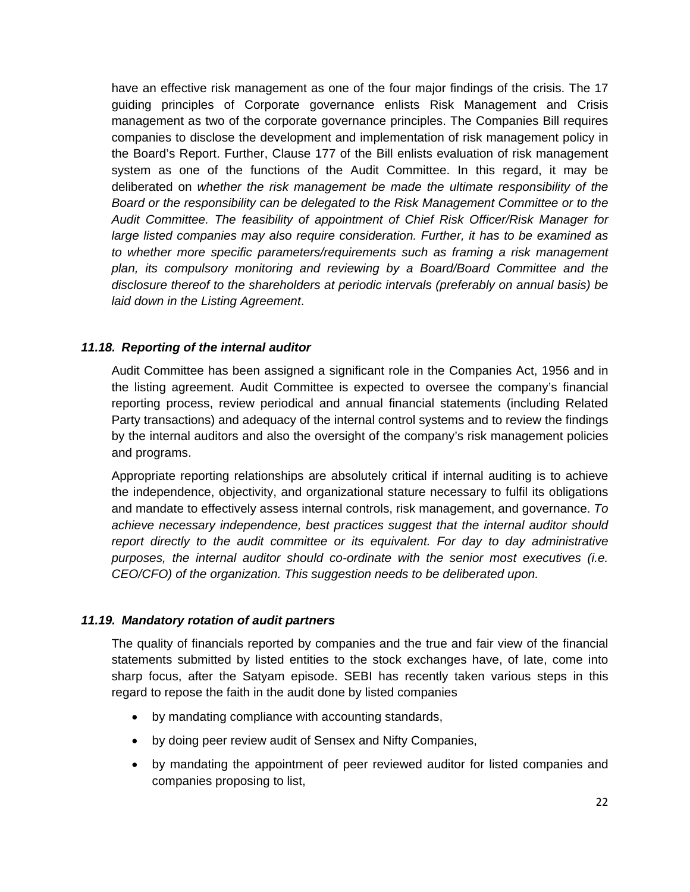have an effective risk management as one of the four major findings of the crisis. The 17 guiding principles of Corporate governance enlists Risk Management and Crisis management as two of the corporate governance principles. The Companies Bill requires companies to disclose the development and implementation of risk management policy in the Board's Report. Further, Clause 177 of the Bill enlists evaluation of risk management system as one of the functions of the Audit Committee. In this regard, it may be deliberated on *whether the risk management be made the ultimate responsibility of the Board or the responsibility can be delegated to the Risk Management Committee or to the Audit Committee. The feasibility of appointment of Chief Risk Officer/Risk Manager for large listed companies may also require consideration. Further, it has to be examined as to whether more specific parameters/requirements such as framing a risk management plan, its compulsory monitoring and reviewing by a Board/Board Committee and the disclosure thereof to the shareholders at periodic intervals (preferably on annual basis) be laid down in the Listing Agreement*.

### *11.18. Reporting of the internal auditor*

Audit Committee has been assigned a significant role in the Companies Act, 1956 and in the listing agreement. Audit Committee is expected to oversee the company's financial reporting process, review periodical and annual financial statements (including Related Party transactions) and adequacy of the internal control systems and to review the findings by the internal auditors and also the oversight of the company's risk management policies and programs.

Appropriate reporting relationships are absolutely critical if internal auditing is to achieve the independence, objectivity, and organizational stature necessary to fulfil its obligations and mandate to effectively assess internal controls, risk management, and governance. *To achieve necessary independence, best practices suggest that the internal auditor should report directly to the audit committee or its equivalent. For day to day administrative purposes, the internal auditor should co-ordinate with the senior most executives (i.e. CEO/CFO) of the organization. This suggestion needs to be deliberated upon.*

### *11.19. Mandatory rotation of audit partners*

The quality of financials reported by companies and the true and fair view of the financial statements submitted by listed entities to the stock exchanges have, of late, come into sharp focus, after the Satyam episode. SEBI has recently taken various steps in this regard to repose the faith in the audit done by listed companies

- by mandating compliance with accounting standards,
- by doing peer review audit of Sensex and Nifty Companies,
- by mandating the appointment of peer reviewed auditor for listed companies and companies proposing to list,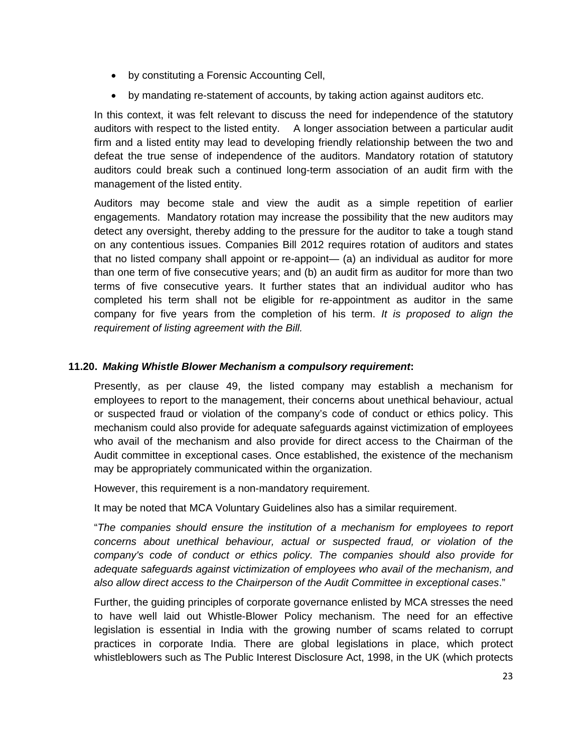- by constituting a Forensic Accounting Cell,
- by mandating re-statement of accounts, by taking action against auditors etc.

In this context, it was felt relevant to discuss the need for independence of the statutory auditors with respect to the listed entity. A longer association between a particular audit firm and a listed entity may lead to developing friendly relationship between the two and defeat the true sense of independence of the auditors. Mandatory rotation of statutory auditors could break such a continued long-term association of an audit firm with the management of the listed entity.

Auditors may become stale and view the audit as a simple repetition of earlier engagements. Mandatory rotation may increase the possibility that the new auditors may detect any oversight, thereby adding to the pressure for the auditor to take a tough stand on any contentious issues. Companies Bill 2012 requires rotation of auditors and states that no listed company shall appoint or re-appoint— (a) an individual as auditor for more than one term of five consecutive years; and (b) an audit firm as auditor for more than two terms of five consecutive years. It further states that an individual auditor who has completed his term shall not be eligible for re-appointment as auditor in the same company for five years from the completion of his term. *It is proposed to align the requirement of listing agreement with the Bill.*

**11.20. *Making Whistle Blower Mechanism a compulsory requirement*:**

Presently, as per clause 49, the listed company may establish a mechanism for employees to report to the management, their concerns about unethical behaviour, actual or suspected fraud or violation of the company's code of conduct or ethics policy. This mechanism could also provide for adequate safeguards against victimization of employees who avail of the mechanism and also provide for direct access to the Chairman of the Audit committee in exceptional cases. Once established, the existence of the mechanism may be appropriately communicated within the organization.

However, this requirement is a non-mandatory requirement.

It may be noted that MCA Voluntary Guidelines also has a similar requirement.

"*The companies should ensure the institution of a mechanism for employees to report concerns about unethical behaviour, actual or suspected fraud, or violation of the company's code of conduct or ethics policy. The companies should also provide for adequate safeguards against victimization of employees who avail of the mechanism, and also allow direct access to the Chairperson of the Audit Committee in exceptional cases*."

Further, the guiding principles of corporate governance enlisted by MCA stresses the need to have well laid out Whistle-Blower Policy mechanism. The need for an effective legislation is essential in India with the growing number of scams related to corrupt practices in corporate India. There are global legislations in place, which protect whistleblowers such as The Public Interest Disclosure Act, 1998, in the UK (which protects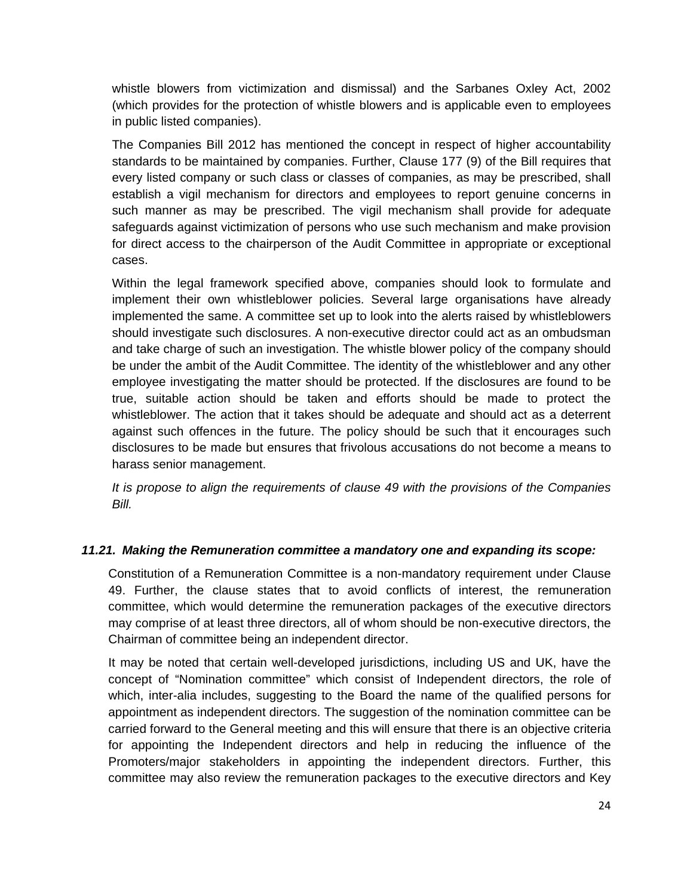whistle blowers from victimization and dismissal) and the Sarbanes Oxley Act, 2002 (which provides for the protection of whistle blowers and is applicable even to employees in public listed companies).

The Companies Bill 2012 has mentioned the concept in respect of higher accountability standards to be maintained by companies. Further, Clause 177 (9) of the Bill requires that every listed company or such class or classes of companies, as may be prescribed, shall establish a vigil mechanism for directors and employees to report genuine concerns in such manner as may be prescribed. The vigil mechanism shall provide for adequate safeguards against victimization of persons who use such mechanism and make provision for direct access to the chairperson of the Audit Committee in appropriate or exceptional cases.

Within the legal framework specified above, companies should look to formulate and implement their own whistleblower policies. Several large organisations have already implemented the same. A committee set up to look into the alerts raised by whistleblowers should investigate such disclosures. A non-executive director could act as an ombudsman and take charge of such an investigation. The whistle blower policy of the company should be under the ambit of the Audit Committee. The identity of the whistleblower and any other employee investigating the matter should be protected. If the disclosures are found to be true, suitable action should be taken and efforts should be made to protect the whistleblower. The action that it takes should be adequate and should act as a deterrent against such offences in the future. The policy should be such that it encourages such disclosures to be made but ensures that frivolous accusations do not become a means to harass senior management.

*It is propose to align the requirements of clause 49 with the provisions of the Companies Bill.*

### *11.21. Making the Remuneration committee a mandatory one and expanding its scope:*

Constitution of a Remuneration Committee is a non-mandatory requirement under Clause 49. Further, the clause states that to avoid conflicts of interest, the remuneration committee, which would determine the remuneration packages of the executive directors may comprise of at least three directors, all of whom should be non-executive directors, the Chairman of committee being an independent director.

It may be noted that certain well-developed jurisdictions, including US and UK, have the concept of "Nomination committee" which consist of Independent directors, the role of which, inter-alia includes, suggesting to the Board the name of the qualified persons for appointment as independent directors. The suggestion of the nomination committee can be carried forward to the General meeting and this will ensure that there is an objective criteria for appointing the Independent directors and help in reducing the influence of the Promoters/major stakeholders in appointing the independent directors. Further, this committee may also review the remuneration packages to the executive directors and Key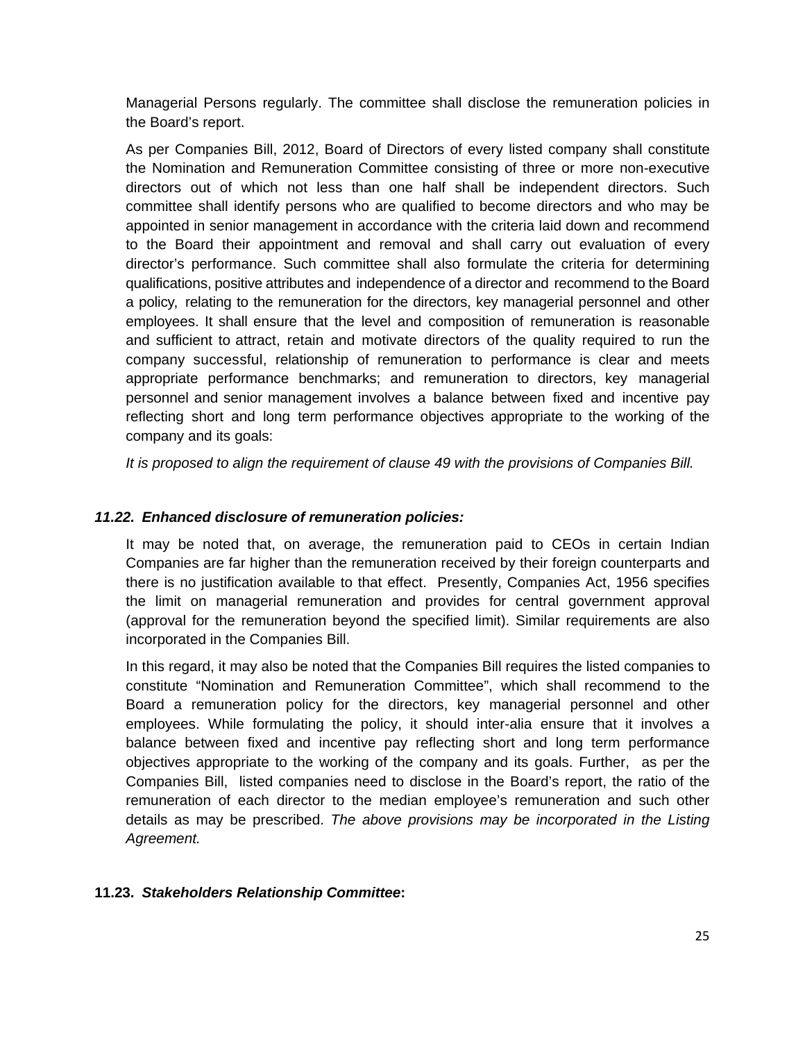Managerial Persons regularly. The committee shall disclose the remuneration policies in the Board's report.

As per Companies Bill, 2012, Board of Directors of every listed company shall constitute the Nomination and Remuneration Committee consisting of three or more non-executive directors out of which not less than one half shall be independent directors. Such committee shall identify persons who are qualified to become directors and who may be appointed in senior management in accordance with the criteria laid down and recommend to the Board their appointment and removal and shall carry out evaluation of every director's performance. Such committee shall also formulate the criteria for determining qualifications, positive attributes and independence of a director and recommend to the Board a policy, relating to the remuneration for the directors, key managerial personnel and other employees. It shall ensure that the level and composition of remuneration is reasonable and sufficient to attract, retain and motivate directors of the quality required to run the company successful, relationship of remuneration to performance is clear and meets appropriate performance benchmarks; and remuneration to directors, key managerial personnel and senior management involves a balance between fixed and incentive pay reflecting short and long term performance objectives appropriate to the working of the company and its goals:

*It is proposed to align the requirement of clause 49 with the provisions of Companies Bill.*

### *11.22. Enhanced disclosure of remuneration policies:*

It may be noted that, on average, the remuneration paid to CEOs in certain Indian Companies are far higher than the remuneration received by their foreign counterparts and there is no justification available to that effect. Presently, Companies Act, 1956 specifies the limit on managerial remuneration and provides for central government approval (approval for the remuneration beyond the specified limit). Similar requirements are also incorporated in the Companies Bill.

In this regard, it may also be noted that the Companies Bill requires the listed companies to constitute "Nomination and Remuneration Committee", which shall recommend to the Board a remuneration policy for the directors, key managerial personnel and other employees. While formulating the policy, it should inter-alia ensure that it involves a balance between fixed and incentive pay reflecting short and long term performance objectives appropriate to the working of the company and its goals. Further, as per the Companies Bill, listed companies need to disclose in the Board's report, the ratio of the remuneration of each director to the median employee's remuneration and such other details as may be prescribed. *The above provisions may be incorporated in the Listing Agreement.*

### **11.23.** ***Stakeholders Relationship Committee*****:**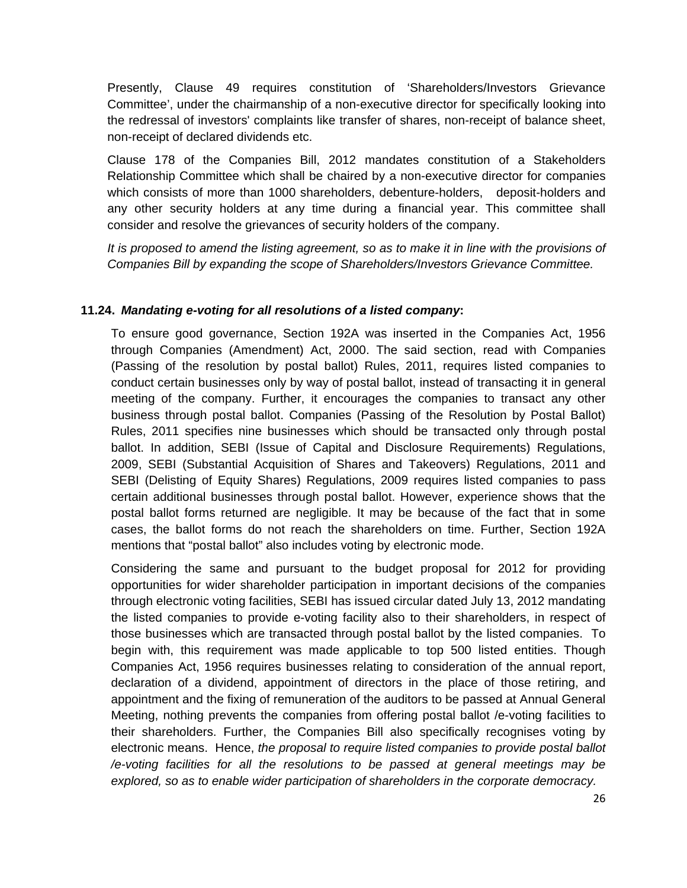Presently, Clause 49 requires constitution of 'Shareholders/Investors Grievance Committee', under the chairmanship of a non-executive director for specifically looking into the redressal of investors' complaints like transfer of shares, non-receipt of balance sheet, non-receipt of declared dividends etc.

Clause 178 of the Companies Bill, 2012 mandates constitution of a Stakeholders Relationship Committee which shall be chaired by a non-executive director for companies which consists of more than 1000 shareholders, debenture-holders, deposit-holders and any other security holders at any time during a financial year. This committee shall consider and resolve the grievances of security holders of the company.

*It is proposed to amend the listing agreement, so as to make it in line with the provisions of Companies Bill by expanding the scope of Shareholders/Investors Grievance Committee.*

### 11.24. *Mandating e-voting for all resolutions of a listed company*:

To ensure good governance, Section 192A was inserted in the Companies Act, 1956 through Companies (Amendment) Act, 2000. The said section, read with Companies (Passing of the resolution by postal ballot) Rules, 2011, requires listed companies to conduct certain businesses only by way of postal ballot, instead of transacting it in general meeting of the company. Further, it encourages the companies to transact any other business through postal ballot. Companies (Passing of the Resolution by Postal Ballot) Rules, 2011 specifies nine businesses which should be transacted only through postal ballot. In addition, SEBI (Issue of Capital and Disclosure Requirements) Regulations, 2009, SEBI (Substantial Acquisition of Shares and Takeovers) Regulations, 2011 and SEBI (Delisting of Equity Shares) Regulations, 2009 requires listed companies to pass certain additional businesses through postal ballot. However, experience shows that the postal ballot forms returned are negligible. It may be because of the fact that in some cases, the ballot forms do not reach the shareholders on time. Further, Section 192A mentions that "postal ballot" also includes voting by electronic mode.

Considering the same and pursuant to the budget proposal for 2012 for providing opportunities for wider shareholder participation in important decisions of the companies through electronic voting facilities, SEBI has issued circular dated July 13, 2012 mandating the listed companies to provide e-voting facility also to their shareholders, in respect of those businesses which are transacted through postal ballot by the listed companies. To begin with, this requirement was made applicable to top 500 listed entities. Though Companies Act, 1956 requires businesses relating to consideration of the annual report, declaration of a dividend, appointment of directors in the place of those retiring, and appointment and the fixing of remuneration of the auditors to be passed at Annual General Meeting, nothing prevents the companies from offering postal ballot /e-voting facilities to their shareholders. Further, the Companies Bill also specifically recognises voting by electronic means. Hence, *the proposal to require listed companies to provide postal ballot /e-voting facilities for all the resolutions to be passed at general meetings may be explored, so as to enable wider participation of shareholders in the corporate democracy.*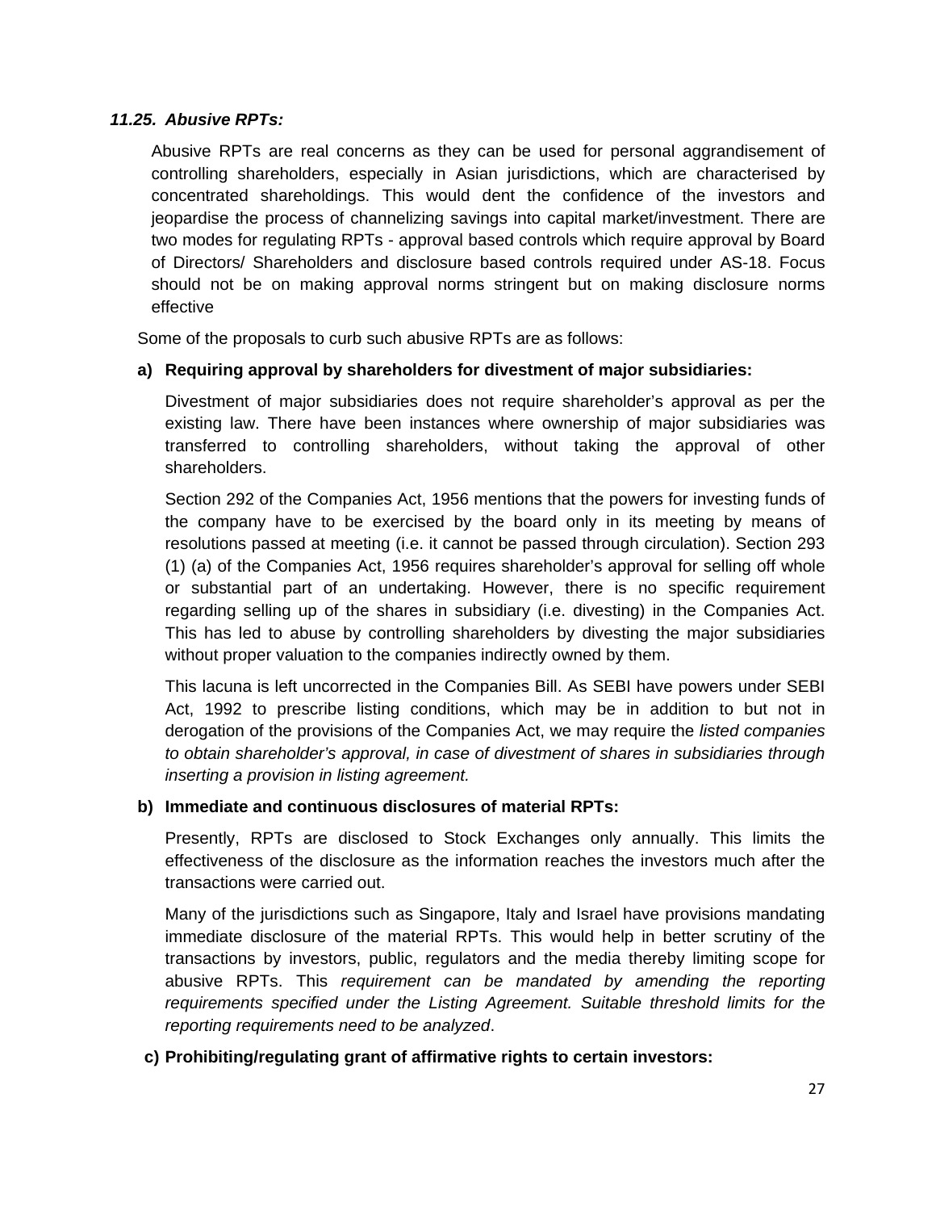### *11.25. Abusive RPTs:*

Abusive RPTs are real concerns as they can be used for personal aggrandisement of controlling shareholders, especially in Asian jurisdictions, which are characterised by concentrated shareholdings. This would dent the confidence of the investors and jeopardise the process of channelizing savings into capital market/investment. There are two modes for regulating RPTs - approval based controls which require approval by Board of Directors/ Shareholders and disclosure based controls required under AS-18. Focus should not be on making approval norms stringent but on making disclosure norms effective

Some of the proposals to curb such abusive RPTs are as follows:

**a) Requiring approval by shareholders for divestment of major subsidiaries:**

Divestment of major subsidiaries does not require shareholder's approval as per the existing law. There have been instances where ownership of major subsidiaries was transferred to controlling shareholders, without taking the approval of other shareholders.

Section 292 of the Companies Act, 1956 mentions that the powers for investing funds of the company have to be exercised by the board only in its meeting by means of resolutions passed at meeting (i.e. it cannot be passed through circulation). Section 293 (1) (a) of the Companies Act, 1956 requires shareholder's approval for selling off whole or substantial part of an undertaking. However, there is no specific requirement regarding selling up of the shares in subsidiary (i.e. divesting) in the Companies Act. This has led to abuse by controlling shareholders by divesting the major subsidiaries without proper valuation to the companies indirectly owned by them.

This lacuna is left uncorrected in the Companies Bill. As SEBI have powers under SEBI Act, 1992 to prescribe listing conditions, which may be in addition to but not in derogation of the provisions of the Companies Act, we may require the *listed companies to obtain shareholder's approval, in case of divestment of shares in subsidiaries through inserting a provision in listing agreement.*

**b) Immediate and continuous disclosures of material RPTs:**

Presently, RPTs are disclosed to Stock Exchanges only annually. This limits the effectiveness of the disclosure as the information reaches the investors much after the transactions were carried out.

Many of the jurisdictions such as Singapore, Italy and Israel have provisions mandating immediate disclosure of the material RPTs. This would help in better scrutiny of the transactions by investors, public, regulators and the media thereby limiting scope for abusive RPTs. This *requirement can be mandated by amending the reporting requirements specified under the Listing Agreement. Suitable threshold limits for the reporting requirements need to be analyzed*.

**c) Prohibiting/regulating grant of affirmative rights to certain investors:**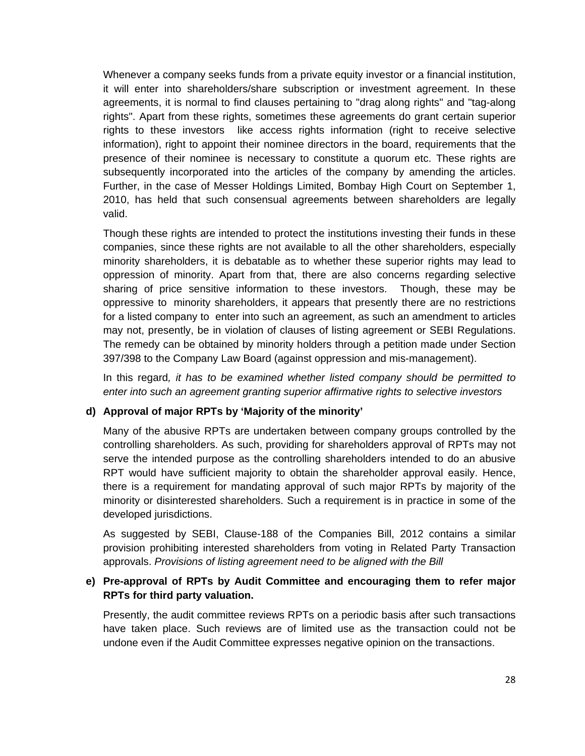Whenever a company seeks funds from a private equity investor or a financial institution, it will enter into shareholders/share subscription or investment agreement. In these agreements, it is normal to find clauses pertaining to "drag along rights" and "tag-along rights". Apart from these rights, sometimes these agreements do grant certain superior rights to these investors like access rights information (right to receive selective information), right to appoint their nominee directors in the board, requirements that the presence of their nominee is necessary to constitute a quorum etc. These rights are subsequently incorporated into the articles of the company by amending the articles. Further, in the case of Messer Holdings Limited, Bombay High Court on September 1, 2010, has held that such consensual agreements between shareholders are legally valid.

Though these rights are intended to protect the institutions investing their funds in these companies, since these rights are not available to all the other shareholders, especially minority shareholders, it is debatable as to whether these superior rights may lead to oppression of minority. Apart from that, there are also concerns regarding selective sharing of price sensitive information to these investors. Though, these may be oppressive to minority shareholders, it appears that presently there are no restrictions for a listed company to enter into such an agreement, as such an amendment to articles may not, presently, be in violation of clauses of listing agreement or SEBI Regulations. The remedy can be obtained by minority holders through a petition made under Section 397/398 to the Company Law Board (against oppression and mis-management).

In this regard*, it has to be examined whether listed company should be permitted to enter into such an agreement granting superior affirmative rights to selective investors*

**d) Approval of major RPTs by 'Majority of the minority'**

Many of the abusive RPTs are undertaken between company groups controlled by the controlling shareholders. As such, providing for shareholders approval of RPTs may not serve the intended purpose as the controlling shareholders intended to do an abusive RPT would have sufficient majority to obtain the shareholder approval easily. Hence, there is a requirement for mandating approval of such major RPTs by majority of the minority or disinterested shareholders. Such a requirement is in practice in some of the developed jurisdictions.

As suggested by SEBI, Clause-188 of the Companies Bill, 2012 contains a similar provision prohibiting interested shareholders from voting in Related Party Transaction approvals. *Provisions of listing agreement need to be aligned with the Bill*

**e) Pre-approval of RPTs by Audit Committee and encouraging them to refer major RPTs for third party valuation.**

Presently, the audit committee reviews RPTs on a periodic basis after such transactions have taken place. Such reviews are of limited use as the transaction could not be undone even if the Audit Committee expresses negative opinion on the transactions.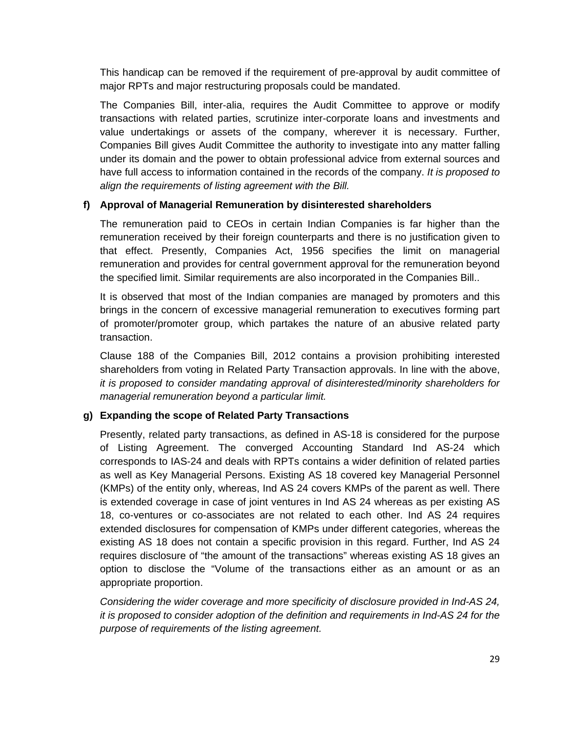This handicap can be removed if the requirement of pre-approval by audit committee of major RPTs and major restructuring proposals could be mandated.

The Companies Bill, inter-alia, requires the Audit Committee to approve or modify transactions with related parties, scrutinize inter-corporate loans and investments and value undertakings or assets of the company, wherever it is necessary. Further, Companies Bill gives Audit Committee the authority to investigate into any matter falling under its domain and the power to obtain professional advice from external sources and have full access to information contained in the records of the company. *It is proposed to align the requirements of listing agreement with the Bill.*

**f) Approval of Managerial Remuneration by disinterested shareholders**

The remuneration paid to CEOs in certain Indian Companies is far higher than the remuneration received by their foreign counterparts and there is no justification given to that effect. Presently, Companies Act, 1956 specifies the limit on managerial remuneration and provides for central government approval for the remuneration beyond the specified limit. Similar requirements are also incorporated in the Companies Bill..

It is observed that most of the Indian companies are managed by promoters and this brings in the concern of excessive managerial remuneration to executives forming part of promoter/promoter group, which partakes the nature of an abusive related party transaction.

Clause 188 of the Companies Bill, 2012 contains a provision prohibiting interested shareholders from voting in Related Party Transaction approvals. In line with the above, *it is proposed to consider mandating approval of disinterested/minority shareholders for managerial remuneration beyond a particular limit.*

**g) Expanding the scope of Related Party Transactions**

Presently, related party transactions, as defined in AS-18 is considered for the purpose of Listing Agreement. The converged Accounting Standard Ind AS-24 which corresponds to IAS-24 and deals with RPTs contains a wider definition of related parties as well as Key Managerial Persons. Existing AS 18 covered key Managerial Personnel (KMPs) of the entity only, whereas, Ind AS 24 covers KMPs of the parent as well. There is extended coverage in case of joint ventures in Ind AS 24 whereas as per existing AS 18, co-ventures or co-associates are not related to each other. Ind AS 24 requires extended disclosures for compensation of KMPs under different categories, whereas the existing AS 18 does not contain a specific provision in this regard. Further, Ind AS 24 requires disclosure of "the amount of the transactions" whereas existing AS 18 gives an option to disclose the "Volume of the transactions either as an amount or as an appropriate proportion.

*Considering the wider coverage and more specificity of disclosure provided in Ind-AS 24, it is proposed to consider adoption of the definition and requirements in Ind-AS 24 for the purpose of requirements of the listing agreement.*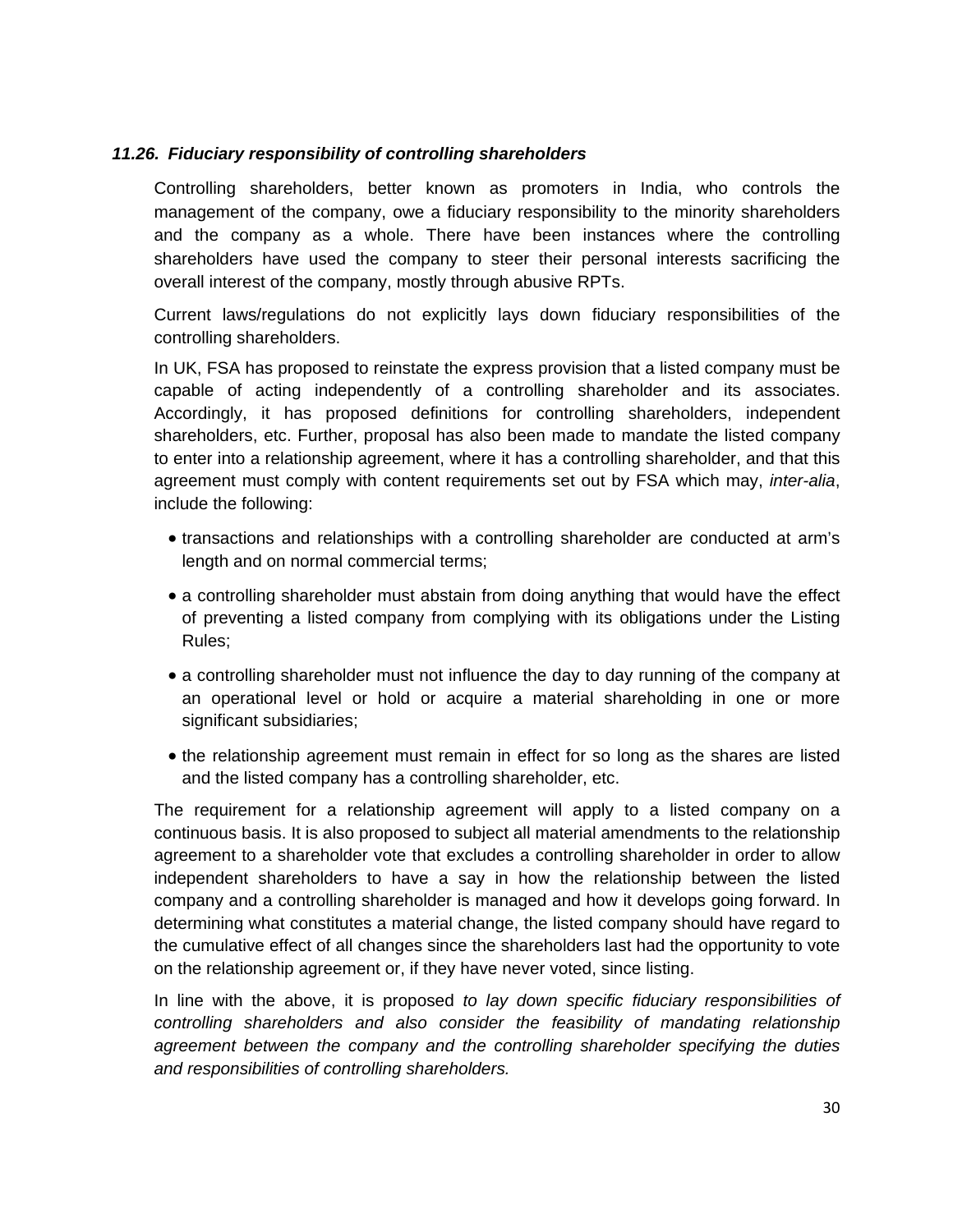### *11.26. Fiduciary responsibility of controlling shareholders*

Controlling shareholders, better known as promoters in India, who controls the management of the company, owe a fiduciary responsibility to the minority shareholders and the company as a whole. There have been instances where the controlling shareholders have used the company to steer their personal interests sacrificing the overall interest of the company, mostly through abusive RPTs.

Current laws/regulations do not explicitly lays down fiduciary responsibilities of the controlling shareholders.

In UK, FSA has proposed to reinstate the express provision that a listed company must be capable of acting independently of a controlling shareholder and its associates. Accordingly, it has proposed definitions for controlling shareholders, independent shareholders, etc. Further, proposal has also been made to mandate the listed company to enter into a relationship agreement, where it has a controlling shareholder, and that this agreement must comply with content requirements set out by FSA which may, *inter-alia*, include the following:

- transactions and relationships with a controlling shareholder are conducted at arm's length and on normal commercial terms;
- a controlling shareholder must abstain from doing anything that would have the effect of preventing a listed company from complying with its obligations under the Listing Rules;
- a controlling shareholder must not influence the day to day running of the company at an operational level or hold or acquire a material shareholding in one or more significant subsidiaries;
- the relationship agreement must remain in effect for so long as the shares are listed and the listed company has a controlling shareholder, etc.

The requirement for a relationship agreement will apply to a listed company on a continuous basis. It is also proposed to subject all material amendments to the relationship agreement to a shareholder vote that excludes a controlling shareholder in order to allow independent shareholders to have a say in how the relationship between the listed company and a controlling shareholder is managed and how it develops going forward. In determining what constitutes a material change, the listed company should have regard to the cumulative effect of all changes since the shareholders last had the opportunity to vote on the relationship agreement or, if they have never voted, since listing.

In line with the above, it is proposed *to lay down specific fiduciary responsibilities of controlling shareholders and also consider the feasibility of mandating relationship agreement between the company and the controlling shareholder specifying the duties and responsibilities of controlling shareholders.*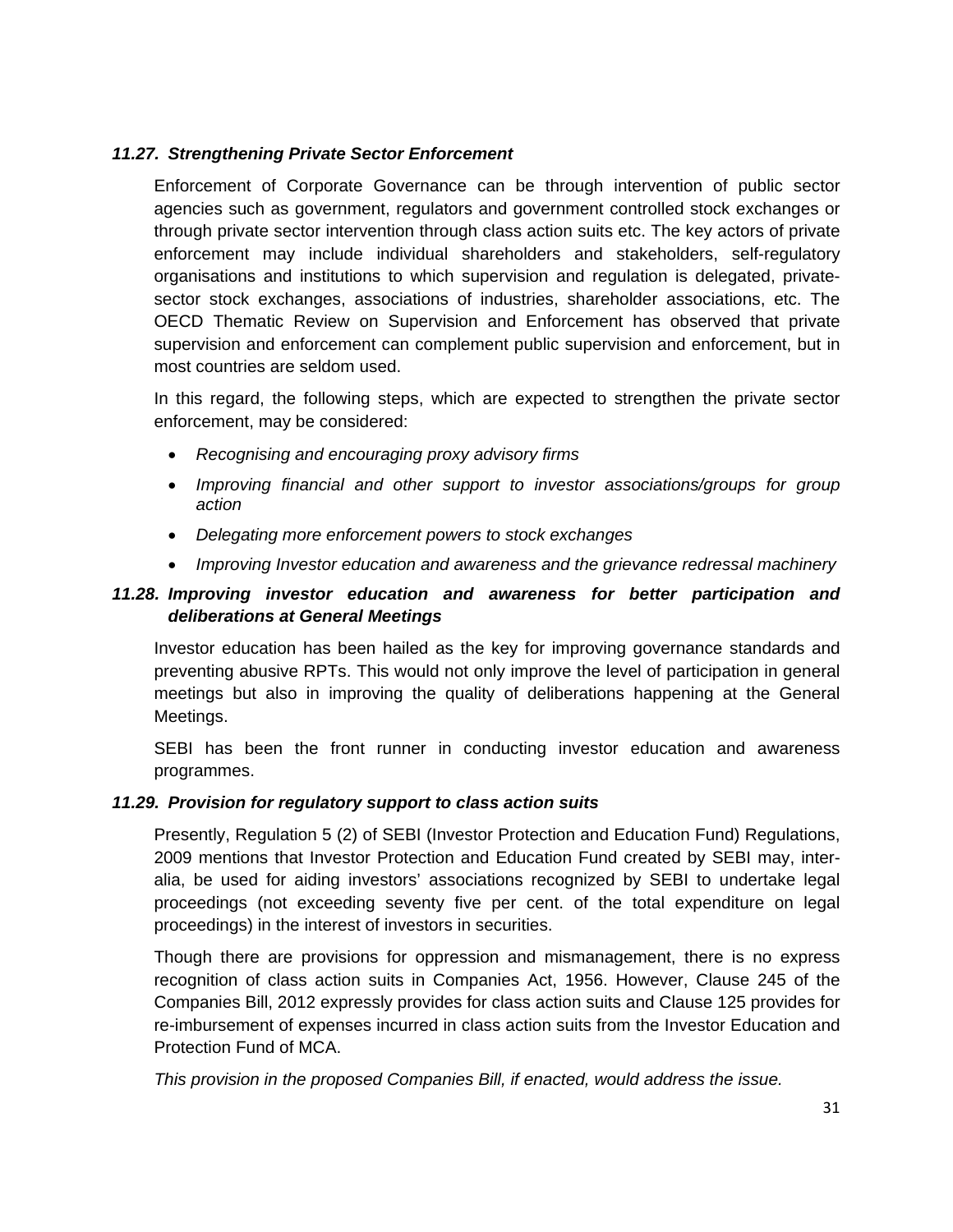### *11.27. Strengthening Private Sector Enforcement*

Enforcement of Corporate Governance can be through intervention of public sector agencies such as government, regulators and government controlled stock exchanges or through private sector intervention through class action suits etc. The key actors of private enforcement may include individual shareholders and stakeholders, self-regulatory organisations and institutions to which supervision and regulation is delegated, private-sector stock exchanges, associations of industries, shareholder associations, etc. The OECD Thematic Review on Supervision and Enforcement has observed that private supervision and enforcement can complement public supervision and enforcement, but in most countries are seldom used.

In this regard, the following steps, which are expected to strengthen the private sector enforcement, may be considered:

- *Recognising and encouraging proxy advisory firms*
- *Improving financial and other support to investor associations/groups for group action*
- *Delegating more enforcement powers to stock exchanges*
- *Improving Investor education and awareness and the grievance redressal machinery*

### *11.28. Improving investor education and awareness for better participation and deliberations at General Meetings*

Investor education has been hailed as the key for improving governance standards and preventing abusive RPTs. This would not only improve the level of participation in general meetings but also in improving the quality of deliberations happening at the General Meetings.

SEBI has been the front runner in conducting investor education and awareness programmes.

### *11.29. Provision for regulatory support to class action suits*

Presently, Regulation 5 (2) of SEBI (Investor Protection and Education Fund) Regulations, 2009 mentions that Investor Protection and Education Fund created by SEBI may, inter-alia, be used for aiding investors' associations recognized by SEBI to undertake legal proceedings (not exceeding seventy five per cent. of the total expenditure on legal proceedings) in the interest of investors in securities.

Though there are provisions for oppression and mismanagement, there is no express recognition of class action suits in Companies Act, 1956. However, Clause 245 of the Companies Bill, 2012 expressly provides for class action suits and Clause 125 provides for re-imbursement of expenses incurred in class action suits from the Investor Education and Protection Fund of MCA.

*This provision in the proposed Companies Bill, if enacted, would address the issue.*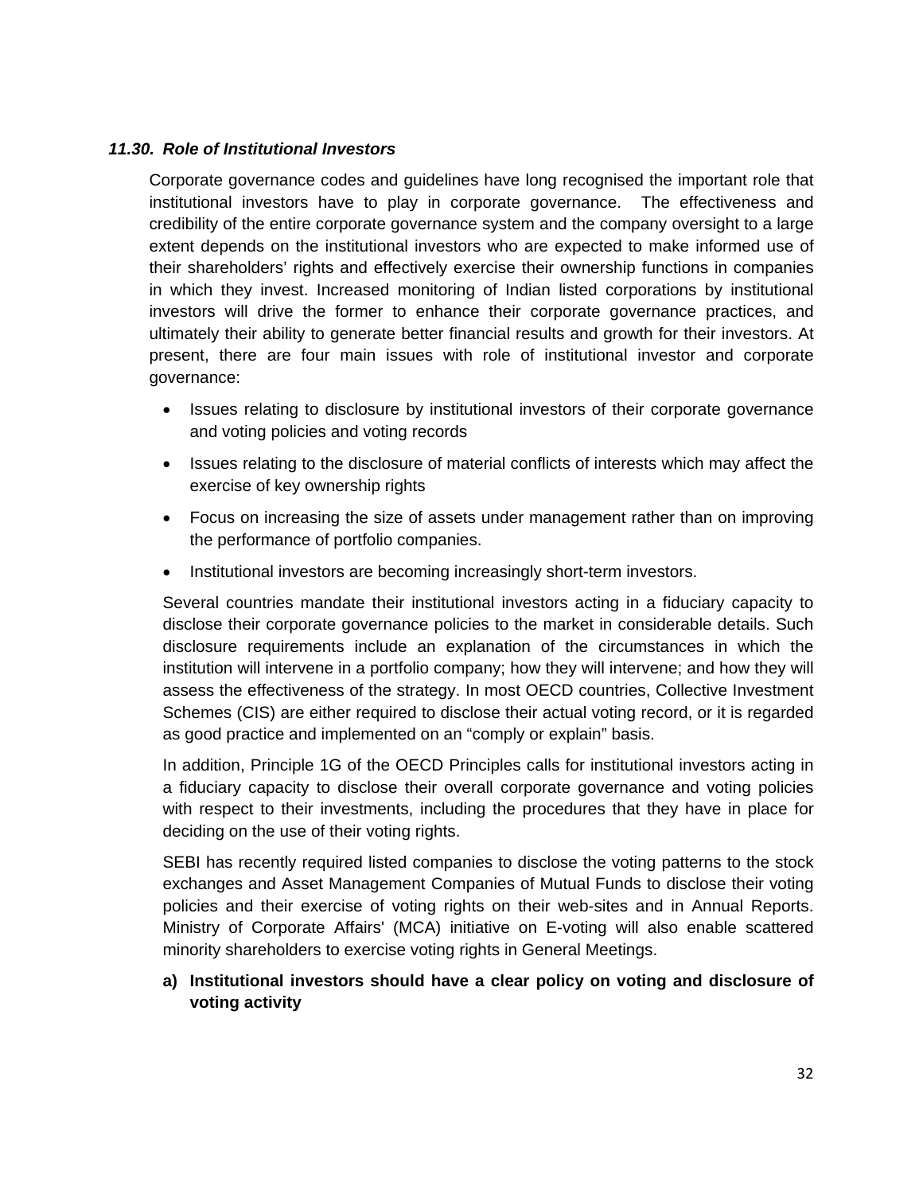### *11.30. Role of Institutional Investors*

Corporate governance codes and guidelines have long recognised the important role that institutional investors have to play in corporate governance. The effectiveness and credibility of the entire corporate governance system and the company oversight to a large extent depends on the institutional investors who are expected to make informed use of their shareholders' rights and effectively exercise their ownership functions in companies in which they invest. Increased monitoring of Indian listed corporations by institutional investors will drive the former to enhance their corporate governance practices, and ultimately their ability to generate better financial results and growth for their investors. At present, there are four main issues with role of institutional investor and corporate governance:

- Issues relating to disclosure by institutional investors of their corporate governance and voting policies and voting records
- Issues relating to the disclosure of material conflicts of interests which may affect the exercise of key ownership rights
- Focus on increasing the size of assets under management rather than on improving the performance of portfolio companies.
- Institutional investors are becoming increasingly short-term investors.

Several countries mandate their institutional investors acting in a fiduciary capacity to disclose their corporate governance policies to the market in considerable details. Such disclosure requirements include an explanation of the circumstances in which the institution will intervene in a portfolio company; how they will intervene; and how they will assess the effectiveness of the strategy. In most OECD countries, Collective Investment Schemes (CIS) are either required to disclose their actual voting record, or it is regarded as good practice and implemented on an "comply or explain" basis.

In addition, Principle 1G of the OECD Principles calls for institutional investors acting in a fiduciary capacity to disclose their overall corporate governance and voting policies with respect to their investments, including the procedures that they have in place for deciding on the use of their voting rights.

SEBI has recently required listed companies to disclose the voting patterns to the stock exchanges and Asset Management Companies of Mutual Funds to disclose their voting policies and their exercise of voting rights on their web-sites and in Annual Reports. Ministry of Corporate Affairs' (MCA) initiative on E-voting will also enable scattered minority shareholders to exercise voting rights in General Meetings.

**a) Institutional investors should have a clear policy on voting and disclosure of voting activity**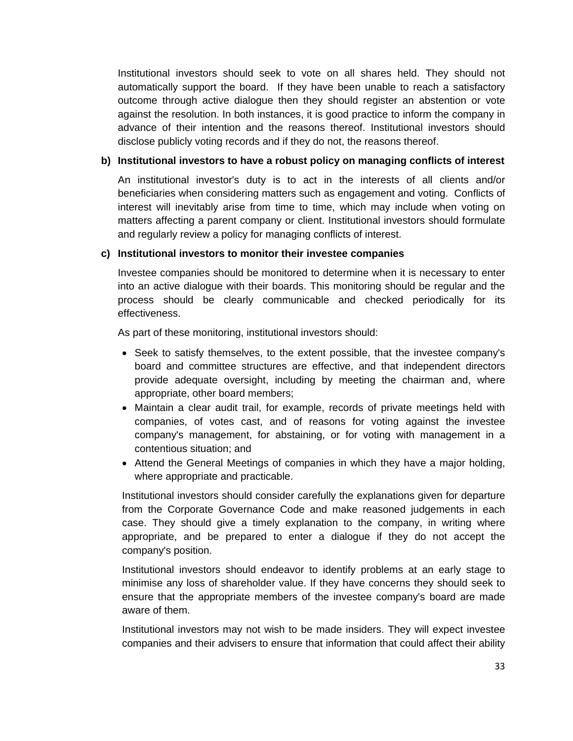Institutional investors should seek to vote on all shares held. They should not automatically support the board. If they have been unable to reach a satisfactory outcome through active dialogue then they should register an abstention or vote against the resolution. In both instances, it is good practice to inform the company in advance of their intention and the reasons thereof. Institutional investors should disclose publicly voting records and if they do not, the reasons thereof.

**b) Institutional investors to have a robust policy on managing conflicts of interest**

An institutional investor's duty is to act in the interests of all clients and/or beneficiaries when considering matters such as engagement and voting. Conflicts of interest will inevitably arise from time to time, which may include when voting on matters affecting a parent company or client. Institutional investors should formulate and regularly review a policy for managing conflicts of interest.

**c) Institutional investors to monitor their investee companies**

Investee companies should be monitored to determine when it is necessary to enter into an active dialogue with their boards. This monitoring should be regular and the process should be clearly communicable and checked periodically for its effectiveness.

As part of these monitoring, institutional investors should:

- Seek to satisfy themselves, to the extent possible, that the investee company's board and committee structures are effective, and that independent directors provide adequate oversight, including by meeting the chairman and, where appropriate, other board members;
- Maintain a clear audit trail, for example, records of private meetings held with companies, of votes cast, and of reasons for voting against the investee company's management, for abstaining, or for voting with management in a contentious situation; and
- Attend the General Meetings of companies in which they have a major holding, where appropriate and practicable.

Institutional investors should consider carefully the explanations given for departure from the Corporate Governance Code and make reasoned judgements in each case. They should give a timely explanation to the company, in writing where appropriate, and be prepared to enter a dialogue if they do not accept the company's position.

Institutional investors should endeavor to identify problems at an early stage to minimise any loss of shareholder value. If they have concerns they should seek to ensure that the appropriate members of the investee company's board are made aware of them.

Institutional investors may not wish to be made insiders. They will expect investee companies and their advisers to ensure that information that could affect their ability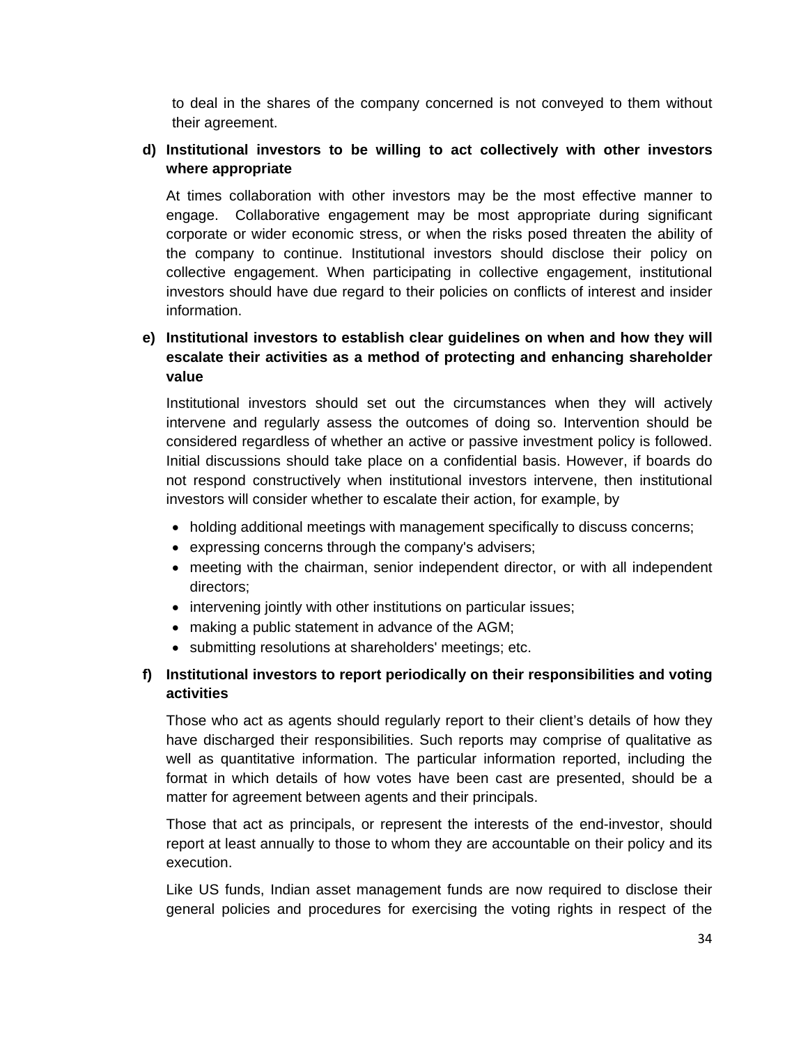to deal in the shares of the company concerned is not conveyed to them without their agreement.

d) **Institutional investors to be willing to act collectively with other investors where appropriate**

At times collaboration with other investors may be the most effective manner to engage. Collaborative engagement may be most appropriate during significant corporate or wider economic stress, or when the risks posed threaten the ability of the company to continue. Institutional investors should disclose their policy on collective engagement. When participating in collective engagement, institutional investors should have due regard to their policies on conflicts of interest and insider information.

e) **Institutional investors to establish clear guidelines on when and how they will escalate their activities as a method of protecting and enhancing shareholder value**

Institutional investors should set out the circumstances when they will actively intervene and regularly assess the outcomes of doing so. Intervention should be considered regardless of whether an active or passive investment policy is followed. Initial discussions should take place on a confidential basis. However, if boards do not respond constructively when institutional investors intervene, then institutional investors will consider whether to escalate their action, for example, by

- holding additional meetings with management specifically to discuss concerns;
- expressing concerns through the company's advisers;
- meeting with the chairman, senior independent director, or with all independent directors;
- intervening jointly with other institutions on particular issues;
- making a public statement in advance of the AGM;
- submitting resolutions at shareholders' meetings; etc.

f) **Institutional investors to report periodically on their responsibilities and voting activities**

Those who act as agents should regularly report to their client's details of how they have discharged their responsibilities. Such reports may comprise of qualitative as well as quantitative information. The particular information reported, including the format in which details of how votes have been cast are presented, should be a matter for agreement between agents and their principals.

Those that act as principals, or represent the interests of the end-investor, should report at least annually to those to whom they are accountable on their policy and its execution.

Like US funds, Indian asset management funds are now required to disclose their general policies and procedures for exercising the voting rights in respect of the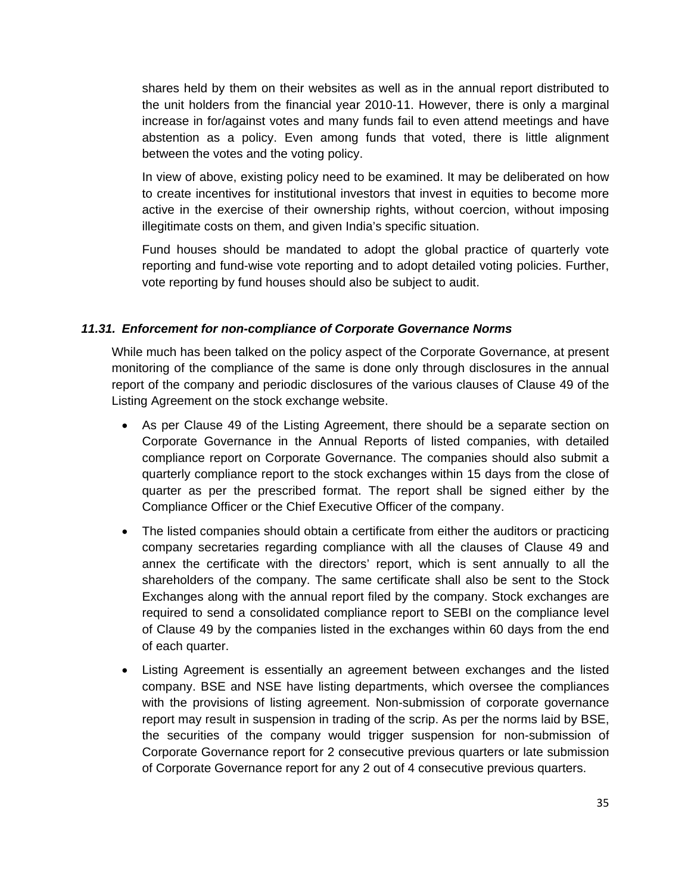shares held by them on their websites as well as in the annual report distributed to the unit holders from the financial year 2010-11. However, there is only a marginal increase in for/against votes and many funds fail to even attend meetings and have abstention as a policy. Even among funds that voted, there is little alignment between the votes and the voting policy.

In view of above, existing policy need to be examined. It may be deliberated on how to create incentives for institutional investors that invest in equities to become more active in the exercise of their ownership rights, without coercion, without imposing illegitimate costs on them, and given India's specific situation.

Fund houses should be mandated to adopt the global practice of quarterly vote reporting and fund-wise vote reporting and to adopt detailed voting policies. Further, vote reporting by fund houses should also be subject to audit.

### *11.31. Enforcement for non-compliance of Corporate Governance Norms*

While much has been talked on the policy aspect of the Corporate Governance, at present monitoring of the compliance of the same is done only through disclosures in the annual report of the company and periodic disclosures of the various clauses of Clause 49 of the Listing Agreement on the stock exchange website.

- As per Clause 49 of the Listing Agreement, there should be a separate section on Corporate Governance in the Annual Reports of listed companies, with detailed compliance report on Corporate Governance. The companies should also submit a quarterly compliance report to the stock exchanges within 15 days from the close of quarter as per the prescribed format. The report shall be signed either by the Compliance Officer or the Chief Executive Officer of the company.
- The listed companies should obtain a certificate from either the auditors or practicing company secretaries regarding compliance with all the clauses of Clause 49 and annex the certificate with the directors' report, which is sent annually to all the shareholders of the company. The same certificate shall also be sent to the Stock Exchanges along with the annual report filed by the company. Stock exchanges are required to send a consolidated compliance report to SEBI on the compliance level of Clause 49 by the companies listed in the exchanges within 60 days from the end of each quarter.
- Listing Agreement is essentially an agreement between exchanges and the listed company. BSE and NSE have listing departments, which oversee the compliances with the provisions of listing agreement. Non-submission of corporate governance report may result in suspension in trading of the scrip. As per the norms laid by BSE, the securities of the company would trigger suspension for non-submission of Corporate Governance report for 2 consecutive previous quarters or late submission of Corporate Governance report for any 2 out of 4 consecutive previous quarters.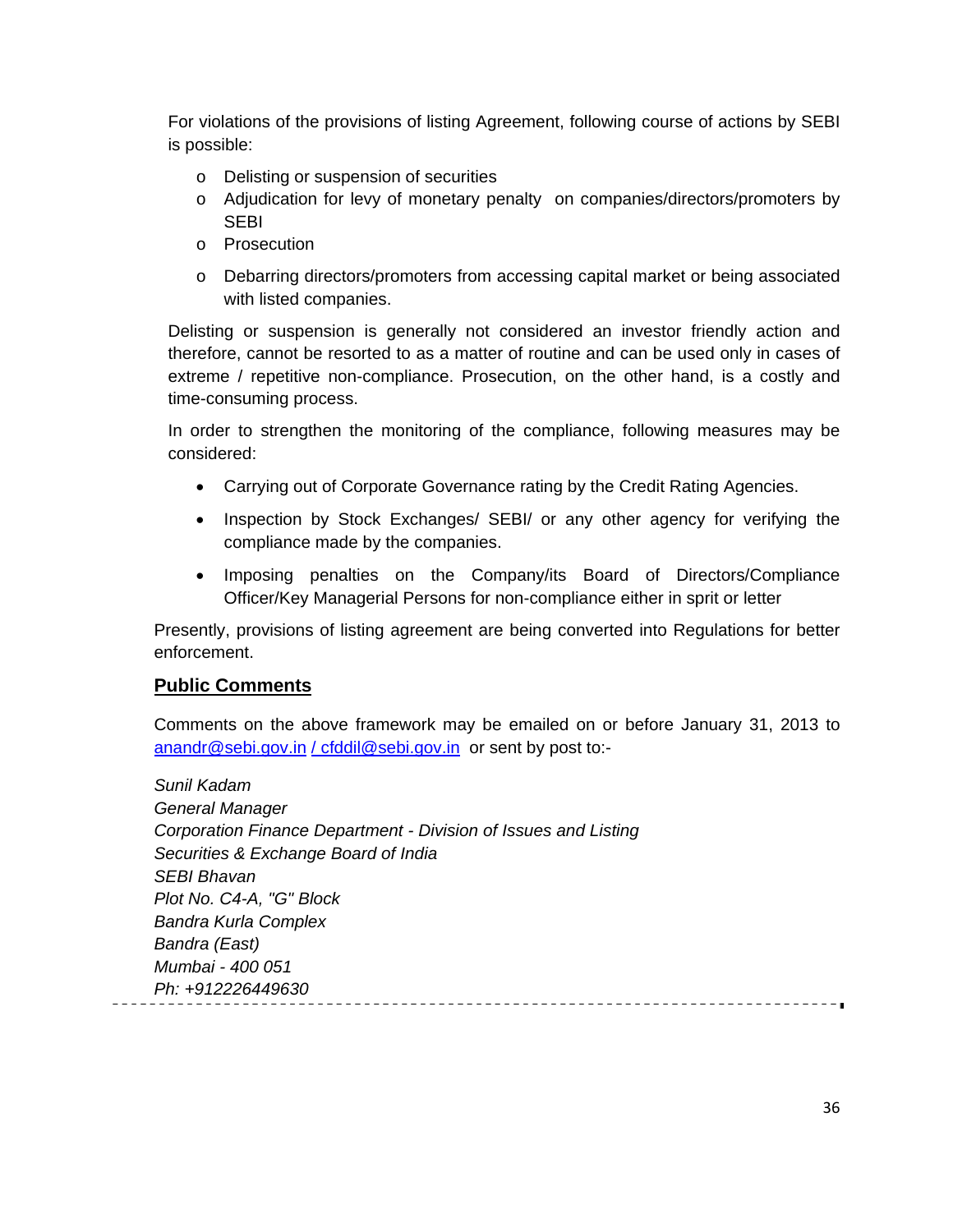For violations of the provisions of listing Agreement, following course of actions by SEBI is possible:

- Delisting or suspension of securities
- Adjudication for levy of monetary penalty on companies/directors/promoters by SEBI
- Prosecution
- Debarring directors/promoters from accessing capital market or being associated with listed companies.

Delisting or suspension is generally not considered an investor friendly action and therefore, cannot be resorted to as a matter of routine and can be used only in cases of extreme / repetitive non-compliance. Prosecution, on the other hand, is a costly and time-consuming process.

In order to strengthen the monitoring of the compliance, following measures may be considered:

- Carrying out of Corporate Governance rating by the Credit Rating Agencies.
- Inspection by Stock Exchanges/ SEBI/ or any other agency for verifying the compliance made by the companies.
- Imposing penalties on the Company/its Board of Directors/Compliance Officer/Key Managerial Persons for non-compliance either in sprit or letter

Presently, provisions of listing agreement are being converted into Regulations for better enforcement.

## Public Comments

Comments on the above framework may be emailed on or before January 31, 2013 to anandr@sebi.gov.in / cfddil@sebi.gov.in or sent by post to:-

*Sunil Kadam*
*General Manager*
*Corporation Finance Department - Division of Issues and Listing*
*Securities & Exchange Board of India*
*SEBI Bhavan*
*Plot No. C4-A, "G" Block*
*Bandra Kurla Complex*
*Bandra (East)*
*Mumbai - 400 051*
*Ph: +912226449630*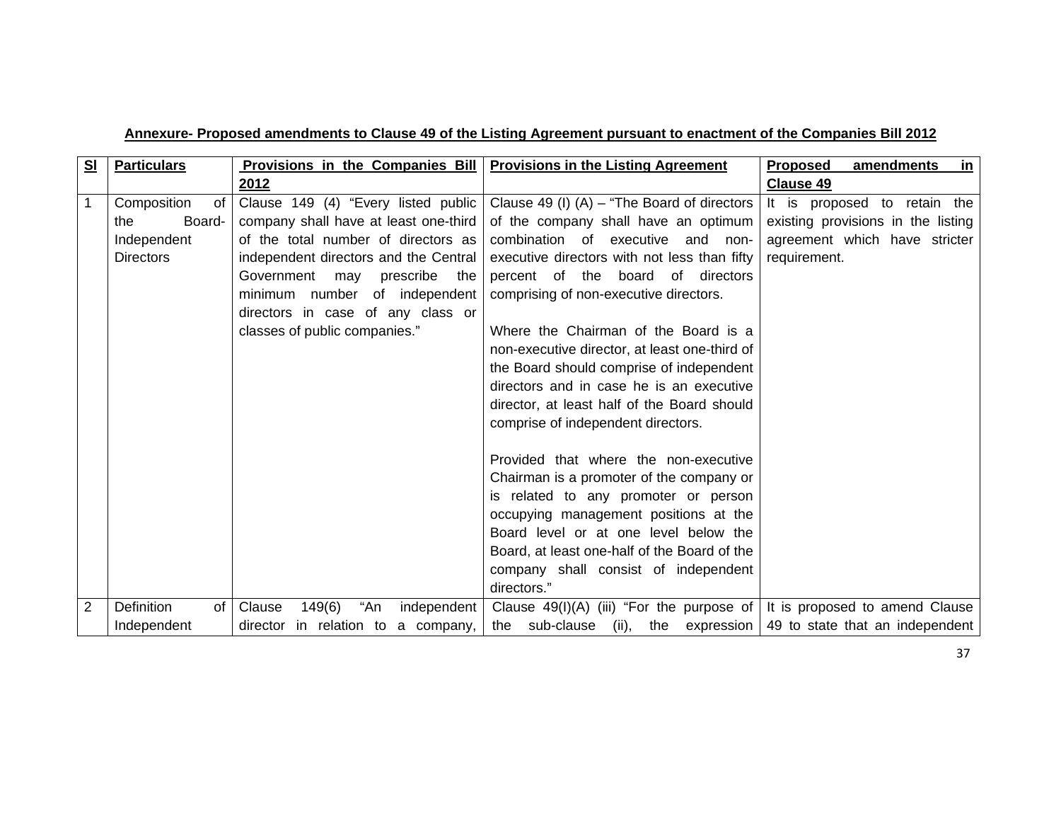**Annexure- Proposed amendments to Clause 49 of the Listing Agreement pursuant to enactment of the Companies Bill 2012**

| Sl | Particulars | Provisions in the Companies Bill 2012 | Provisions in the Listing Agreement | Proposed amendments in Clause 49 |
|---|---|---|---|---|
| 1 | Composition of the Board- Independent Directors | Clause 149 (4) "Every listed public company shall have at least one-third of the total number of directors as independent directors and the Central Government may prescribe the minimum number of independent directors in case of any class or classes of public companies." | Clause 49 (I) (A) – "The Board of directors of the company shall have an optimum combination of executive and non-executive directors with not less than fifty percent of the board of directors comprising of non-executive directors.<br><br>Where the Chairman of the Board is a non-executive director, at least one-third of the Board should comprise of independent directors and in case he is an executive director, at least half of the Board should comprise of independent directors.<br><br>Provided that where the non-executive Chairman is a promoter of the company or is related to any promoter or person occupying management positions at the Board level or at one level below the Board, at least one-half of the Board of the company shall consist of independent directors." | It is proposed to retain the existing provisions in the listing agreement which have stricter requirement. |
| 2 | Definition of Independent | Clause 149(6) "An independent director in relation to a company, | Clause 49(I)(A) (iii) "For the purpose of the sub-clause (ii), the expression | It is proposed to amend Clause 49 to state that an independent |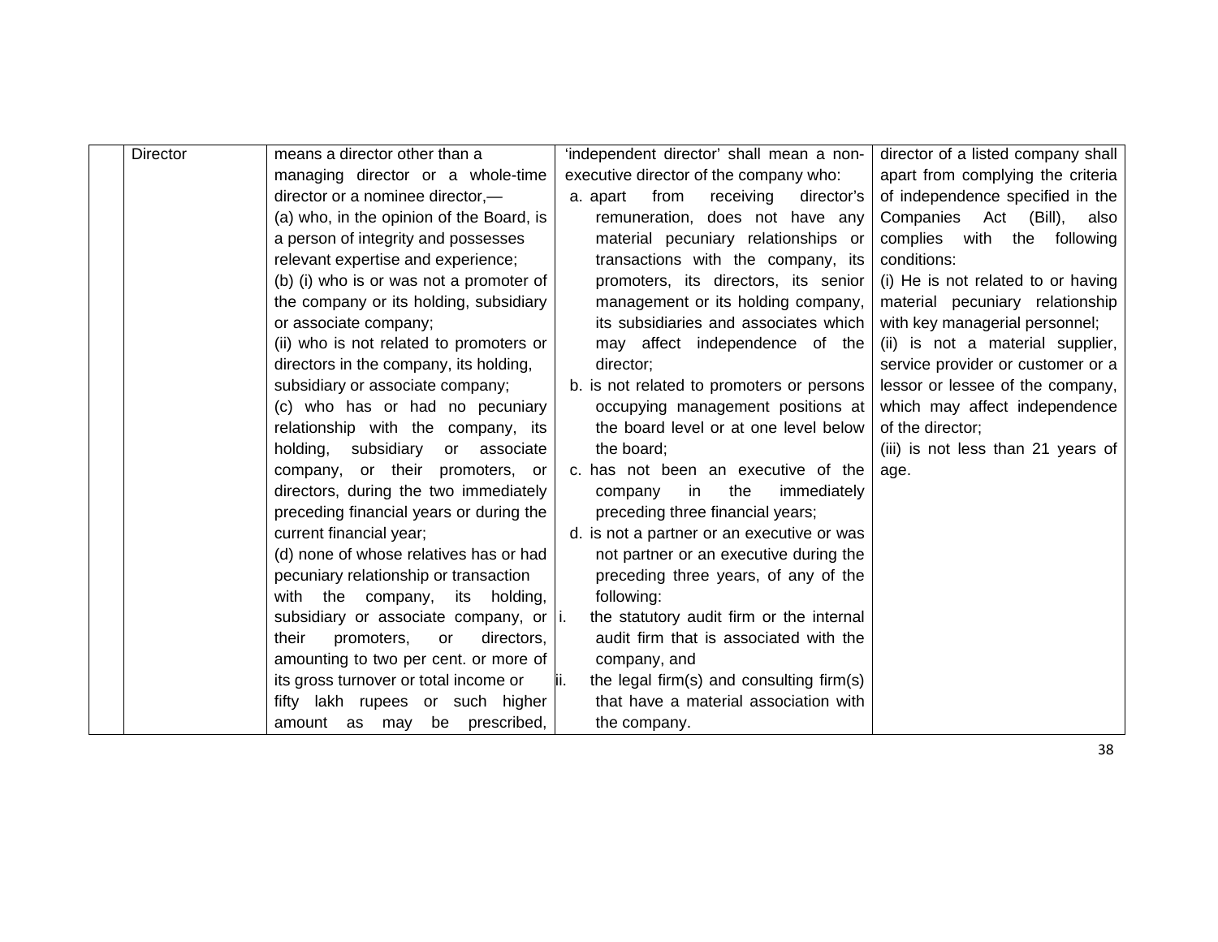| | | | | |
|---|---|---|---|---|
| | Director | means a director other than a managing director or a whole-time director or a nominee director,—<br>(a) who, in the opinion of the Board, is a person of integrity and possesses relevant expertise and experience;<br>(b) (i) who is or was not a promoter of the company or its holding, subsidiary or associate company;<br>(ii) who is not related to promoters or directors in the company, its holding, subsidiary or associate company;<br>(c) who has or had no pecuniary relationship with the company, its holding, subsidiary or associate company, or their promoters, or directors, during the two immediately preceding financial years or during the current financial year;<br>(d) none of whose relatives has or had pecuniary relationship or transaction with the company, its holding, subsidiary or associate company, or their promoters, or directors, amounting to two per cent. or more of its gross turnover or total income or fifty lakh rupees or such higher amount as may be prescribed, | 'independent director' shall mean a non-executive director of the company who:<br>a. apart from receiving director's remuneration, does not have any material pecuniary relationships or transactions with the company, its promoters, its directors, its senior management or its holding company, its subsidiaries and associates which may affect independence of the director;<br>b. is not related to promoters or persons occupying management positions at the board level or at one level below the board;<br>c. has not been an executive of the company in the immediately preceding three financial years;<br>d. is not a partner or an executive or was not partner or an executive during the preceding three years, of any of the following:<br>i. the statutory audit firm or the internal audit firm that is associated with the company, and<br>ii. the legal firm(s) and consulting firm(s) that have a material association with the company. | director of a listed company shall apart from complying the criteria of independence specified in the Companies Act (Bill), also complies with the following conditions:<br>(i) He is not related to or having material pecuniary relationship with key managerial personnel;<br>(ii) is not a material supplier, service provider or customer or a lessor or lessee of the company, which may affect independence of the director;<br>(iii) is not less than 21 years of age. |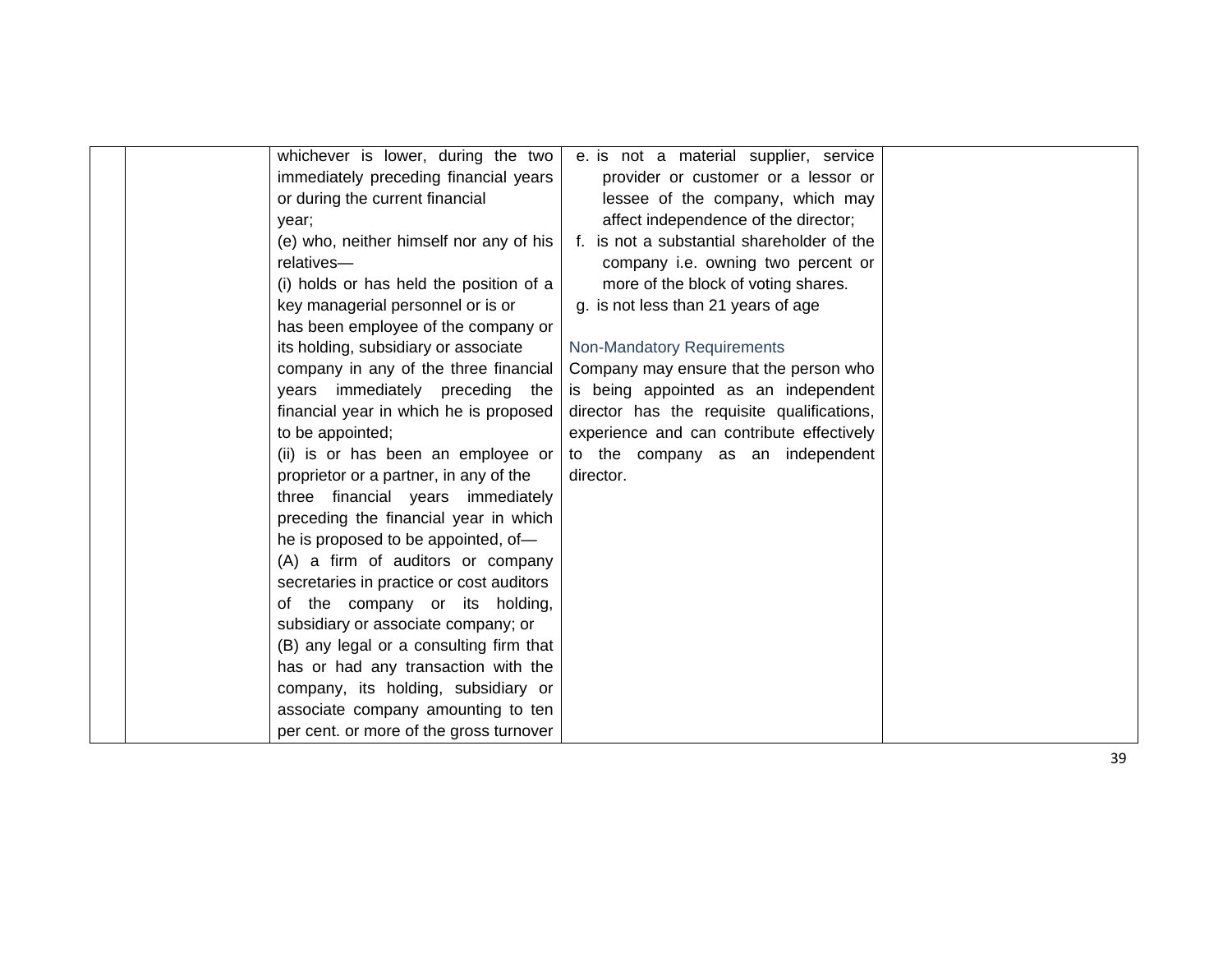| | | | | |
|---|---|---|---|---|
| | | whichever is lower, during the two immediately preceding financial years or during the current financial year;<br>(e) who, neither himself nor any of his relatives—<br>(i) holds or has held the position of a key managerial personnel or is or has been employee of the company or its holding, subsidiary or associate company in any of the three financial years immediately preceding the financial year in which he is proposed to be appointed;<br>(ii) is or has been an employee or proprietor or a partner, in any of the three financial years immediately preceding the financial year in which he is proposed to be appointed, of—<br>(A) a firm of auditors or company secretaries in practice or cost auditors of the company or its holding, subsidiary or associate company; or<br>(B) any legal or a consulting firm that has or had any transaction with the company, its holding, subsidiary or associate company amounting to ten per cent. or more of the gross turnover | e. is not a material supplier, service provider or customer or a lessor or lessee of the company, which may affect independence of the director;<br>f. is not a substantial shareholder of the company i.e. owning two percent or more of the block of voting shares.<br>g. is not less than 21 years of age<br><br>Non-Mandatory Requirements<br>Company may ensure that the person who is being appointed as an independent director has the requisite qualifications, experience and can contribute effectively to the company as an independent director. | |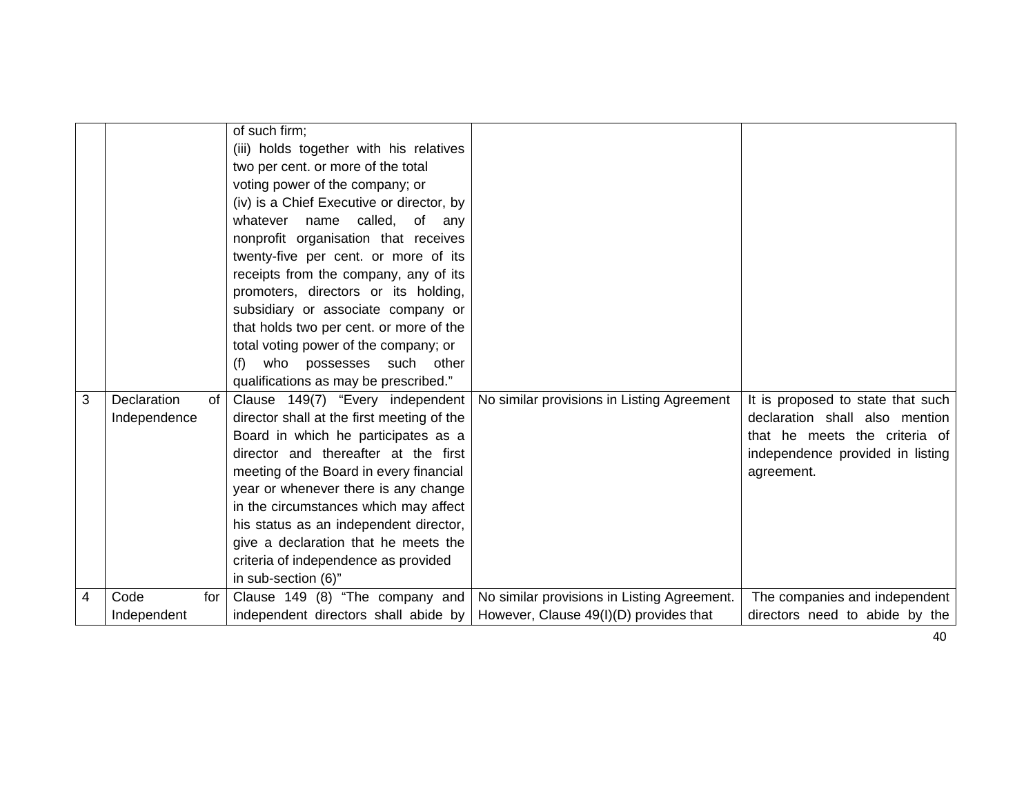| | | | | |
|---|---|---|---|---|
| | | of such firm;<br>(iii) holds together with his relatives two per cent. or more of the total voting power of the company; or<br>(iv) is a Chief Executive or director, by whatever name called, of any nonprofit organisation that receives twenty-five per cent. or more of its receipts from the company, any of its promoters, directors or its holding, subsidiary or associate company or that holds two per cent. or more of the total voting power of the company; or<br>(f) who possesses such other qualifications as may be prescribed." | | |
| 3 | Declaration of Independence | Clause 149(7) "Every independent director shall at the first meeting of the Board in which he participates as a director and thereafter at the first meeting of the Board in every financial year or whenever there is any change in the circumstances which may affect his status as an independent director, give a declaration that he meets the criteria of independence as provided in sub-section (6)" | No similar provisions in Listing Agreement | It is proposed to state that such declaration shall also mention that he meets the criteria of independence provided in listing agreement. |
| 4 | Code for Independent | Clause 149 (8) "The company and independent directors shall abide by | No similar provisions in Listing Agreement. However, Clause 49(I)(D) provides that | The companies and independent directors need to abide by the |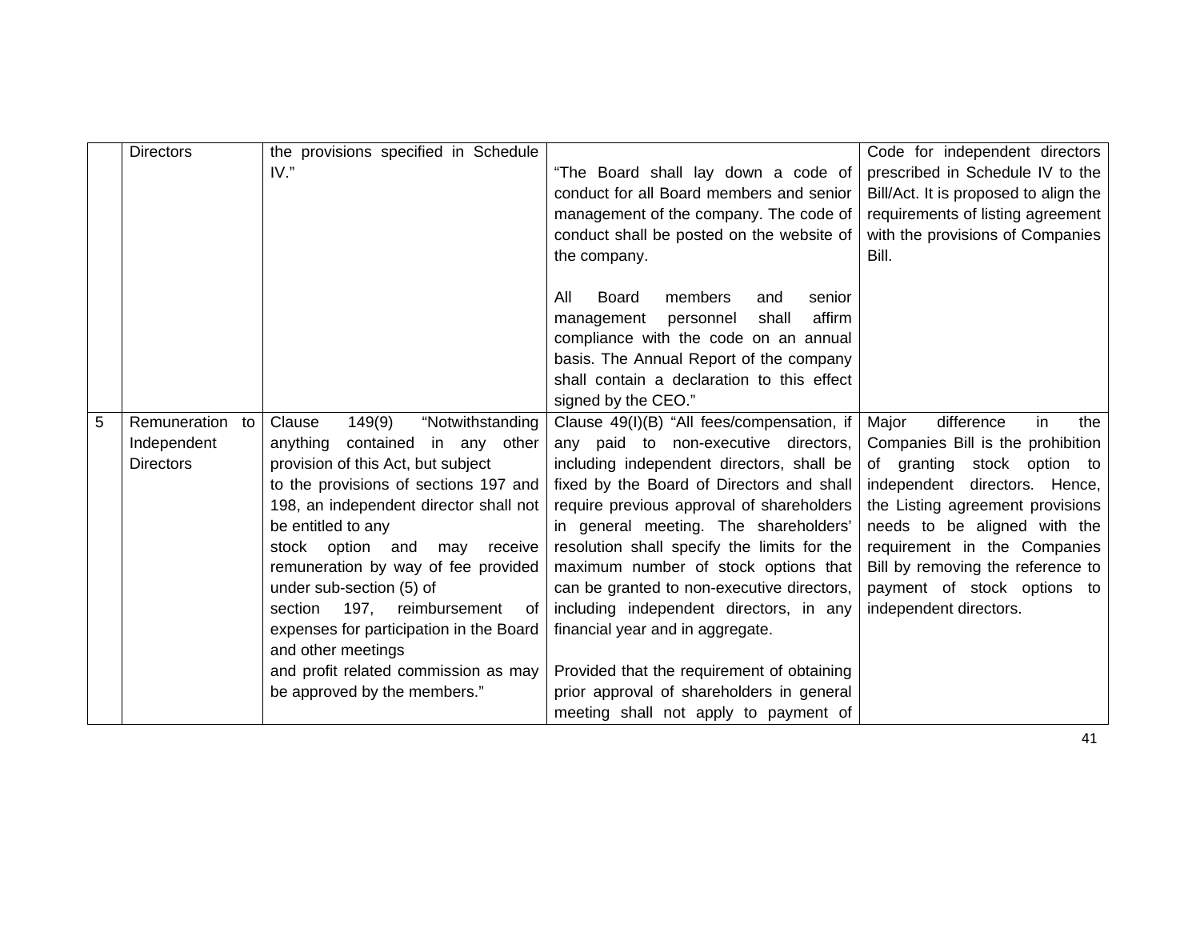| | | | | |
|---|---|---|---|---|
| | Directors | the provisions specified in Schedule IV." | "The Board shall lay down a code of conduct for all Board members and senior management of the company. The code of conduct shall be posted on the website of the company.<br><br>All Board members and senior management personnel shall affirm compliance with the code on an annual basis. The Annual Report of the company shall contain a declaration to this effect signed by the CEO." | Code for independent directors prescribed in Schedule IV to the Bill/Act. It is proposed to align the requirements of listing agreement with the provisions of Companies Bill. |
| 5 | Remuneration to Independent Directors | Clause 149(9) "Notwithstanding anything contained in any other provision of this Act, but subject to the provisions of sections 197 and 198, an independent director shall not be entitled to any stock option and may receive remuneration by way of fee provided under sub-section (5) of section 197, reimbursement of expenses for participation in the Board and other meetings and profit related commission as may be approved by the members." | Clause 49(I)(B) "All fees/compensation, if any paid to non-executive directors, including independent directors, shall be fixed by the Board of Directors and shall require previous approval of shareholders in general meeting. The shareholders' resolution shall specify the limits for the maximum number of stock options that can be granted to non-executive directors, including independent directors, in any financial year and in aggregate.<br><br>Provided that the requirement of obtaining prior approval of shareholders in general meeting shall not apply to payment of | Major difference in the Companies Bill is the prohibition of granting stock option to independent directors. Hence, the Listing agreement provisions needs to be aligned with the requirement in the Companies Bill by removing the reference to payment of stock options to independent directors. |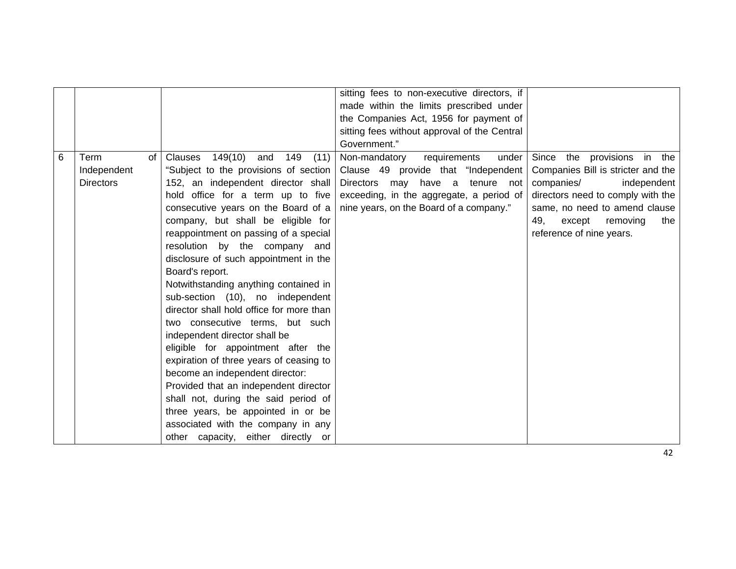| | | | | |
|---|---|---|---|---|
| | | | sitting fees to non-executive directors, if made within the limits prescribed under the Companies Act, 1956 for payment of sitting fees without approval of the Central Government." | |
| 6 | Term of Independent Directors | Clauses 149(10) and 149 (11) "Subject to the provisions of section 152, an independent director shall hold office for a term up to five consecutive years on the Board of a company, but shall be eligible for reappointment on passing of a special resolution by the company and disclosure of such appointment in the Board's report. Notwithstanding anything contained in sub-section (10), no independent director shall hold office for more than two consecutive terms, but such independent director shall be eligible for appointment after the expiration of three years of ceasing to become an independent director: Provided that an independent director shall not, during the said period of three years, be appointed in or be associated with the company in any other capacity, either directly or | Non-mandatory requirements under Clause 49 provide that "Independent Directors may have a tenure not exceeding, in the aggregate, a period of nine years, on the Board of a company." | Since the provisions in the Companies Bill is stricter and the companies/ independent directors need to comply with the same, no need to amend clause 49, except removing the reference of nine years. |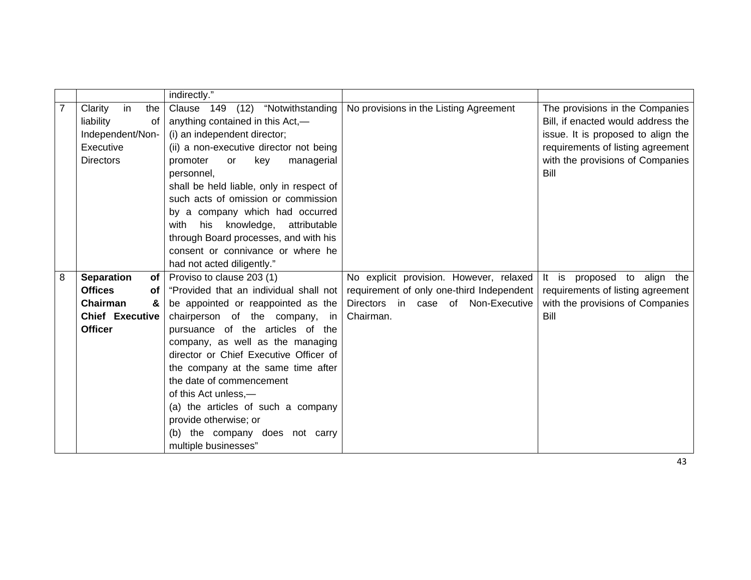| | | | | |
|---|---|---|---|---|
| | | indirectly." | | |
| 7 | Clarity in the liability of Independent/Non-Executive Directors | Clause 149 (12) "Notwithstanding anything contained in this Act,—<br>(i) an independent director;<br>(ii) a non-executive director not being promoter or key managerial personnel,<br>shall be held liable, only in respect of such acts of omission or commission by a company which had occurred with his knowledge, attributable through Board processes, and with his consent or connivance or where he had not acted diligently." | No provisions in the Listing Agreement | The provisions in the Companies Bill, if enacted would address the issue. It is proposed to align the requirements of listing agreement with the provisions of Companies Bill |
| 8 | **Separation of Offices of Chairman & Chief Executive Officer** | Proviso to clause 203 (1)<br>"Provided that an individual shall not be appointed or reappointed as the chairperson of the company, in pursuance of the articles of the company, as well as the managing director or Chief Executive Officer of the company at the same time after the date of commencement of this Act unless,—<br>(a) the articles of such a company provide otherwise; or<br>(b) the company does not carry multiple businesses" | No explicit provision. However, relaxed requirement of only one-third Independent Directors in case of Non-Executive Chairman. | It is proposed to align the requirements of listing agreement with the provisions of Companies Bill |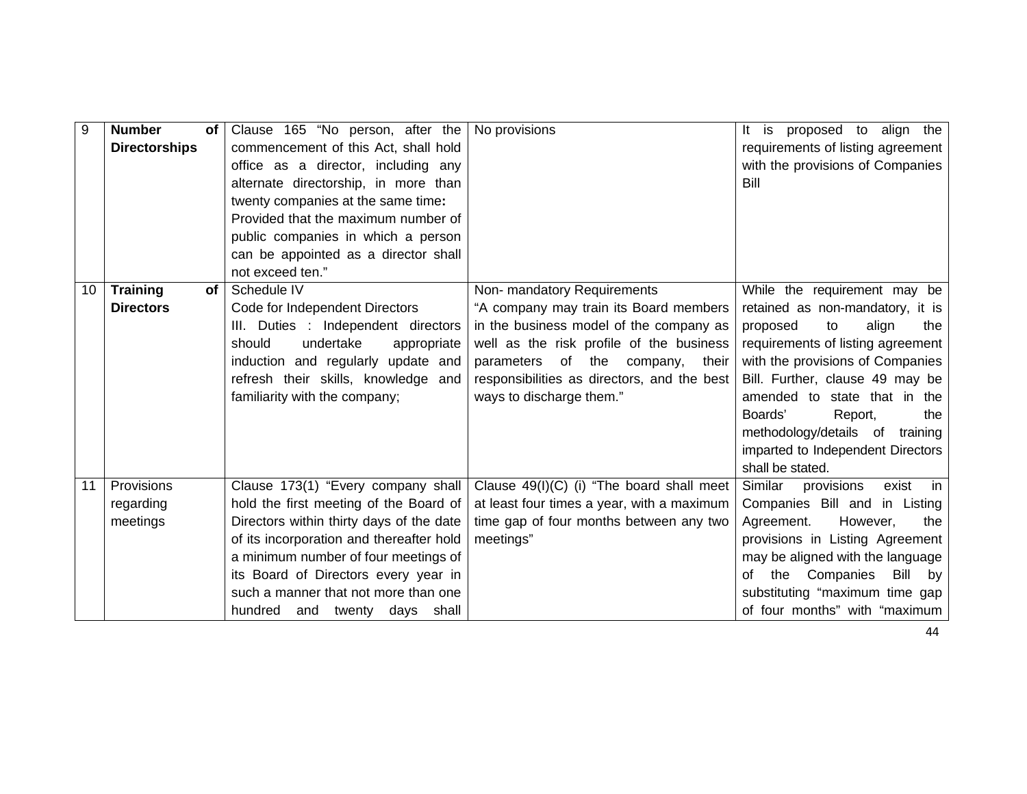| | | | | |
|---|---|---|---|---|
| 9 | **Number of Directorships** | Clause 165 "No person, after the commencement of this Act, shall hold office as a director, including any alternate directorship, in more than twenty companies at the same time**:** Provided that the maximum number of public companies in which a person can be appointed as a director shall not exceed ten." | No provisions | It is proposed to align the requirements of listing agreement with the provisions of Companies Bill |
| 10 | **Training of Directors** | Schedule IV<br>Code for Independent Directors<br>III. Duties : Independent directors should undertake appropriate induction and regularly update and refresh their skills, knowledge and familiarity with the company; | Non- mandatory Requirements<br>"A company may train its Board members in the business model of the company as well as the risk profile of the business parameters of the company, their responsibilities as directors, and the best ways to discharge them." | While the requirement may be retained as non-mandatory, it is proposed to align the requirements of listing agreement with the provisions of Companies Bill. Further, clause 49 may be amended to state that in the Boards' Report, the methodology/details of training imparted to Independent Directors shall be stated. |
| 11 | Provisions regarding meetings | Clause 173(1) "Every company shall hold the first meeting of the Board of Directors within thirty days of the date of its incorporation and thereafter hold a minimum number of four meetings of its Board of Directors every year in such a manner that not more than one hundred and twenty days shall | Clause 49(I)(C) (i) "The board shall meet at least four times a year, with a maximum time gap of four months between any two meetings" | Similar provisions exist in Companies Bill and in Listing Agreement. However, the provisions in Listing Agreement may be aligned with the language of the Companies Bill by substituting "maximum time gap of four months" with "maximum |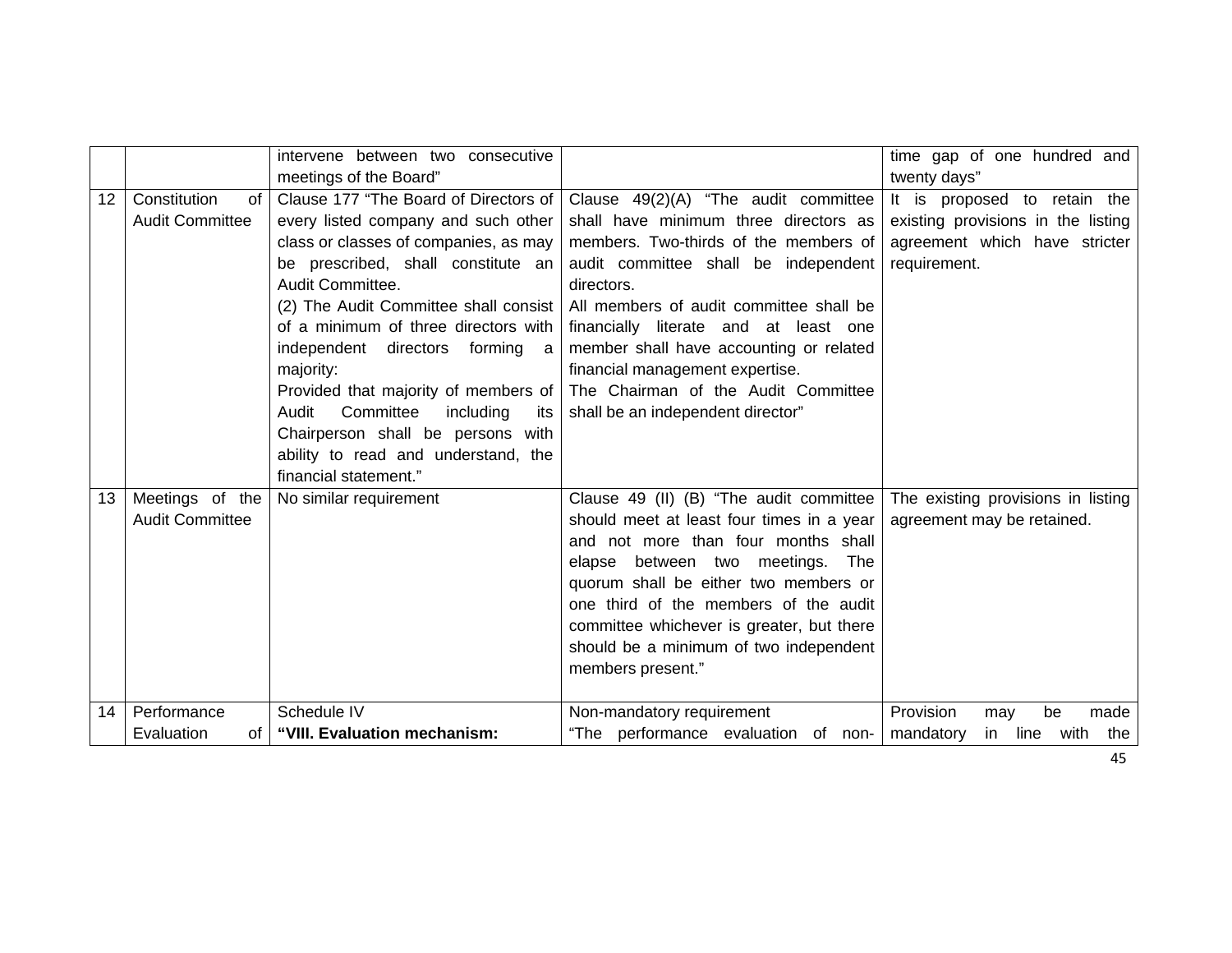| | | | | |
|---|---|---|---|---|
| | | intervene between two consecutive meetings of the Board" | | time gap of one hundred and twenty days" |
| 12 | Constitution of Audit Committee | Clause 177 "The Board of Directors of every listed company and such other class or classes of companies, as may be prescribed, shall constitute an Audit Committee.<br>(2) The Audit Committee shall consist of a minimum of three directors with independent directors forming a majority:<br>Provided that majority of members of Audit Committee including its Chairperson shall be persons with ability to read and understand, the financial statement." | Clause 49(2)(A) "The audit committee shall have minimum three directors as members. Two-thirds of the members of audit committee shall be independent directors.<br>All members of audit committee shall be financially literate and at least one member shall have accounting or related financial management expertise.<br>The Chairman of the Audit Committee shall be an independent director" | It is proposed to retain the existing provisions in the listing agreement which have stricter requirement. |
| 13 | Meetings of the Audit Committee | No similar requirement | Clause 49 (II) (B) "The audit committee should meet at least four times in a year and not more than four months shall elapse between two meetings. The quorum shall be either two members or one third of the members of the audit committee whichever is greater, but there should be a minimum of two independent members present." | The existing provisions in listing agreement may be retained. |
| 14 | Performance Evaluation of | Schedule IV<br>**"VIII. Evaluation mechanism:** | Non-mandatory requirement<br>"The performance evaluation of non- | Provision may be made mandatory in line with the |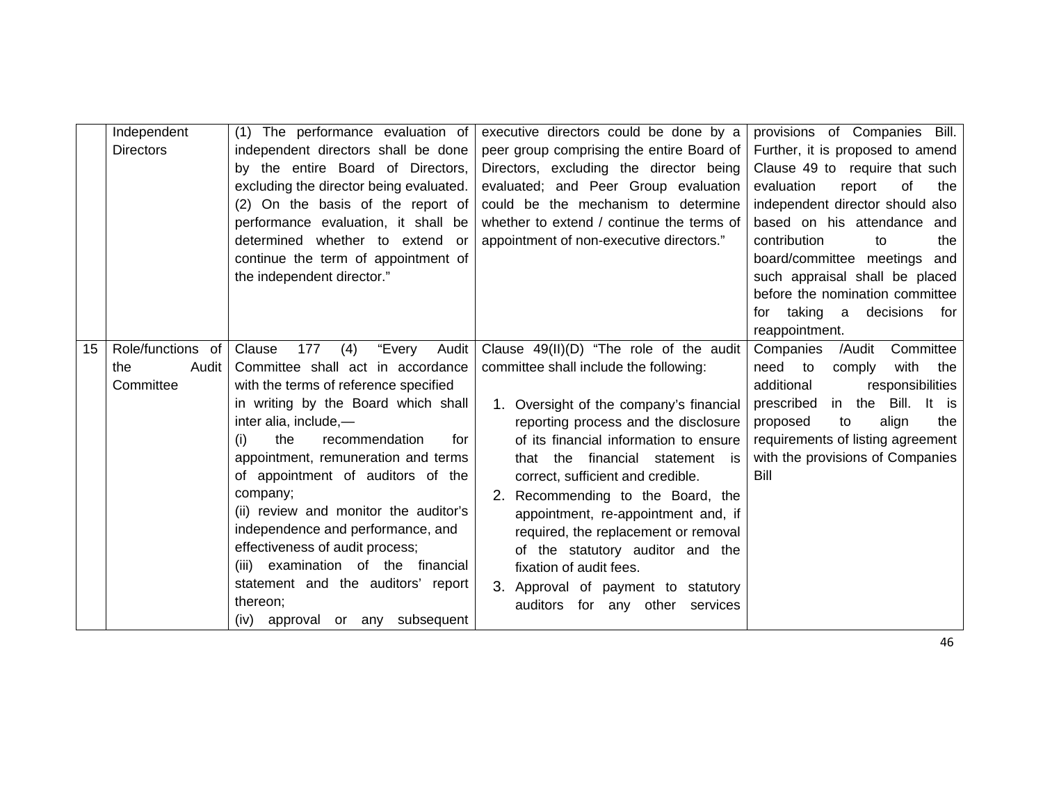| | | | | |
|---|---|---|---|---|
| | Independent Directors | (1) The performance evaluation of independent directors shall be done by the entire Board of Directors, excluding the director being evaluated. (2) On the basis of the report of performance evaluation, it shall be determined whether to extend or continue the term of appointment of the independent director." | executive directors could be done by a peer group comprising the entire Board of Directors, excluding the director being evaluated; and Peer Group evaluation could be the mechanism to determine whether to extend / continue the terms of appointment of non-executive directors." | provisions of Companies Bill. Further, it is proposed to amend Clause 49 to require that such evaluation report of the independent director should also based on his attendance and contribution to the board/committee meetings and such appraisal shall be placed before the nomination committee for taking a decisions for reappointment. |
| 15 | Role/functions of the Audit Committee | Clause 177 (4) "Every Audit Committee shall act in accordance with the terms of reference specified in writing by the Board which shall inter alia, include,—<br>(i) the recommendation for appointment, remuneration and terms of appointment of auditors of the company;<br>(ii) review and monitor the auditor's independence and performance, and effectiveness of audit process;<br>(iii) examination of the financial statement and the auditors' report thereon;<br>(iv) approval or any subsequent | Clause 49(II)(D) "The role of the audit committee shall include the following:<br>1. Oversight of the company's financial reporting process and the disclosure of its financial information to ensure that the financial statement is correct, sufficient and credible.<br>2. Recommending to the Board, the appointment, re-appointment and, if required, the replacement or removal of the statutory auditor and the fixation of audit fees.<br>3. Approval of payment to statutory auditors for any other services | Companies /Audit Committee need to comply with the additional responsibilities prescribed in the Bill. It is proposed to align the requirements of listing agreement with the provisions of Companies Bill |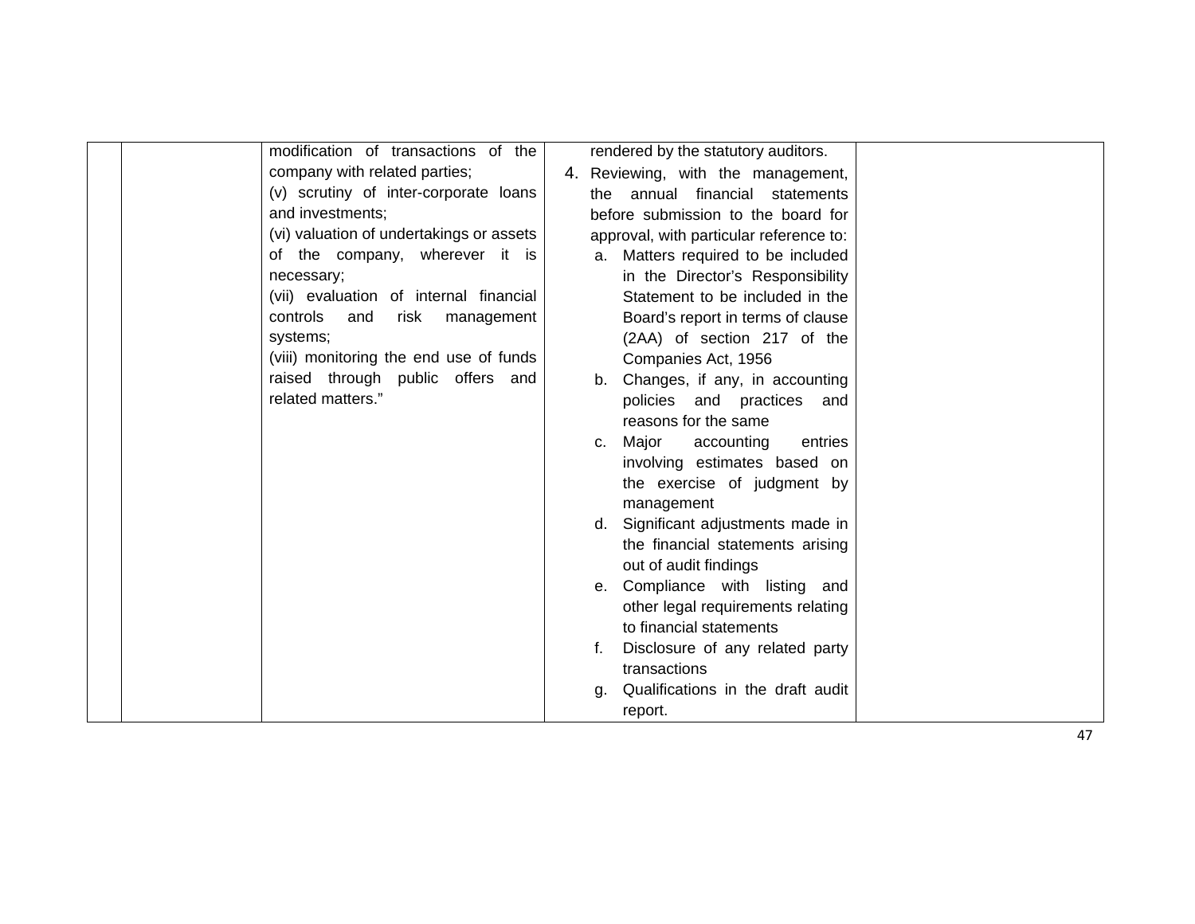| | | | | |
|---|---|---|---|---|
| | | modification of transactions of the company with related parties;<br>(v) scrutiny of inter-corporate loans and investments;<br>(vi) valuation of undertakings or assets of the company, wherever it is necessary;<br>(vii) evaluation of internal financial controls and risk management systems;<br>(viii) monitoring the end use of funds raised through public offers and related matters." | rendered by the statutory auditors.<br>4. Reviewing, with the management, the annual financial statements before submission to the board for approval, with particular reference to:<br>a. Matters required to be included in the Director's Responsibility Statement to be included in the Board's report in terms of clause (2AA) of section 217 of the Companies Act, 1956<br>b. Changes, if any, in accounting policies and practices and reasons for the same<br>c. Major accounting entries involving estimates based on the exercise of judgment by management<br>d. Significant adjustments made in the financial statements arising out of audit findings<br>e. Compliance with listing and other legal requirements relating to financial statements<br>f. Disclosure of any related party transactions<br>g. Qualifications in the draft audit report. | |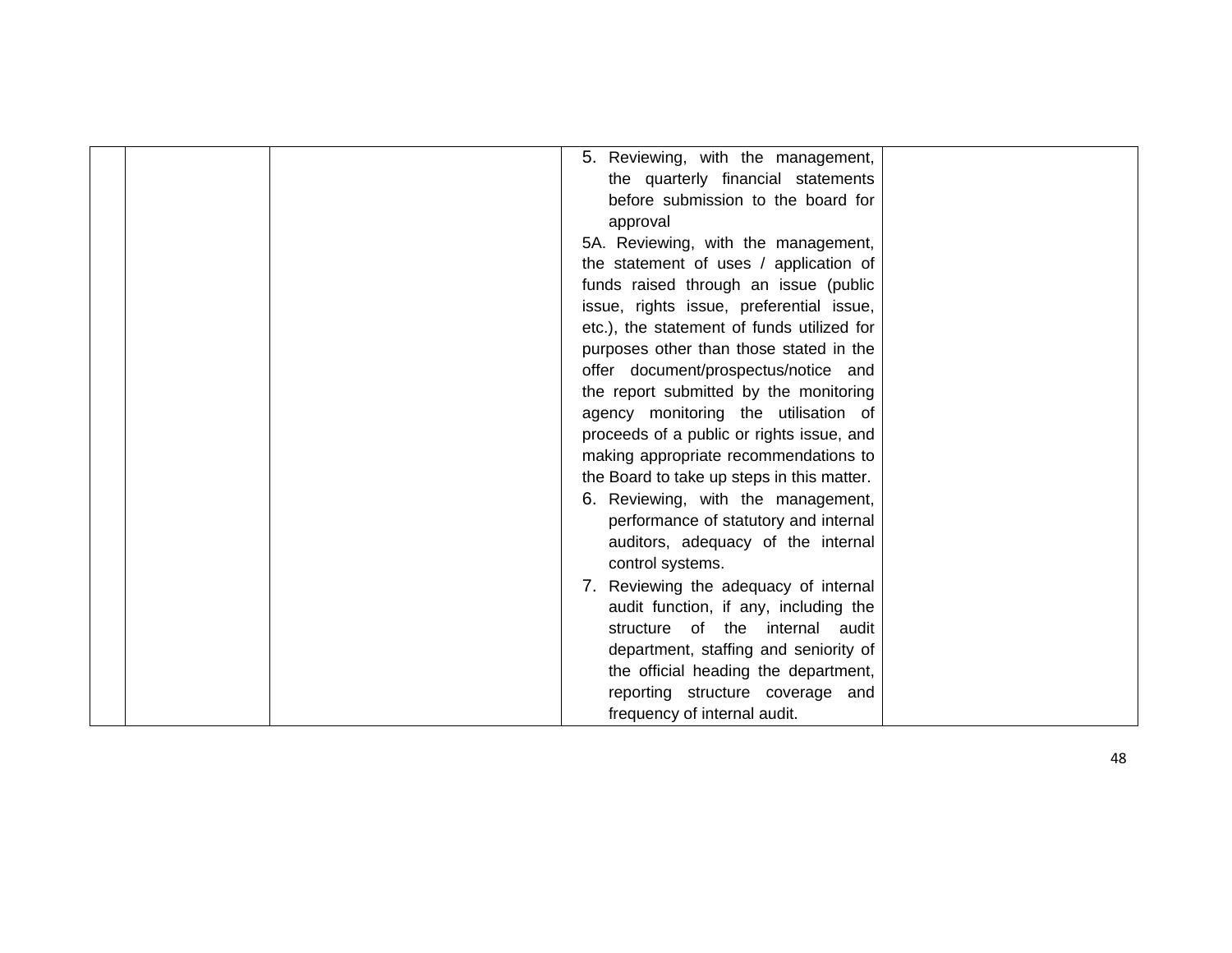| | | | | |
|---|---|---|---|---|
| | | | 5. Reviewing, with the management, the quarterly financial statements before submission to the board for approval<br>5A. Reviewing, with the management, the statement of uses / application of funds raised through an issue (public issue, rights issue, preferential issue, etc.), the statement of funds utilized for purposes other than those stated in the offer document/prospectus/notice and the report submitted by the monitoring agency monitoring the utilisation of proceeds of a public or rights issue, and making appropriate recommendations to the Board to take up steps in this matter.<br>6. Reviewing, with the management, performance of statutory and internal auditors, adequacy of the internal control systems.<br>7. Reviewing the adequacy of internal audit function, if any, including the structure of the internal audit department, staffing and seniority of the official heading the department, reporting structure coverage and frequency of internal audit. | |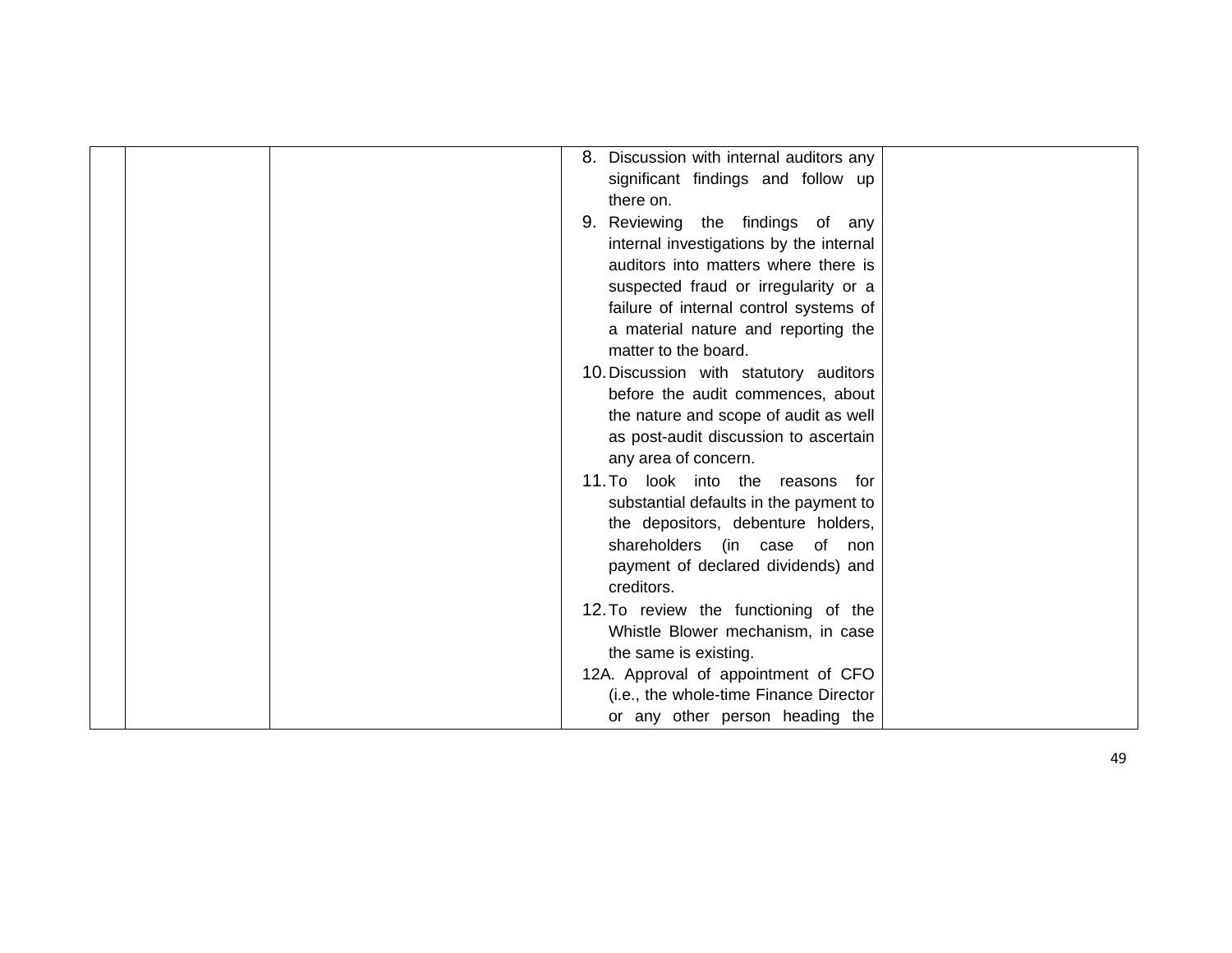| | | | | |
|---|---|---|---|---|
| | | | 8. Discussion with internal auditors any significant findings and follow up there on.<br>9. Reviewing the findings of any internal investigations by the internal auditors into matters where there is suspected fraud or irregularity or a failure of internal control systems of a material nature and reporting the matter to the board.<br>10. Discussion with statutory auditors before the audit commences, about the nature and scope of audit as well as post-audit discussion to ascertain any area of concern.<br>11. To look into the reasons for substantial defaults in the payment to the depositors, debenture holders, shareholders (in case of non payment of declared dividends) and creditors.<br>12. To review the functioning of the Whistle Blower mechanism, in case the same is existing.<br>12A. Approval of appointment of CFO (i.e., the whole-time Finance Director or any other person heading the | |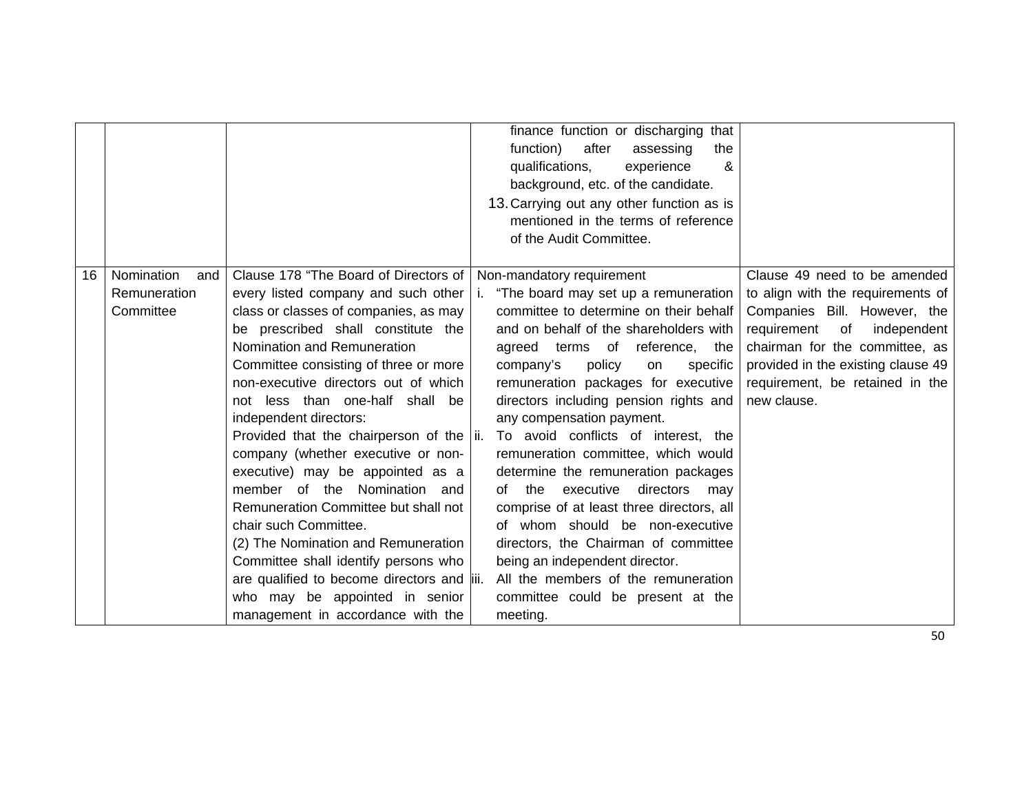| | | | | |
|---|---|---|---|---|
| | | | finance function or discharging that function) after assessing the qualifications, experience & background, etc. of the candidate.<br>13. Carrying out any other function as is mentioned in the terms of reference of the Audit Committee. | |
| 16 | Nomination and Remuneration Committee | Clause 178 "The Board of Directors of every listed company and such other class or classes of companies, as may be prescribed shall constitute the Nomination and Remuneration Committee consisting of three or more non-executive directors out of which not less than one-half shall be independent directors:<br>Provided that the chairperson of the company (whether executive or non-executive) may be appointed as a member of the Nomination and Remuneration Committee but shall not chair such Committee.<br>(2) The Nomination and Remuneration Committee shall identify persons who are qualified to become directors and who may be appointed in senior management in accordance with the | Non-mandatory requirement<br>i. "The board may set up a remuneration committee to determine on their behalf and on behalf of the shareholders with agreed terms of reference, the company's policy on specific remuneration packages for executive directors including pension rights and any compensation payment.<br>ii. To avoid conflicts of interest, the remuneration committee, which would determine the remuneration packages of the executive directors may comprise of at least three directors, all of whom should be non-executive directors, the Chairman of committee being an independent director.<br>iii. All the members of the remuneration committee could be present at the meeting. | Clause 49 need to be amended to align with the requirements of Companies Bill. However, the requirement of independent chairman for the committee, as provided in the existing clause 49 requirement, be retained in the new clause. |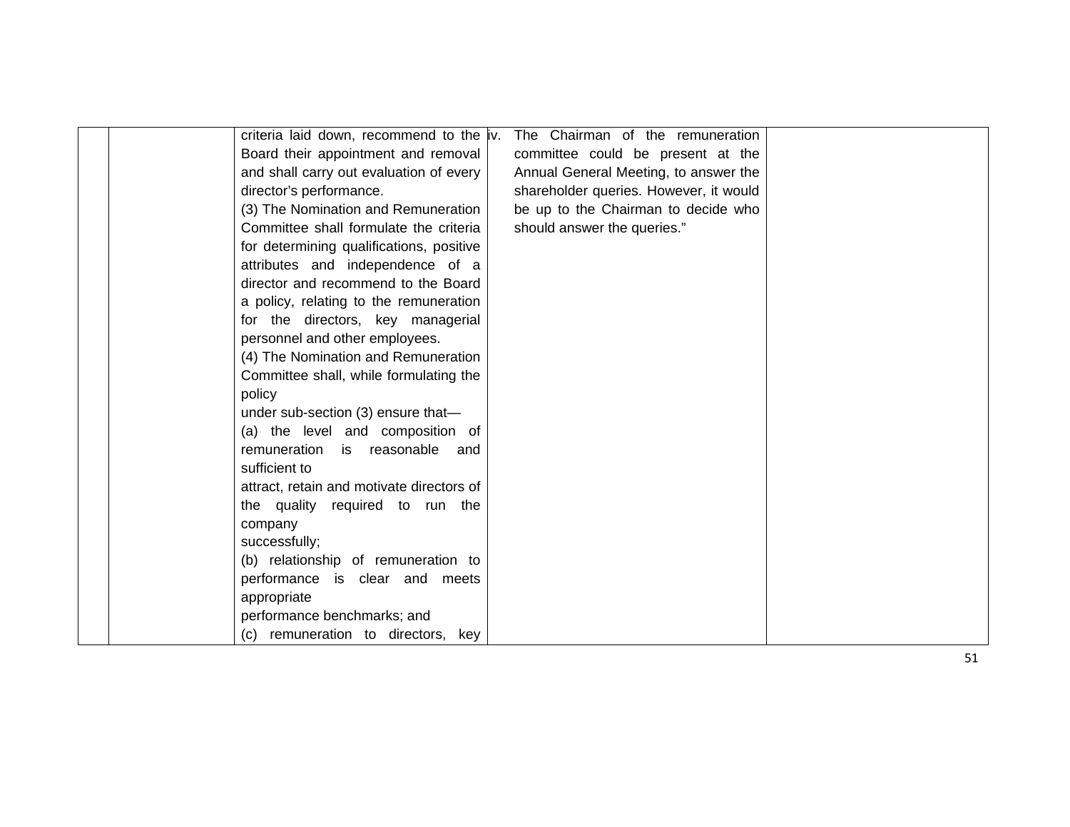|  |  | criteria laid down, recommend to the Board their appointment and removal and shall carry out evaluation of every director's performance.<br>(3) The Nomination and Remuneration Committee shall formulate the criteria for determining qualifications, positive attributes and independence of a director and recommend to the Board a policy, relating to the remuneration for the directors, key managerial personnel and other employees.<br>(4) The Nomination and Remuneration Committee shall, while formulating the policy<br>under sub-section (3) ensure that—<br>(a) the level and composition of remuneration is reasonable and sufficient to<br>attract, retain and motivate directors of the quality required to run the company<br>successfully;<br>(b) relationship of remuneration to performance is clear and meets appropriate<br>performance benchmarks; and<br>(c) remuneration to directors, key | iv. The Chairman of the remuneration committee could be present at the Annual General Meeting, to answer the shareholder queries. However, it would be up to the Chairman to decide who should answer the queries." |  |
|---|---|---|---|---|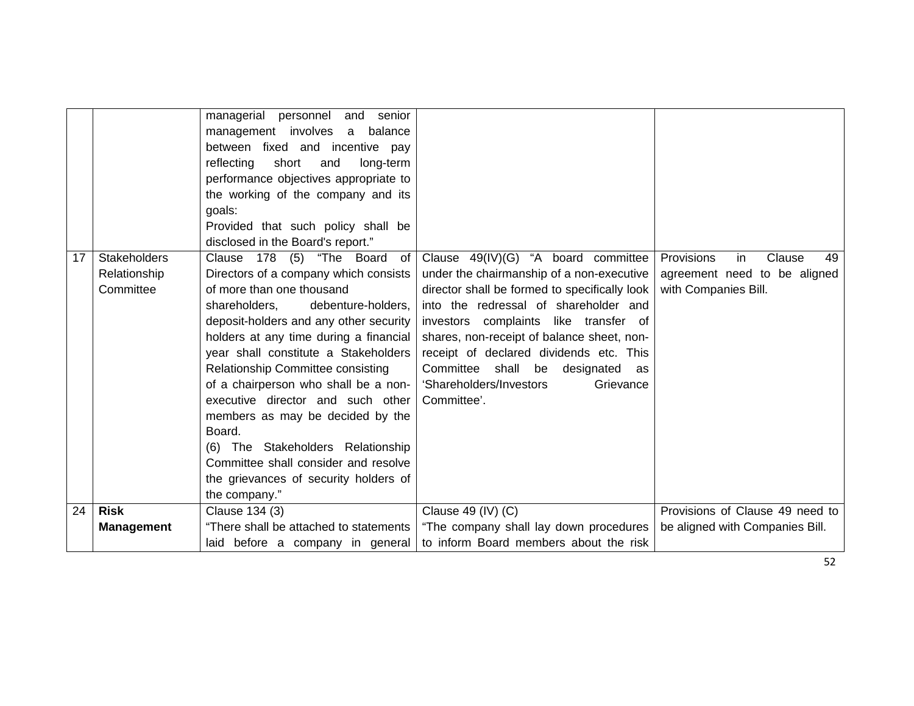| | | | | |
|---|---|---|---|---|
| | | managerial personnel and senior management involves a balance between fixed and incentive pay reflecting short and long-term performance objectives appropriate to the working of the company and its goals:<br>Provided that such policy shall be disclosed in the Board's report." | | |
| 17 | Stakeholders Relationship Committee | Clause 178 (5) "The Board of Directors of a company which consists of more than one thousand shareholders, debenture-holders, deposit-holders and any other security holders at any time during a financial year shall constitute a Stakeholders Relationship Committee consisting of a chairperson who shall be a non-executive director and such other members as may be decided by the Board.<br>(6) The Stakeholders Relationship Committee shall consider and resolve the grievances of security holders of the company." | Clause 49(IV)(G) "A board committee under the chairmanship of a non-executive director shall be formed to specifically look into the redressal of shareholder and investors complaints like transfer of shares, non-receipt of balance sheet, non-receipt of declared dividends etc. This Committee shall be designated as 'Shareholders/Investors Grievance Committee'. | Provisions in Clause 49 agreement need to be aligned with Companies Bill. |
| 24 | **Risk Management** | Clause 134 (3)<br>"There shall be attached to statements laid before a company in general | Clause 49 (IV) (C)<br>"The company shall lay down procedures to inform Board members about the risk | Provisions of Clause 49 need to be aligned with Companies Bill. |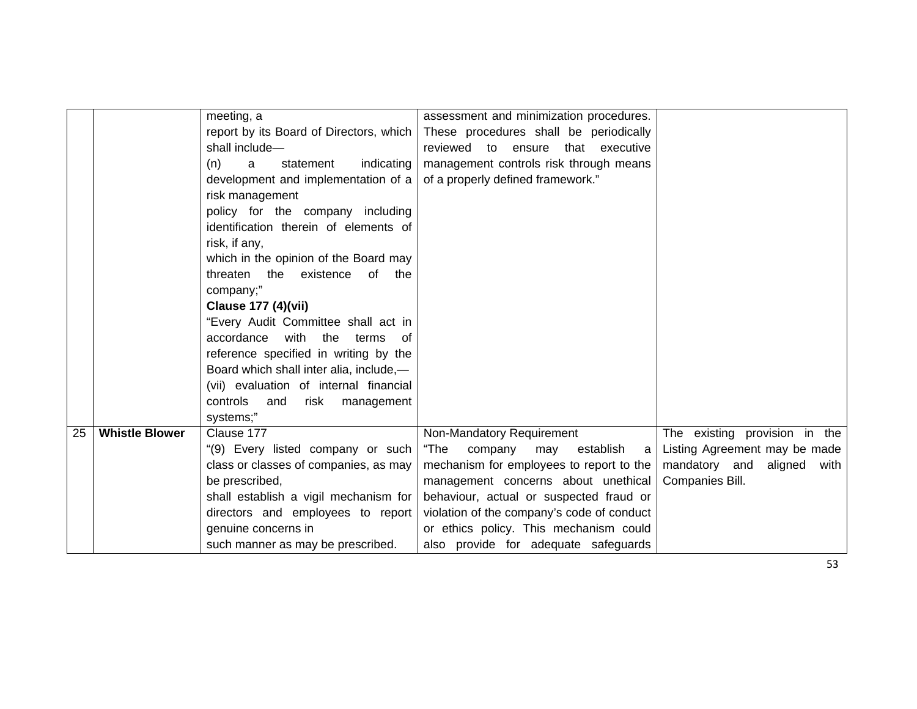| | | | | |
|---|---|---|---|---|
| | | meeting, a report by its Board of Directors, which shall include— (n) a statement indicating development and implementation of a risk management policy for the company including identification therein of elements of risk, if any, which in the opinion of the Board may threaten the existence of the company;" **Clause 177 (4)(vii)** "Every Audit Committee shall act in accordance with the terms of reference specified in writing by the Board which shall inter alia, include,— (vii) evaluation of internal financial controls and risk management systems;" | assessment and minimization procedures. These procedures shall be periodically reviewed to ensure that executive management controls risk through means of a properly defined framework." | |
| 25 | **Whistle Blower** | Clause 177 "(9) Every listed company or such class or classes of companies, as may be prescribed, shall establish a vigil mechanism for directors and employees to report genuine concerns in such manner as may be prescribed. | Non-Mandatory Requirement "The company may establish a mechanism for employees to report to the management concerns about unethical behaviour, actual or suspected fraud or violation of the company's code of conduct or ethics policy. This mechanism could also provide for adequate safeguards | The existing provision in the Listing Agreement may be made mandatory and aligned with Companies Bill. |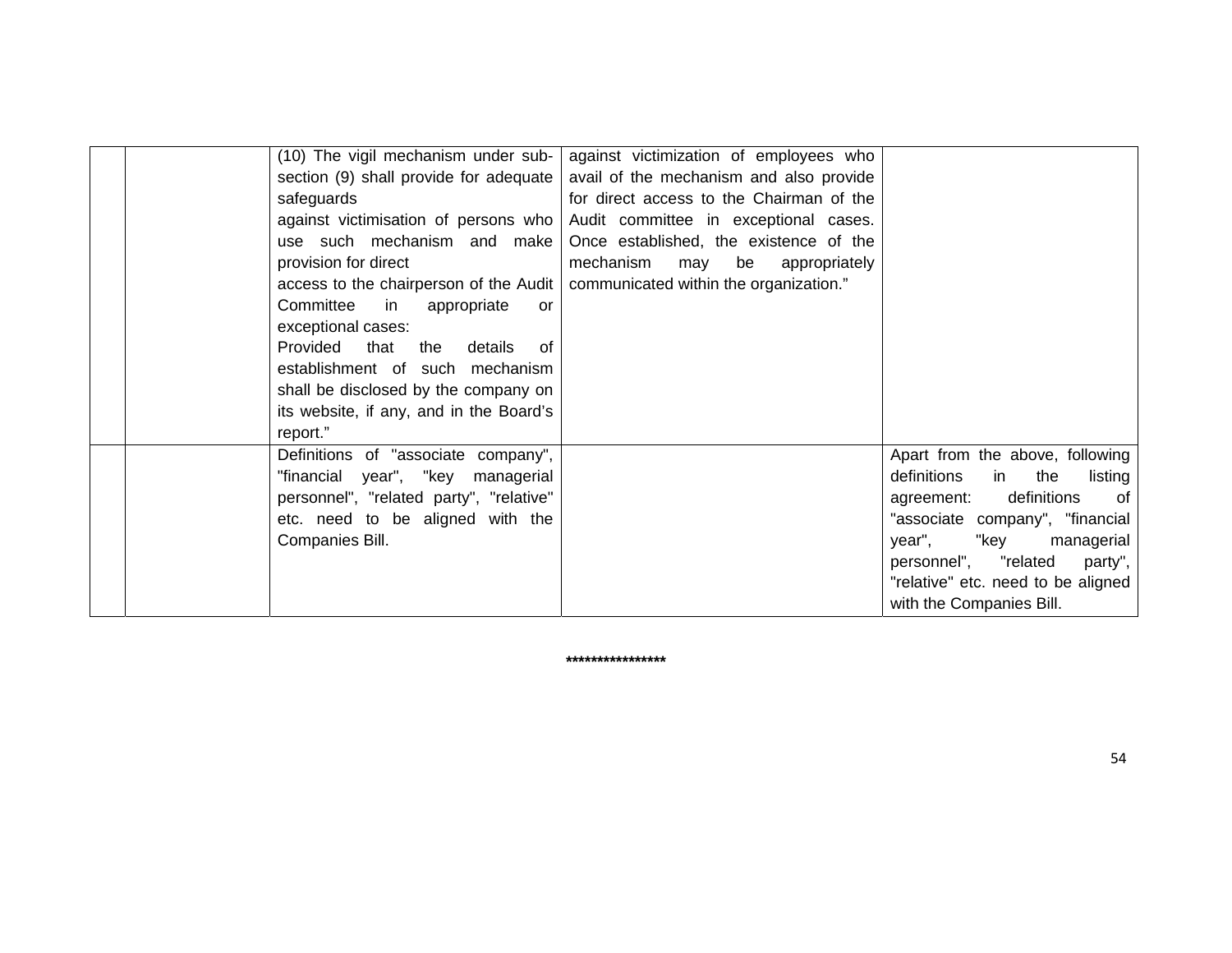| | | | | |
|---|---|---|---|---|
| | | (10) The vigil mechanism under sub-section (9) shall provide for adequate safeguards against victimisation of persons who use such mechanism and make provision for direct access to the chairperson of the Audit Committee in appropriate or exceptional cases: Provided that the details of establishment of such mechanism shall be disclosed by the company on its website, if any, and in the Board's report." | against victimization of employees who avail of the mechanism and also provide for direct access to the Chairman of the Audit committee in exceptional cases. Once established, the existence of the mechanism may be appropriately communicated within the organization." | |
| | | Definitions of "associate company", "financial year", "key managerial personnel", "related party", "relative" etc. need to be aligned with the Companies Bill. | | Apart from the above, following definitions in the listing agreement: definitions of "associate company", "financial year", "key managerial personnel", "related party", "relative" etc. need to be aligned with the Companies Bill. |

****************